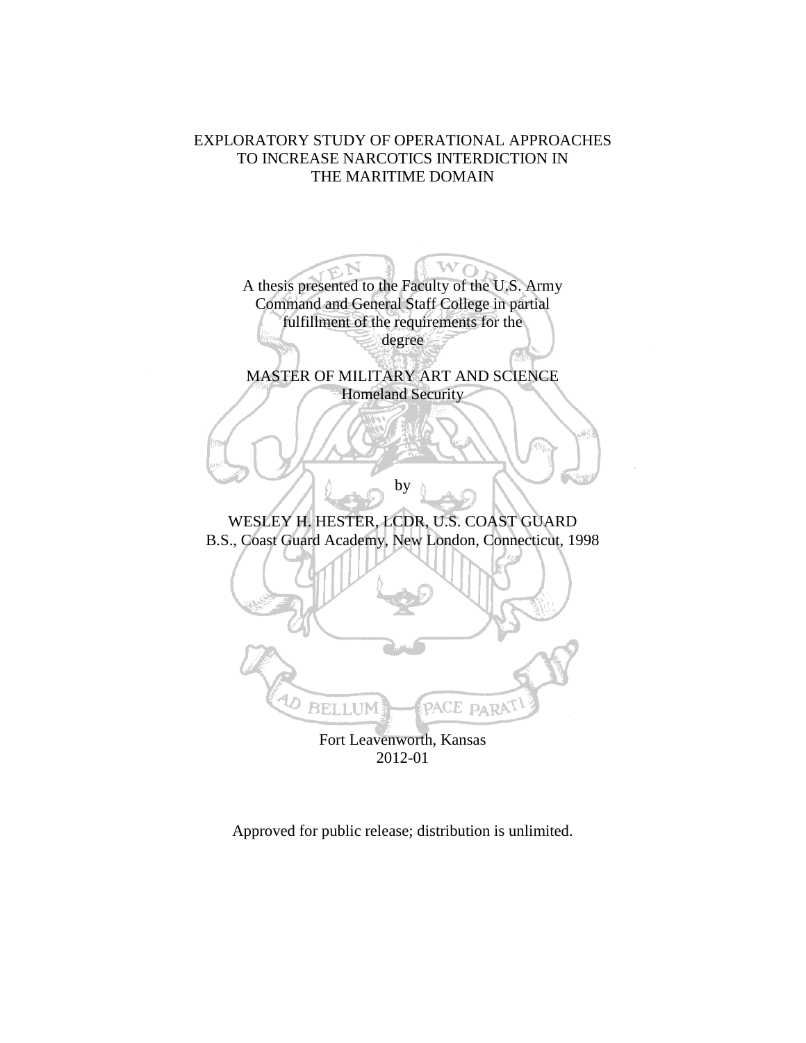# EXPLORATORY STUDY OF OPERATIONAL APPROACHES TO INCREASE NARCOTICS INTERDICTION IN THE MARITIME DOMAIN

A thesis presented to the Faculty of the U.S. Army Command and General Staff College in partial fulfillment of the requirements for the degree

MASTER OF MILITARY ART AND SCIENCE
Homeland Security

by

WESLEY H. HESTER, LCDR, U.S. COAST GUARD
B.S., Coast Guard Academy, New London, Connecticut, 1998

Fort Leavenworth, Kansas
2012-01

Approved for public release; distribution is unlimited.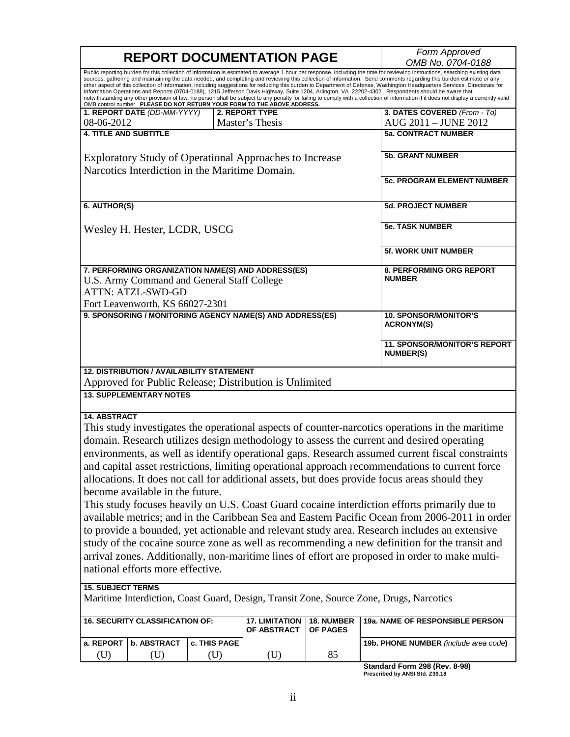# REPORT DOCUMENTATION PAGE

*Form Approved*
*OMB No. 0704-0188*

Public reporting burden for this collection of information is estimated to average 1 hour per response, including the time for reviewing instructions, searching existing data sources, gathering and maintaining the data needed, and completing and reviewing this collection of information. Send comments regarding this burden estimate or any other aspect of this collection of information, including suggestions for reducing this burden to Department of Defense, Washington Headquarters Services, Directorate for Information Operations and Reports (0704-0188), 1215 Jefferson Davis Highway, Suite 1204, Arlington, VA 22202-4302. Respondents should be aware that notwithstanding any other provision of law, no person shall be subject to any penalty for failing to comply with a collection of information if it does not display a currently valid OMB control number. **PLEASE DO NOT RETURN YOUR FORM TO THE ABOVE ADDRESS.**

| **1. REPORT DATE** *(DD-MM-YYYY)* | **2. REPORT TYPE** | **3. DATES COVERED** *(From - To)* |
|---|---|---|
| 08-06-2012 | Master's Thesis | AUG 2011 – JUNE 2012 |

**4. TITLE AND SUBTITLE**

Exploratory Study of Operational Approaches to Increase Narcotics Interdiction in the Maritime Domain.

**5a. CONTRACT NUMBER**

**5b. GRANT NUMBER**

**5c. PROGRAM ELEMENT NUMBER**

**6. AUTHOR(S)**

Wesley H. Hester, LCDR, USCG

**5d. PROJECT NUMBER**

**5e. TASK NUMBER**

**5f. WORK UNIT NUMBER**

**7. PERFORMING ORGANIZATION NAME(S) AND ADDRESS(ES)**

U.S. Army Command and General Staff College
ATTN: ATZL-SWD-GD
Fort Leavenworth, KS 66027-2301

**8. PERFORMING ORG REPORT NUMBER**

**9. SPONSORING / MONITORING AGENCY NAME(S) AND ADDRESS(ES)**

**10. SPONSOR/MONITOR'S ACRONYM(S)**

**11. SPONSOR/MONITOR'S REPORT NUMBER(S)**

**12. DISTRIBUTION / AVAILABILITY STATEMENT**

Approved for Public Release; Distribution is Unlimited

**13. SUPPLEMENTARY NOTES**

**14. ABSTRACT**

This study investigates the operational aspects of counter-narcotics operations in the maritime domain. Research utilizes design methodology to assess the current and desired operating environments, as well as identify operational gaps. Research assumed current fiscal constraints and capital asset restrictions, limiting operational approach recommendations to current force allocations. It does not call for additional assets, but does provide focus areas should they become available in the future.

This study focuses heavily on U.S. Coast Guard cocaine interdiction efforts primarily due to available metrics; and in the Caribbean Sea and Eastern Pacific Ocean from 2006-2011 in order to provide a bounded, yet actionable and relevant study area. Research includes an extensive study of the cocaine source zone as well as recommending a new definition for the transit and arrival zones. Additionally, non-maritime lines of effort are proposed in order to make multi-national efforts more effective.

**15. SUBJECT TERMS**

Maritime Interdiction, Coast Guard, Design, Transit Zone, Source Zone, Drugs, Narcotics

| **16. SECURITY CLASSIFICATION OF:** | | | **17. LIMITATION OF ABSTRACT** | **18. NUMBER OF PAGES** | **19a. NAME OF RESPONSIBLE PERSON** |
|---|---|---|---|---|---|
| **a. REPORT** | **b. ABSTRACT** | **c. THIS PAGE** | | | **19b. PHONE NUMBER** *(include area code)* |
| (U) | (U) | (U) | (U) | 85 | |

**Standard Form 298 (Rev. 8-98)**
**Prescribed by ANSI Std. Z39.18**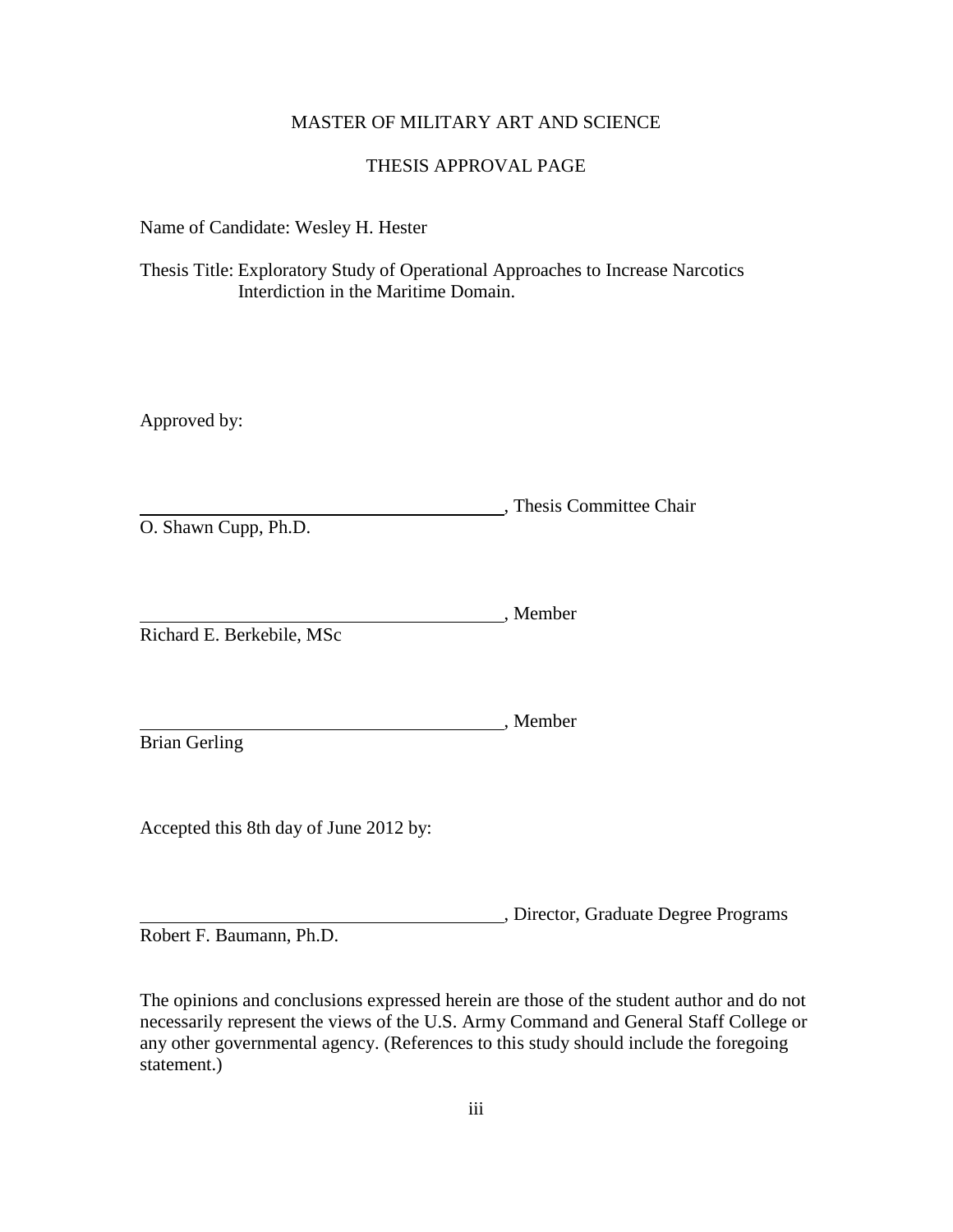MASTER OF MILITARY ART AND SCIENCE

THESIS APPROVAL PAGE

Name of Candidate: Wesley H. Hester

Thesis Title: Exploratory Study of Operational Approaches to Increase Narcotics Interdiction in the Maritime Domain.

Approved by:

\_\_\_\_\_\_\_\_\_\_\_\_\_\_\_\_\_\_\_\_\_\_\_\_\_\_\_\_\_\_\_\_\_\_\_\_\_\_\_\_, Thesis Committee Chair
O. Shawn Cupp, Ph.D.

\_\_\_\_\_\_\_\_\_\_\_\_\_\_\_\_\_\_\_\_\_\_\_\_\_\_\_\_\_\_\_\_\_\_\_\_\_\_\_\_, Member
Richard E. Berkebile, MSc

\_\_\_\_\_\_\_\_\_\_\_\_\_\_\_\_\_\_\_\_\_\_\_\_\_\_\_\_\_\_\_\_\_\_\_\_\_\_\_\_, Member
Brian Gerling

Accepted this 8th day of June 2012 by:

\_\_\_\_\_\_\_\_\_\_\_\_\_\_\_\_\_\_\_\_\_\_\_\_\_\_\_\_\_\_\_\_\_\_\_\_\_\_\_\_, Director, Graduate Degree Programs
Robert F. Baumann, Ph.D.

The opinions and conclusions expressed herein are those of the student author and do not necessarily represent the views of the U.S. Army Command and General Staff College or any other governmental agency. (References to this study should include the foregoing statement.)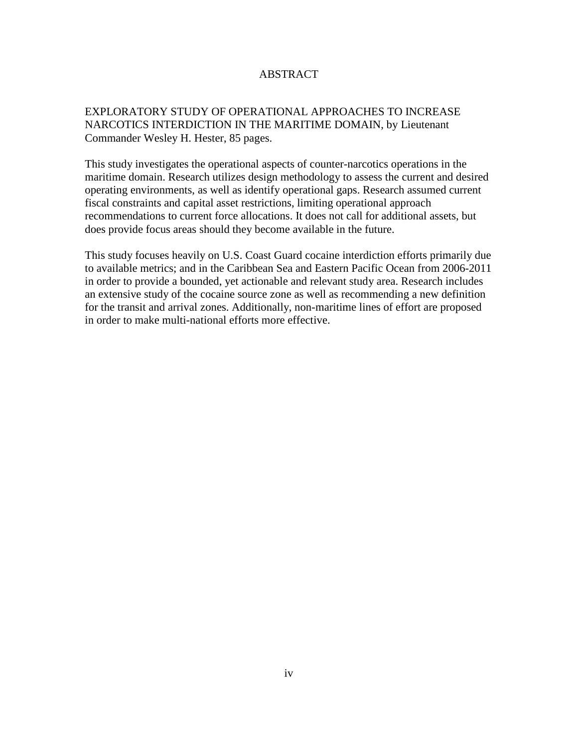# ABSTRACT

EXPLORATORY STUDY OF OPERATIONAL APPROACHES TO INCREASE NARCOTICS INTERDICTION IN THE MARITIME DOMAIN, by Lieutenant Commander Wesley H. Hester, 85 pages.

This study investigates the operational aspects of counter-narcotics operations in the maritime domain. Research utilizes design methodology to assess the current and desired operating environments, as well as identify operational gaps. Research assumed current fiscal constraints and capital asset restrictions, limiting operational approach recommendations to current force allocations. It does not call for additional assets, but does provide focus areas should they become available in the future.

This study focuses heavily on U.S. Coast Guard cocaine interdiction efforts primarily due to available metrics; and in the Caribbean Sea and Eastern Pacific Ocean from 2006-2011 in order to provide a bounded, yet actionable and relevant study area. Research includes an extensive study of the cocaine source zone as well as recommending a new definition for the transit and arrival zones. Additionally, non-maritime lines of effort are proposed in order to make multi-national efforts more effective.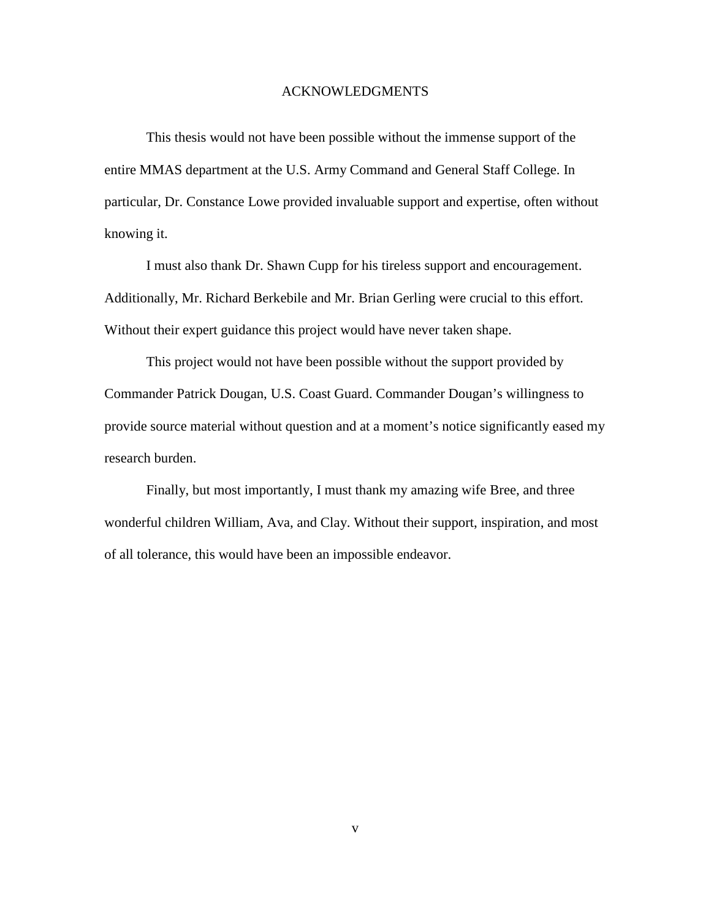# ACKNOWLEDGMENTS

This thesis would not have been possible without the immense support of the entire MMAS department at the U.S. Army Command and General Staff College. In particular, Dr. Constance Lowe provided invaluable support and expertise, often without knowing it.

I must also thank Dr. Shawn Cupp for his tireless support and encouragement. Additionally, Mr. Richard Berkebile and Mr. Brian Gerling were crucial to this effort. Without their expert guidance this project would have never taken shape.

This project would not have been possible without the support provided by Commander Patrick Dougan, U.S. Coast Guard. Commander Dougan's willingness to provide source material without question and at a moment's notice significantly eased my research burden.

Finally, but most importantly, I must thank my amazing wife Bree, and three wonderful children William, Ava, and Clay. Without their support, inspiration, and most of all tolerance, this would have been an impossible endeavor.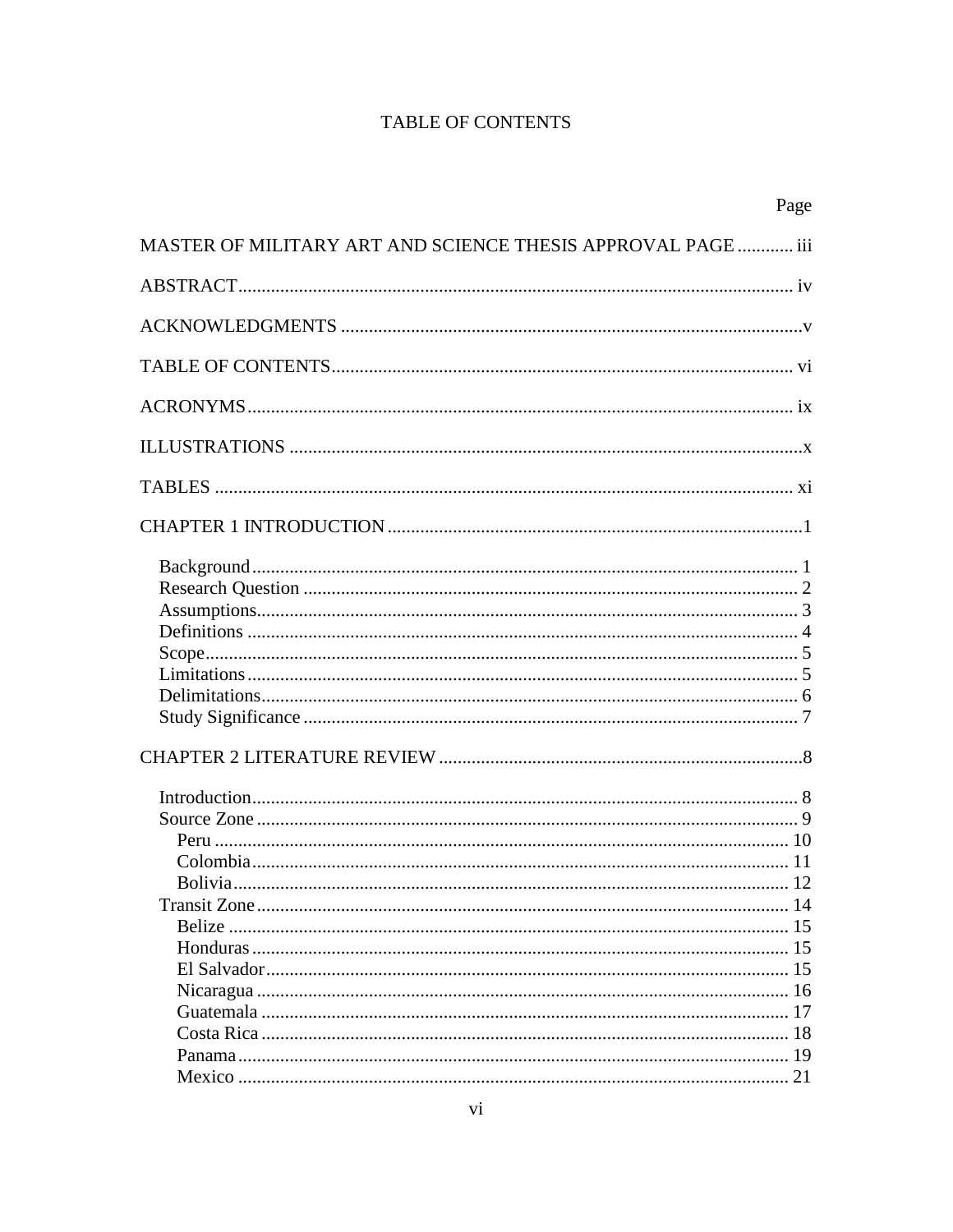# TABLE OF CONTENTS

| | Page |
|---|---|
| MASTER OF MILITARY ART AND SCIENCE THESIS APPROVAL PAGE | iii |
| ABSTRACT | iv |
| ACKNOWLEDGMENTS | v |
| TABLE OF CONTENTS | vi |
| ACRONYMS | ix |
| ILLUSTRATIONS | x |
| TABLES | xi |
| CHAPTER 1 INTRODUCTION | 1 |
| Background | 1 |
| Research Question | 2 |
| Assumptions | 3 |
| Definitions | 4 |
| Scope | 5 |
| Limitations | 5 |
| Delimitations | 6 |
| Study Significance | 7 |
| CHAPTER 2 LITERATURE REVIEW | 8 |
| Introduction | 8 |
| Source Zone | 9 |
| Peru | 10 |
| Colombia | 11 |
| Bolivia | 12 |
| Transit Zone | 14 |
| Belize | 15 |
| Honduras | 15 |
| El Salvador | 15 |
| Nicaragua | 16 |
| Guatemala | 17 |
| Costa Rica | 18 |
| Panama | 19 |
| Mexico | 21 |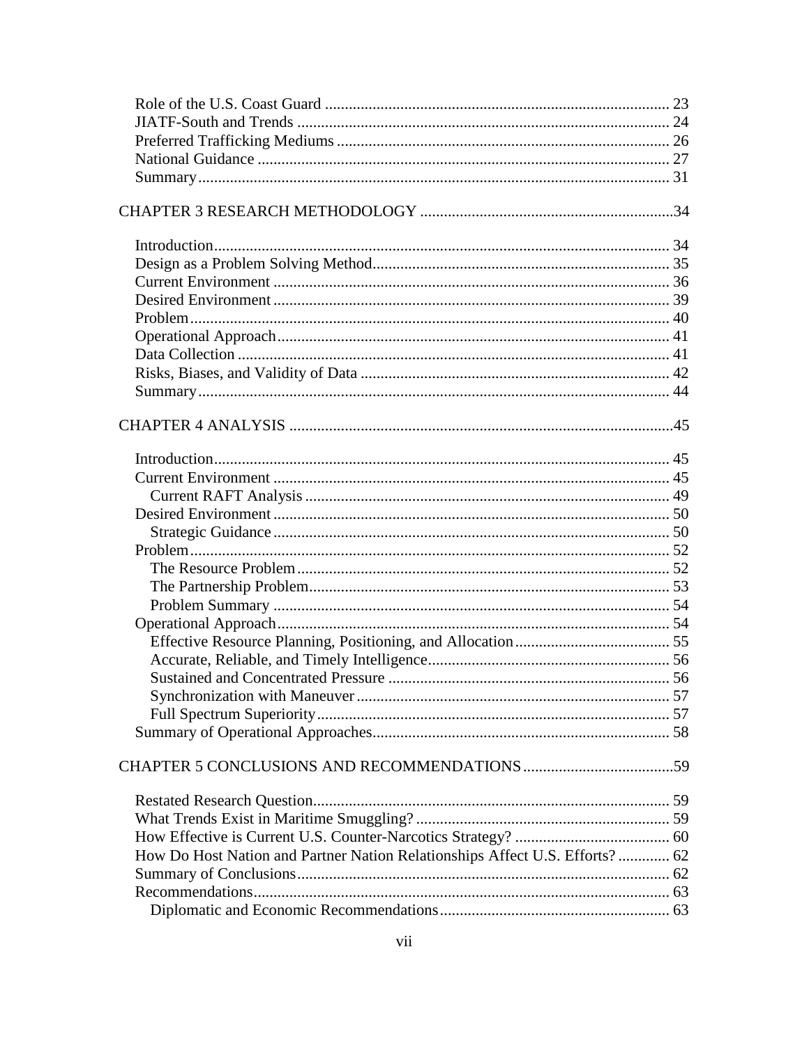Role of the U.S. Coast Guard ........................................................................................ 23
JIATF-South and Trends ................................................................................................ 24
Preferred Trafficking Mediums ..................................................................................... 26
National Guidance .......................................................................................................... 27
Summary ......................................................................................................................... 31

CHAPTER 3 RESEARCH METHODOLOGY ................................................................34

Introduction ..................................................................................................................... 34
Design as a Problem Solving Method ............................................................................ 35
Current Environment ...................................................................................................... 36
Desired Environment ...................................................................................................... 39
Problem ........................................................................................................................... 40
Operational Approach ..................................................................................................... 41
Data Collection ............................................................................................................... 41
Risks, Biases, and Validity of Data ................................................................................ 42
Summary ......................................................................................................................... 44

CHAPTER 4 ANALYSIS ..................................................................................................45

Introduction ..................................................................................................................... 45
Current Environment ...................................................................................................... 45
  Current RAFT Analysis ............................................................................................... 49
Desired Environment ...................................................................................................... 50
  Strategic Guidance ....................................................................................................... 50
Problem ........................................................................................................................... 52
  The Resource Problem ................................................................................................. 52
  The Partnership Problem .............................................................................................. 53
  Problem Summary ....................................................................................................... 54
Operational Approach ..................................................................................................... 54
  Effective Resource Planning, Positioning, and Allocation .......................................... 55
  Accurate, Reliable, and Timely Intelligence ................................................................ 56
  Sustained and Concentrated Pressure .......................................................................... 56
  Synchronization with Maneuver .................................................................................. 57
  Full Spectrum Superiority ............................................................................................ 57
Summary of Operational Approaches ............................................................................. 58

CHAPTER 5 CONCLUSIONS AND RECOMMENDATIONS ......................................59

Restated Research Question ............................................................................................ 59
What Trends Exist in Maritime Smuggling? .................................................................. 59
How Effective is Current U.S. Counter-Narcotics Strategy? ......................................... 60
How Do Host Nation and Partner Nation Relationships Affect U.S. Efforts? ............. 62
Summary of Conclusions ................................................................................................ 62
Recommendations ........................................................................................................... 63
  Diplomatic and Economic Recommendations ............................................................ 63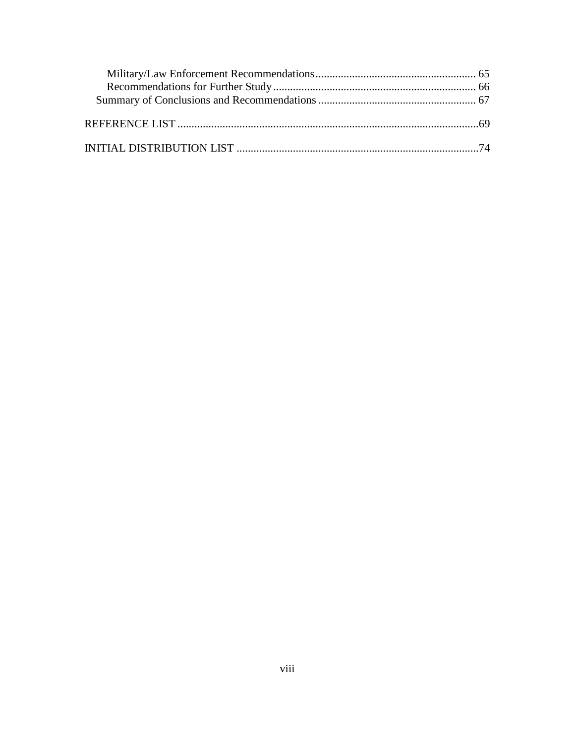Military/Law Enforcement Recommendations ........................................................ 65
Recommendations for Further Study ....................................................................... 66
Summary of Conclusions and Recommendations ....................................................... 67

REFERENCE LIST ..........................................................................................................69

INITIAL DISTRIBUTION LIST .....................................................................................74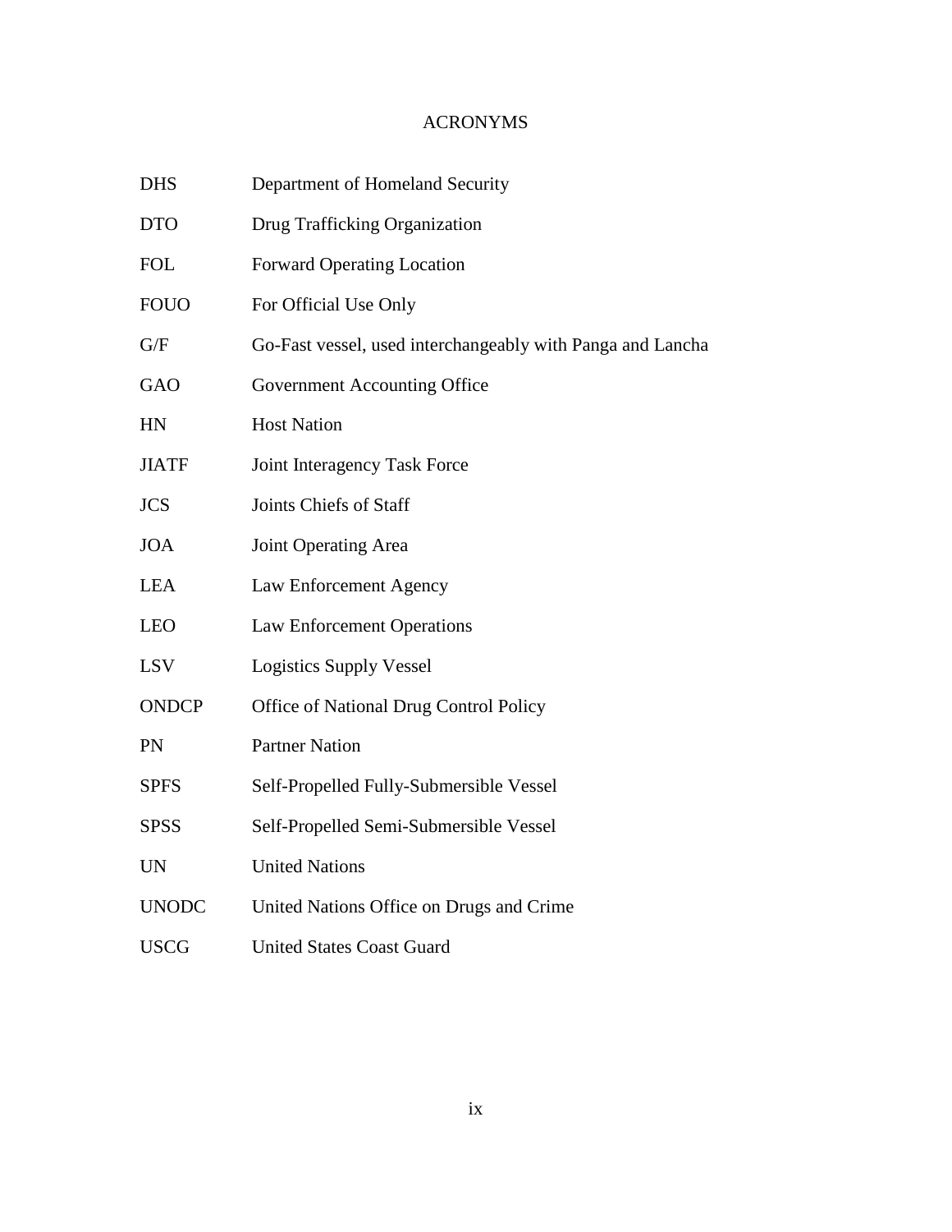# ACRONYMS

| | |
|---|---|
| DHS | Department of Homeland Security |
| DTO | Drug Trafficking Organization |
| FOL | Forward Operating Location |
| FOUO | For Official Use Only |
| G/F | Go-Fast vessel, used interchangeably with Panga and Lancha |
| GAO | Government Accounting Office |
| HN | Host Nation |
| JIATF | Joint Interagency Task Force |
| JCS | Joints Chiefs of Staff |
| JOA | Joint Operating Area |
| LEA | Law Enforcement Agency |
| LEO | Law Enforcement Operations |
| LSV | Logistics Supply Vessel |
| ONDCP | Office of National Drug Control Policy |
| PN | Partner Nation |
| SPFS | Self-Propelled Fully-Submersible Vessel |
| SPSS | Self-Propelled Semi-Submersible Vessel |
| UN | United Nations |
| UNODC | United Nations Office on Drugs and Crime |
| USCG | United States Coast Guard |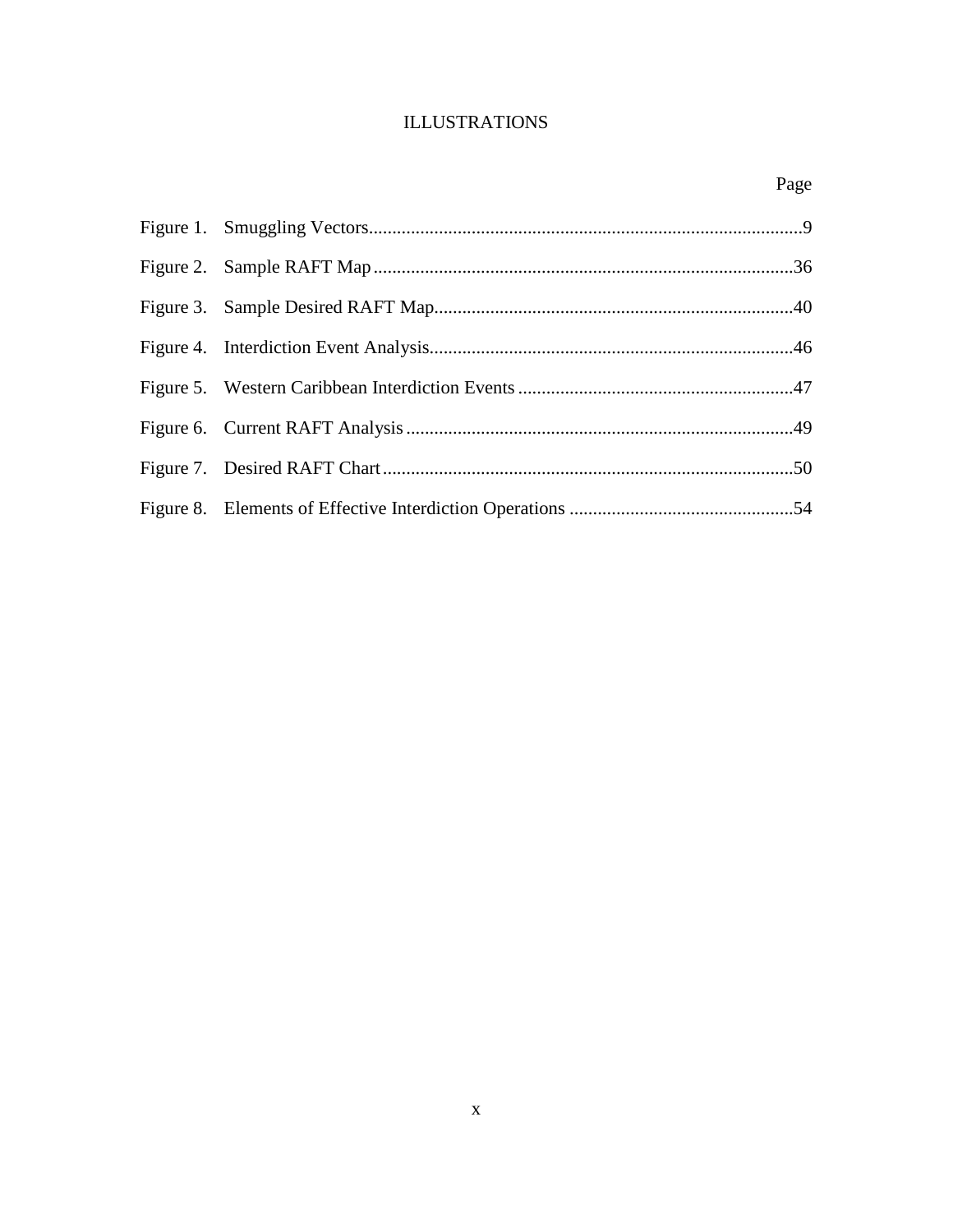# ILLUSTRATIONS

| | Page |
|---|---|
| Figure 1. Smuggling Vectors | 9 |
| Figure 2. Sample RAFT Map | 36 |
| Figure 3. Sample Desired RAFT Map | 40 |
| Figure 4. Interdiction Event Analysis | 46 |
| Figure 5. Western Caribbean Interdiction Events | 47 |
| Figure 6. Current RAFT Analysis | 49 |
| Figure 7. Desired RAFT Chart | 50 |
| Figure 8. Elements of Effective Interdiction Operations | 54 |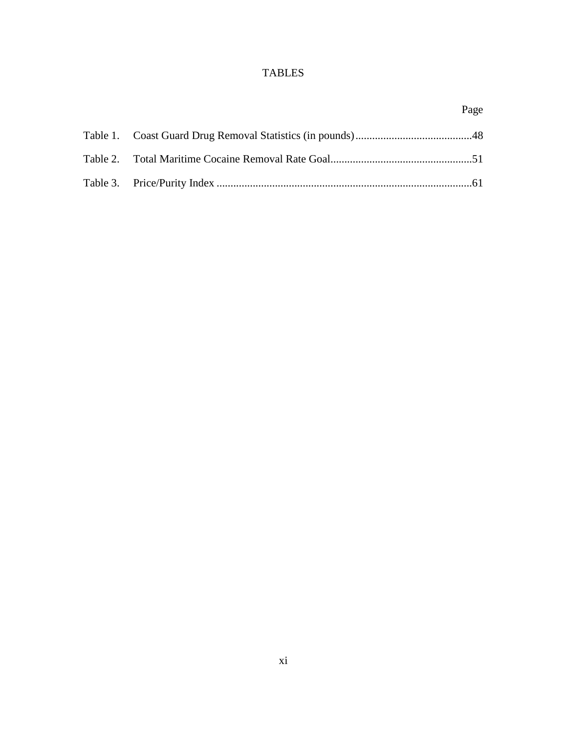# TABLES

| | | Page |
|---|---|---|
| Table 1. | Coast Guard Drug Removal Statistics (in pounds) | 48 |
| Table 2. | Total Maritime Cocaine Removal Rate Goal | 51 |
| Table 3. | Price/Purity Index | 61 |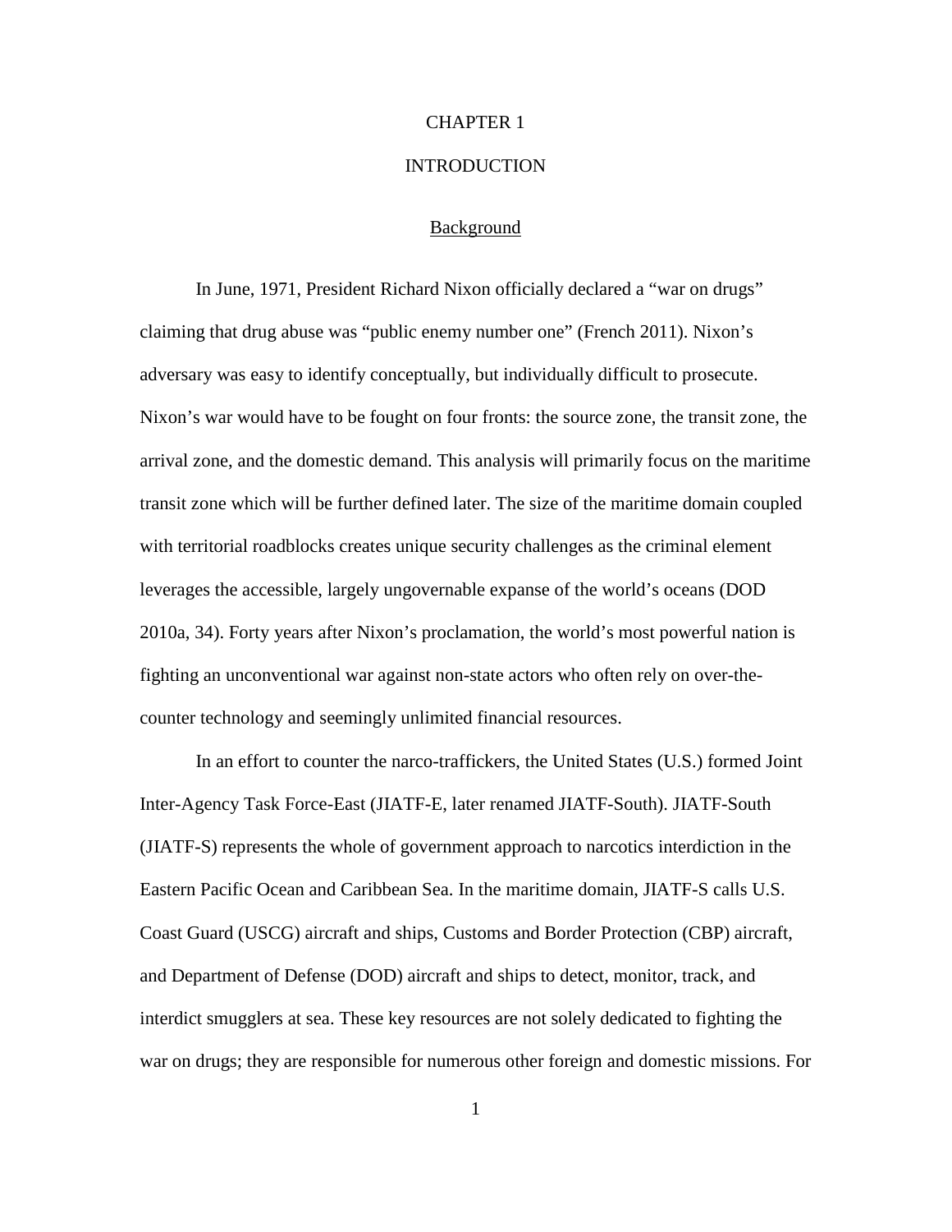# CHAPTER 1

# INTRODUCTION

## Background

In June, 1971, President Richard Nixon officially declared a "war on drugs" claiming that drug abuse was "public enemy number one" (French 2011). Nixon's adversary was easy to identify conceptually, but individually difficult to prosecute. Nixon's war would have to be fought on four fronts: the source zone, the transit zone, the arrival zone, and the domestic demand. This analysis will primarily focus on the maritime transit zone which will be further defined later. The size of the maritime domain coupled with territorial roadblocks creates unique security challenges as the criminal element leverages the accessible, largely ungovernable expanse of the world's oceans (DOD 2010a, 34). Forty years after Nixon's proclamation, the world's most powerful nation is fighting an unconventional war against non-state actors who often rely on over-the-counter technology and seemingly unlimited financial resources.

In an effort to counter the narco-traffickers, the United States (U.S.) formed Joint Inter-Agency Task Force-East (JIATF-E, later renamed JIATF-South). JIATF-South (JIATF-S) represents the whole of government approach to narcotics interdiction in the Eastern Pacific Ocean and Caribbean Sea. In the maritime domain, JIATF-S calls U.S. Coast Guard (USCG) aircraft and ships, Customs and Border Protection (CBP) aircraft, and Department of Defense (DOD) aircraft and ships to detect, monitor, track, and interdict smugglers at sea. These key resources are not solely dedicated to fighting the war on drugs; they are responsible for numerous other foreign and domestic missions. For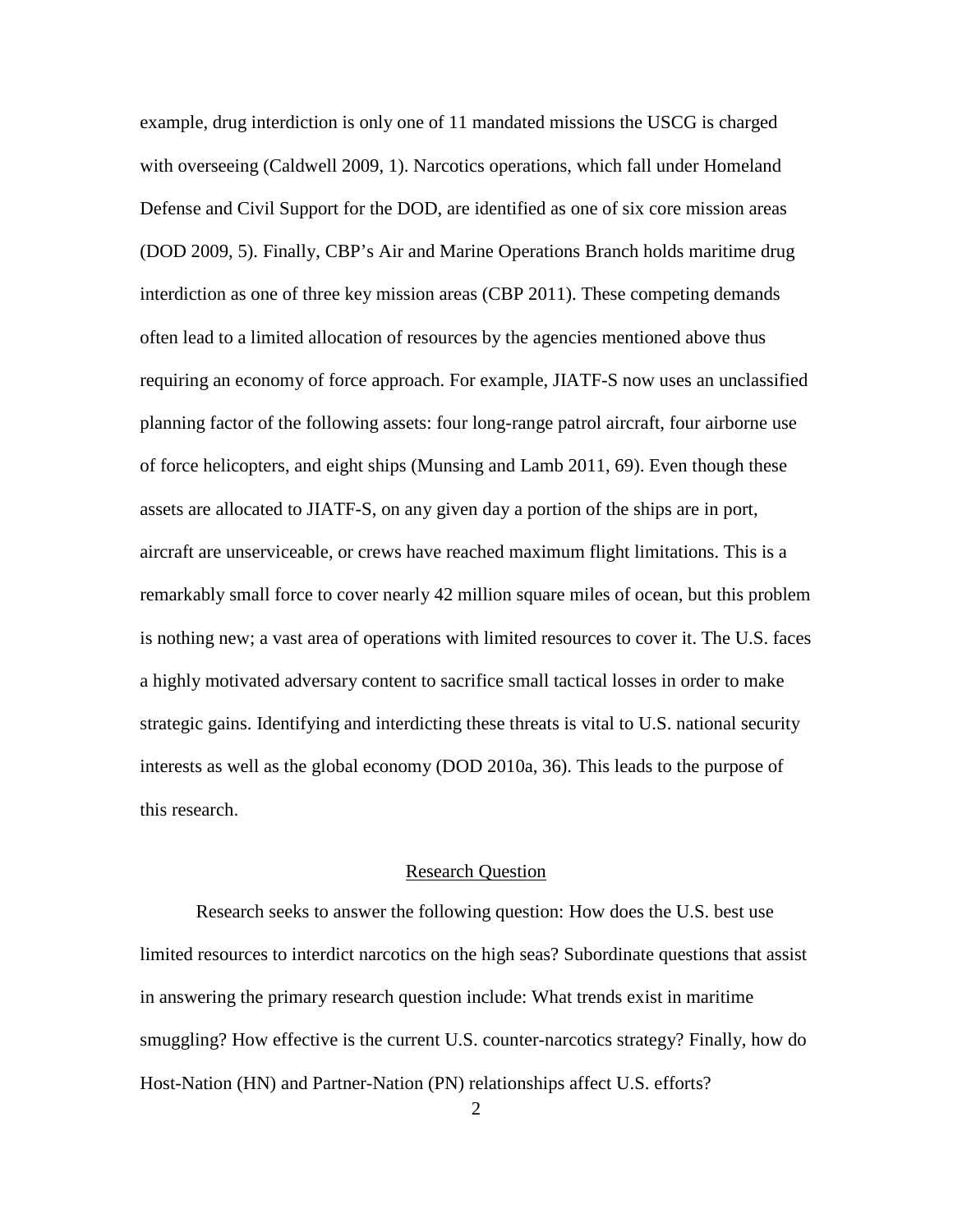example, drug interdiction is only one of 11 mandated missions the USCG is charged with overseeing (Caldwell 2009, 1). Narcotics operations, which fall under Homeland Defense and Civil Support for the DOD, are identified as one of six core mission areas (DOD 2009, 5). Finally, CBP's Air and Marine Operations Branch holds maritime drug interdiction as one of three key mission areas (CBP 2011). These competing demands often lead to a limited allocation of resources by the agencies mentioned above thus requiring an economy of force approach. For example, JIATF-S now uses an unclassified planning factor of the following assets: four long-range patrol aircraft, four airborne use of force helicopters, and eight ships (Munsing and Lamb 2011, 69). Even though these assets are allocated to JIATF-S, on any given day a portion of the ships are in port, aircraft are unserviceable, or crews have reached maximum flight limitations. This is a remarkably small force to cover nearly 42 million square miles of ocean, but this problem is nothing new; a vast area of operations with limited resources to cover it. The U.S. faces a highly motivated adversary content to sacrifice small tactical losses in order to make strategic gains. Identifying and interdicting these threats is vital to U.S. national security interests as well as the global economy (DOD 2010a, 36). This leads to the purpose of this research.

## Research Question

Research seeks to answer the following question: How does the U.S. best use limited resources to interdict narcotics on the high seas? Subordinate questions that assist in answering the primary research question include: What trends exist in maritime smuggling? How effective is the current U.S. counter-narcotics strategy? Finally, how do Host-Nation (HN) and Partner-Nation (PN) relationships affect U.S. efforts?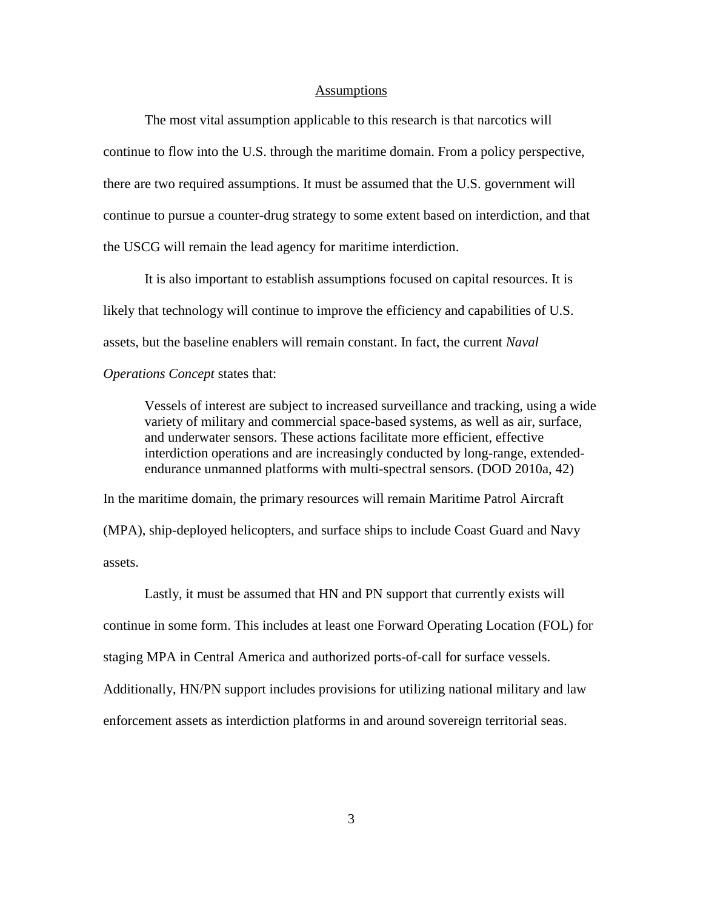## Assumptions

The most vital assumption applicable to this research is that narcotics will continue to flow into the U.S. through the maritime domain. From a policy perspective, there are two required assumptions. It must be assumed that the U.S. government will continue to pursue a counter-drug strategy to some extent based on interdiction, and that the USCG will remain the lead agency for maritime interdiction.

It is also important to establish assumptions focused on capital resources. It is likely that technology will continue to improve the efficiency and capabilities of U.S. assets, but the baseline enablers will remain constant. In fact, the current *Naval Operations Concept* states that:

> Vessels of interest are subject to increased surveillance and tracking, using a wide variety of military and commercial space-based systems, as well as air, surface, and underwater sensors. These actions facilitate more efficient, effective interdiction operations and are increasingly conducted by long-range, extended-endurance unmanned platforms with multi-spectral sensors. (DOD 2010a, 42)

In the maritime domain, the primary resources will remain Maritime Patrol Aircraft (MPA), ship-deployed helicopters, and surface ships to include Coast Guard and Navy assets.

Lastly, it must be assumed that HN and PN support that currently exists will continue in some form. This includes at least one Forward Operating Location (FOL) for staging MPA in Central America and authorized ports-of-call for surface vessels. Additionally, HN/PN support includes provisions for utilizing national military and law enforcement assets as interdiction platforms in and around sovereign territorial seas.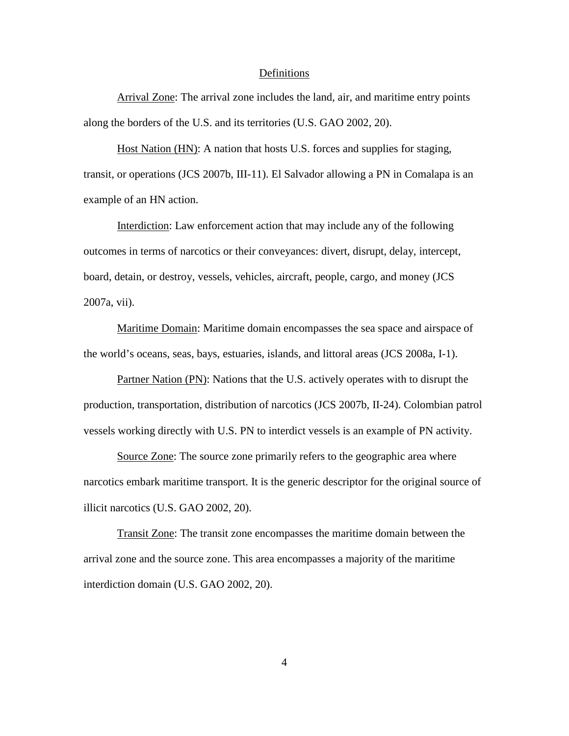## Definitions

Arrival Zone: The arrival zone includes the land, air, and maritime entry points along the borders of the U.S. and its territories (U.S. GAO 2002, 20).

Host Nation (HN): A nation that hosts U.S. forces and supplies for staging, transit, or operations (JCS 2007b, III-11). El Salvador allowing a PN in Comalapa is an example of an HN action.

Interdiction: Law enforcement action that may include any of the following outcomes in terms of narcotics or their conveyances: divert, disrupt, delay, intercept, board, detain, or destroy, vessels, vehicles, aircraft, people, cargo, and money (JCS 2007a, vii).

Maritime Domain: Maritime domain encompasses the sea space and airspace of the world's oceans, seas, bays, estuaries, islands, and littoral areas (JCS 2008a, I-1).

Partner Nation (PN): Nations that the U.S. actively operates with to disrupt the production, transportation, distribution of narcotics (JCS 2007b, II-24). Colombian patrol vessels working directly with U.S. PN to interdict vessels is an example of PN activity.

Source Zone: The source zone primarily refers to the geographic area where narcotics embark maritime transport. It is the generic descriptor for the original source of illicit narcotics (U.S. GAO 2002, 20).

Transit Zone: The transit zone encompasses the maritime domain between the arrival zone and the source zone. This area encompasses a majority of the maritime interdiction domain (U.S. GAO 2002, 20).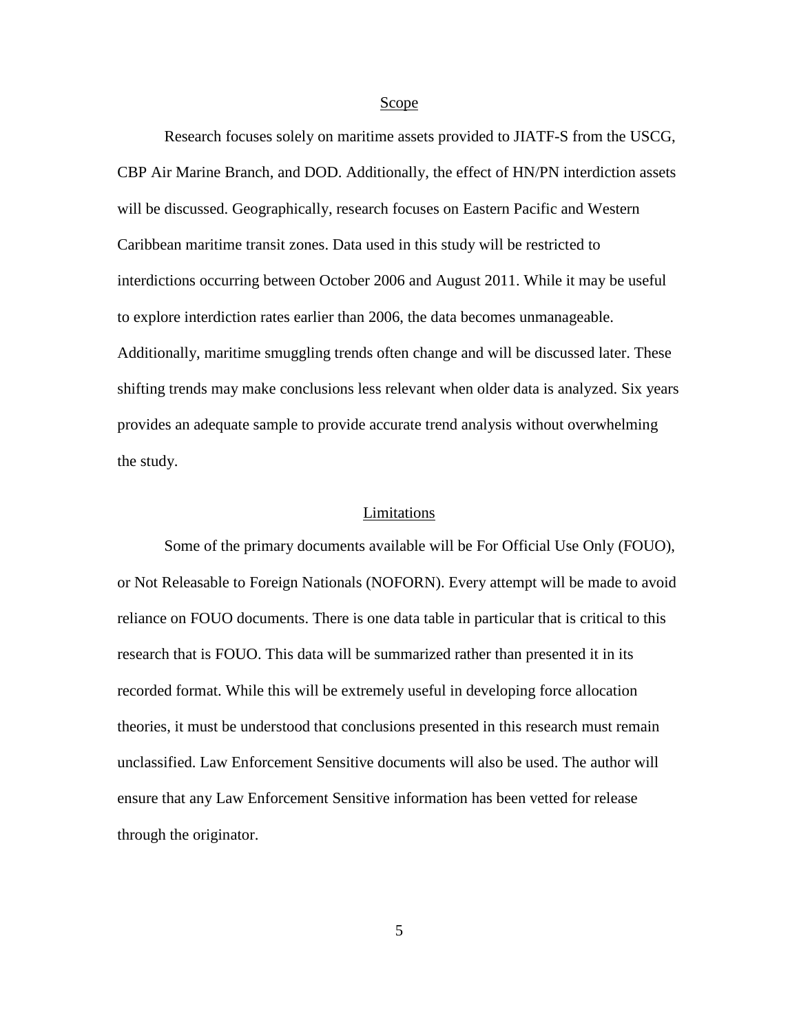## Scope

Research focuses solely on maritime assets provided to JIATF-S from the USCG, CBP Air Marine Branch, and DOD. Additionally, the effect of HN/PN interdiction assets will be discussed. Geographically, research focuses on Eastern Pacific and Western Caribbean maritime transit zones. Data used in this study will be restricted to interdictions occurring between October 2006 and August 2011. While it may be useful to explore interdiction rates earlier than 2006, the data becomes unmanageable. Additionally, maritime smuggling trends often change and will be discussed later. These shifting trends may make conclusions less relevant when older data is analyzed. Six years provides an adequate sample to provide accurate trend analysis without overwhelming the study.

## Limitations

Some of the primary documents available will be For Official Use Only (FOUO), or Not Releasable to Foreign Nationals (NOFORN). Every attempt will be made to avoid reliance on FOUO documents. There is one data table in particular that is critical to this research that is FOUO. This data will be summarized rather than presented it in its recorded format. While this will be extremely useful in developing force allocation theories, it must be understood that conclusions presented in this research must remain unclassified. Law Enforcement Sensitive documents will also be used. The author will ensure that any Law Enforcement Sensitive information has been vetted for release through the originator.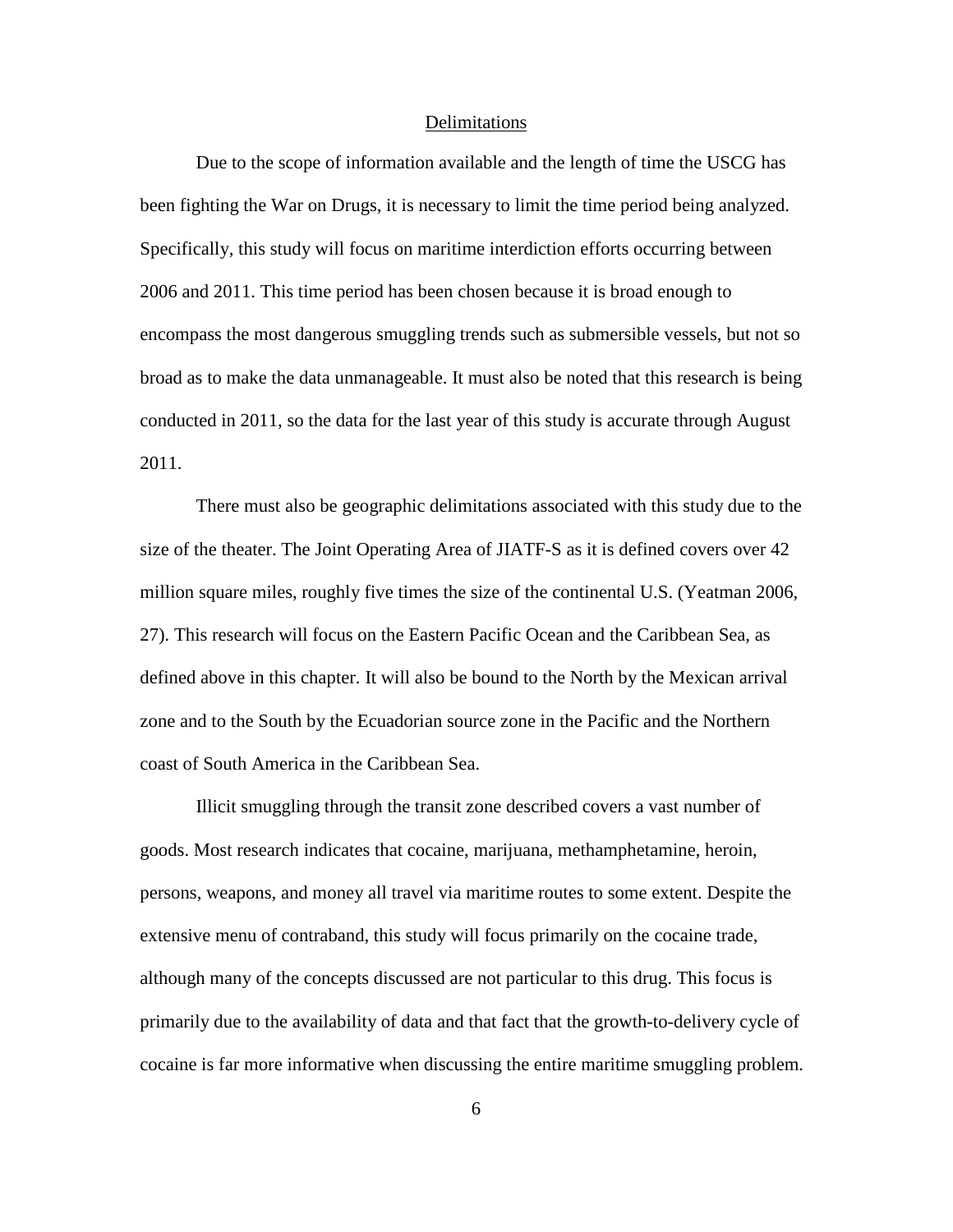## Delimitations

Due to the scope of information available and the length of time the USCG has been fighting the War on Drugs, it is necessary to limit the time period being analyzed. Specifically, this study will focus on maritime interdiction efforts occurring between 2006 and 2011. This time period has been chosen because it is broad enough to encompass the most dangerous smuggling trends such as submersible vessels, but not so broad as to make the data unmanageable. It must also be noted that this research is being conducted in 2011, so the data for the last year of this study is accurate through August 2011.

There must also be geographic delimitations associated with this study due to the size of the theater. The Joint Operating Area of JIATF-S as it is defined covers over 42 million square miles, roughly five times the size of the continental U.S. (Yeatman 2006, 27). This research will focus on the Eastern Pacific Ocean and the Caribbean Sea, as defined above in this chapter. It will also be bound to the North by the Mexican arrival zone and to the South by the Ecuadorian source zone in the Pacific and the Northern coast of South America in the Caribbean Sea.

Illicit smuggling through the transit zone described covers a vast number of goods. Most research indicates that cocaine, marijuana, methamphetamine, heroin, persons, weapons, and money all travel via maritime routes to some extent. Despite the extensive menu of contraband, this study will focus primarily on the cocaine trade, although many of the concepts discussed are not particular to this drug. This focus is primarily due to the availability of data and that fact that the growth-to-delivery cycle of cocaine is far more informative when discussing the entire maritime smuggling problem.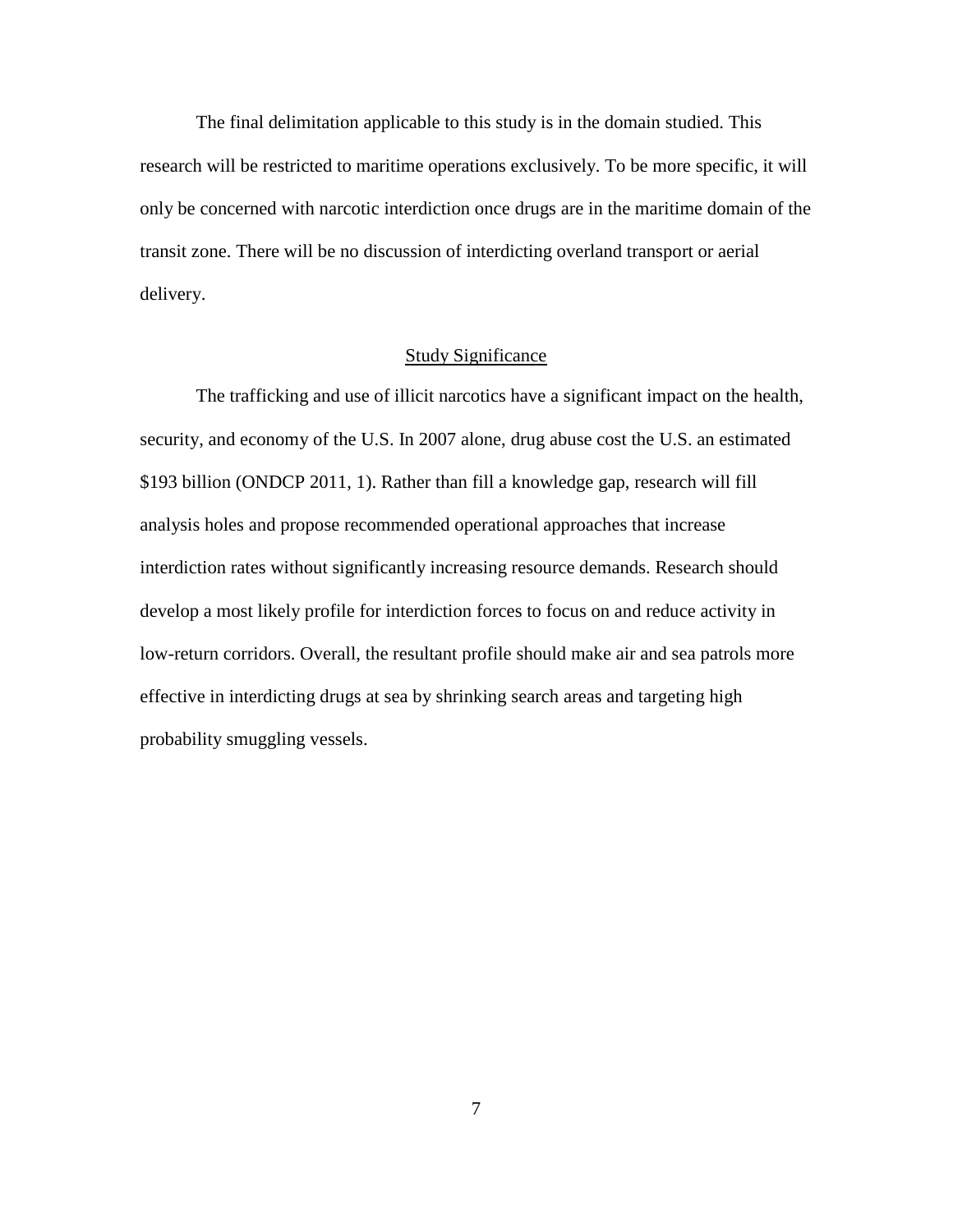The final delimitation applicable to this study is in the domain studied. This research will be restricted to maritime operations exclusively. To be more specific, it will only be concerned with narcotic interdiction once drugs are in the maritime domain of the transit zone. There will be no discussion of interdicting overland transport or aerial delivery.

## Study Significance

The trafficking and use of illicit narcotics have a significant impact on the health, security, and economy of the U.S. In 2007 alone, drug abuse cost the U.S. an estimated $193 billion (ONDCP 2011, 1). Rather than fill a knowledge gap, research will fill analysis holes and propose recommended operational approaches that increase interdiction rates without significantly increasing resource demands. Research should develop a most likely profile for interdiction forces to focus on and reduce activity in low-return corridors. Overall, the resultant profile should make air and sea patrols more effective in interdicting drugs at sea by shrinking search areas and targeting high probability smuggling vessels.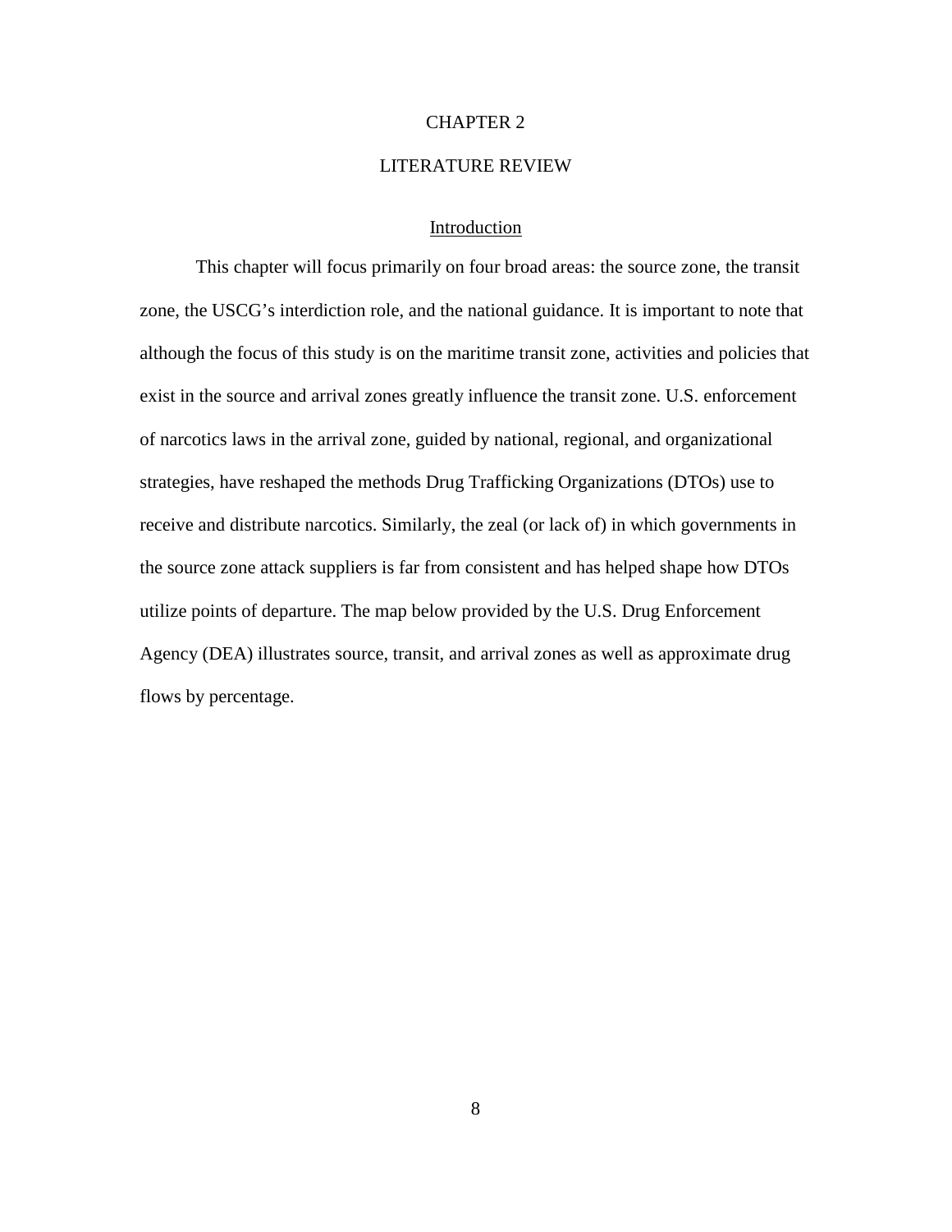# CHAPTER 2

# LITERATURE REVIEW

## Introduction

This chapter will focus primarily on four broad areas: the source zone, the transit zone, the USCG's interdiction role, and the national guidance. It is important to note that although the focus of this study is on the maritime transit zone, activities and policies that exist in the source and arrival zones greatly influence the transit zone. U.S. enforcement of narcotics laws in the arrival zone, guided by national, regional, and organizational strategies, have reshaped the methods Drug Trafficking Organizations (DTOs) use to receive and distribute narcotics. Similarly, the zeal (or lack of) in which governments in the source zone attack suppliers is far from consistent and has helped shape how DTOs utilize points of departure. The map below provided by the U.S. Drug Enforcement Agency (DEA) illustrates source, transit, and arrival zones as well as approximate drug flows by percentage.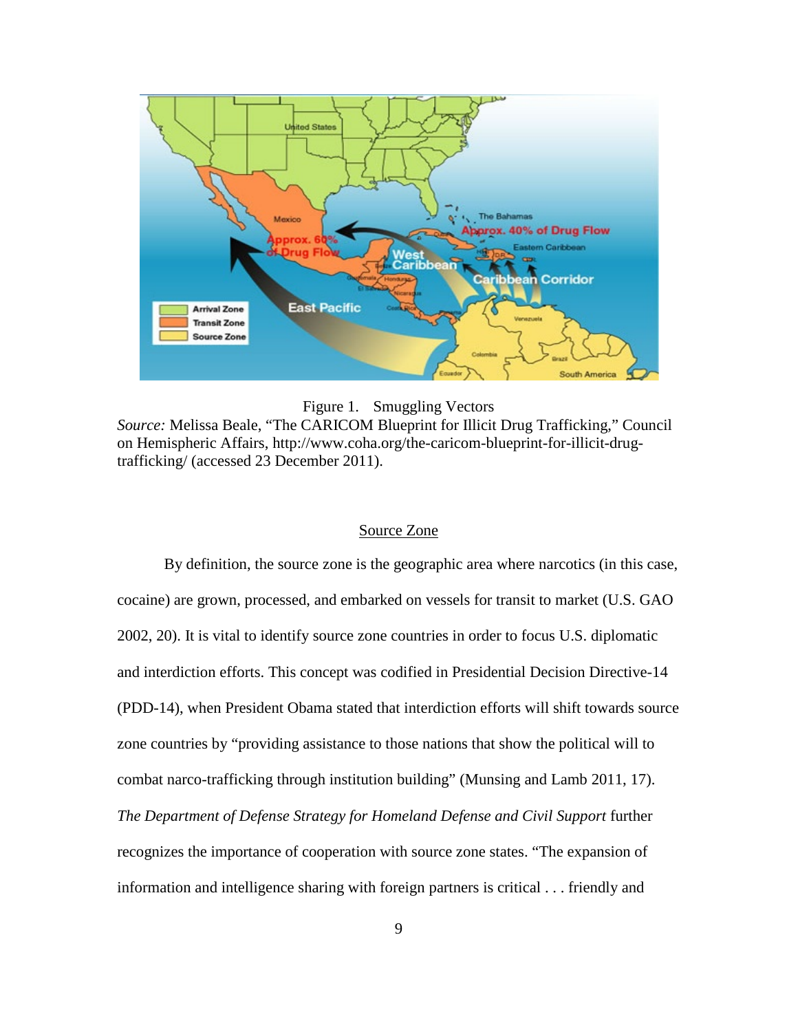Figure 1. Smuggling Vectors

*Source:* Melissa Beale, "The CARICOM Blueprint for Illicit Drug Trafficking," Council on Hemispheric Affairs, http://www.coha.org/the-caricom-blueprint-for-illicit-drug-trafficking/ (accessed 23 December 2011).

## Source Zone

By definition, the source zone is the geographic area where narcotics (in this case, cocaine) are grown, processed, and embarked on vessels for transit to market (U.S. GAO 2002, 20). It is vital to identify source zone countries in order to focus U.S. diplomatic and interdiction efforts. This concept was codified in Presidential Decision Directive-14 (PDD-14), when President Obama stated that interdiction efforts will shift towards source zone countries by "providing assistance to those nations that show the political will to combat narco-trafficking through institution building" (Munsing and Lamb 2011, 17). *The Department of Defense Strategy for Homeland Defense and Civil Support* further recognizes the importance of cooperation with source zone states. "The expansion of information and intelligence sharing with foreign partners is critical . . . friendly and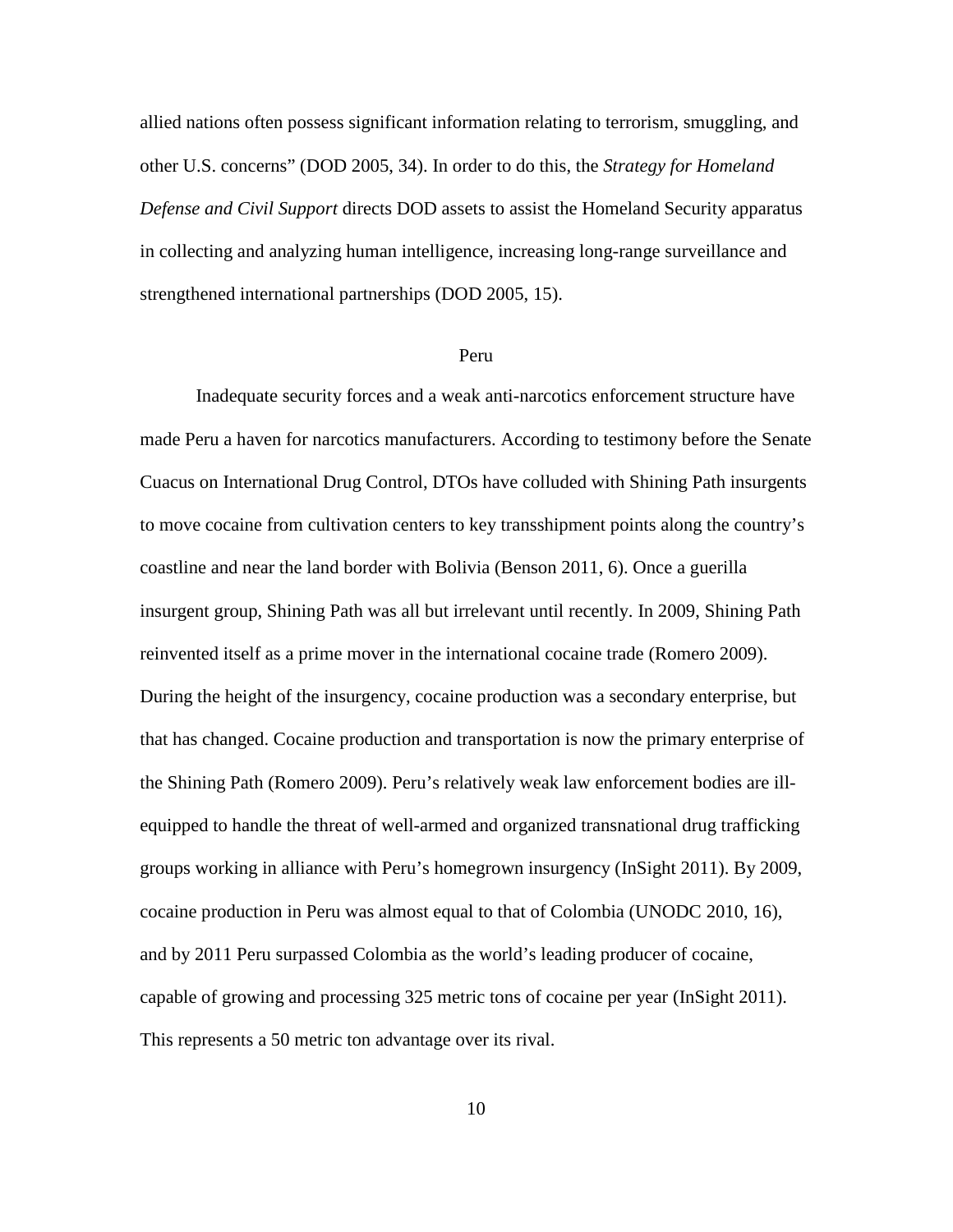allied nations often possess significant information relating to terrorism, smuggling, and other U.S. concerns" (DOD 2005, 34). In order to do this, the *Strategy for Homeland Defense and Civil Support* directs DOD assets to assist the Homeland Security apparatus in collecting and analyzing human intelligence, increasing long-range surveillance and strengthened international partnerships (DOD 2005, 15).

## Peru

Inadequate security forces and a weak anti-narcotics enforcement structure have made Peru a haven for narcotics manufacturers. According to testimony before the Senate Cuacus on International Drug Control, DTOs have colluded with Shining Path insurgents to move cocaine from cultivation centers to key transshipment points along the country's coastline and near the land border with Bolivia (Benson 2011, 6). Once a guerilla insurgent group, Shining Path was all but irrelevant until recently. In 2009, Shining Path reinvented itself as a prime mover in the international cocaine trade (Romero 2009). During the height of the insurgency, cocaine production was a secondary enterprise, but that has changed. Cocaine production and transportation is now the primary enterprise of the Shining Path (Romero 2009). Peru's relatively weak law enforcement bodies are ill-equipped to handle the threat of well-armed and organized transnational drug trafficking groups working in alliance with Peru's homegrown insurgency (InSight 2011). By 2009, cocaine production in Peru was almost equal to that of Colombia (UNODC 2010, 16), and by 2011 Peru surpassed Colombia as the world's leading producer of cocaine, capable of growing and processing 325 metric tons of cocaine per year (InSight 2011). This represents a 50 metric ton advantage over its rival.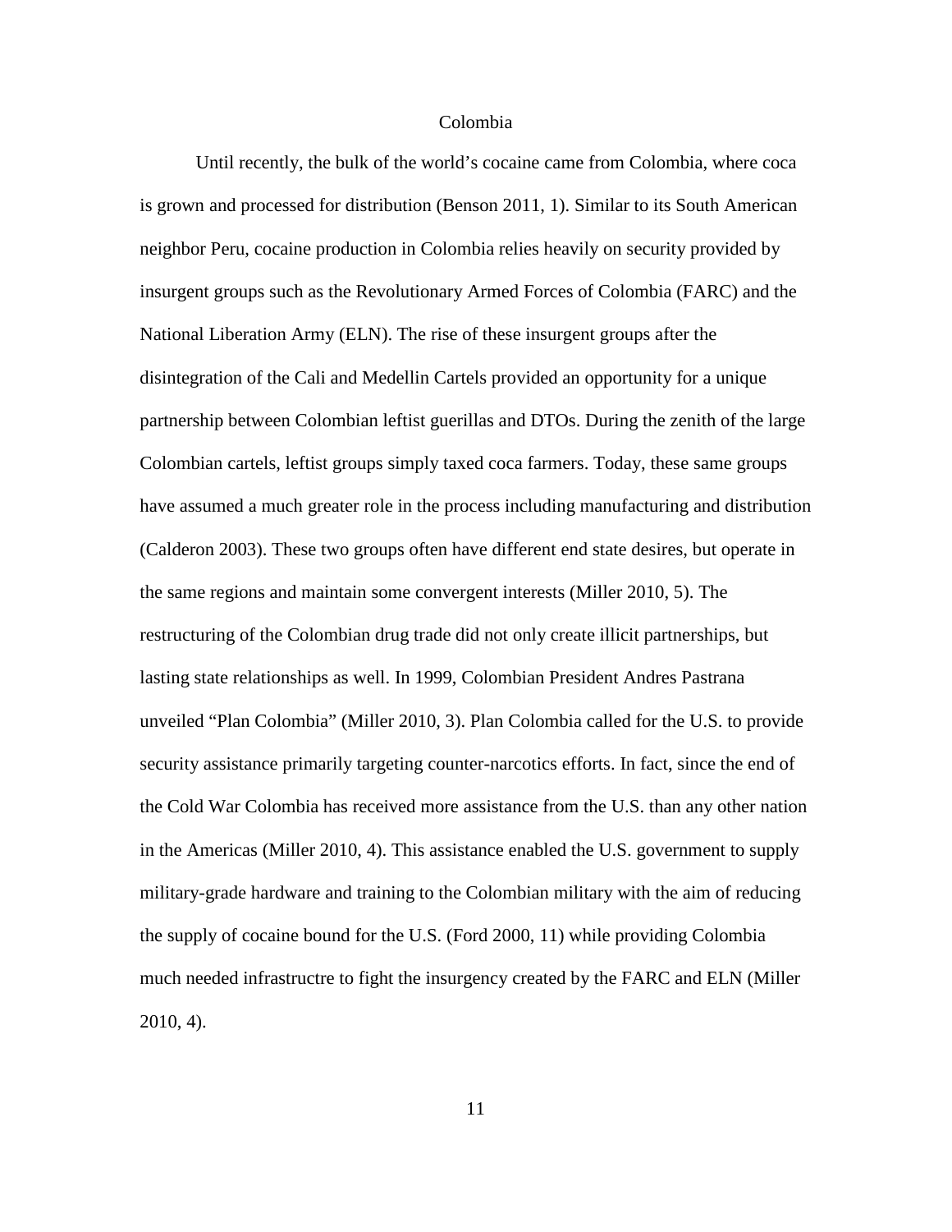# Colombia

Until recently, the bulk of the world's cocaine came from Colombia, where coca is grown and processed for distribution (Benson 2011, 1). Similar to its South American neighbor Peru, cocaine production in Colombia relies heavily on security provided by insurgent groups such as the Revolutionary Armed Forces of Colombia (FARC) and the National Liberation Army (ELN). The rise of these insurgent groups after the disintegration of the Cali and Medellin Cartels provided an opportunity for a unique partnership between Colombian leftist guerillas and DTOs. During the zenith of the large Colombian cartels, leftist groups simply taxed coca farmers. Today, these same groups have assumed a much greater role in the process including manufacturing and distribution (Calderon 2003). These two groups often have different end state desires, but operate in the same regions and maintain some convergent interests (Miller 2010, 5). The restructuring of the Colombian drug trade did not only create illicit partnerships, but lasting state relationships as well. In 1999, Colombian President Andres Pastrana unveiled "Plan Colombia" (Miller 2010, 3). Plan Colombia called for the U.S. to provide security assistance primarily targeting counter-narcotics efforts. In fact, since the end of the Cold War Colombia has received more assistance from the U.S. than any other nation in the Americas (Miller 2010, 4). This assistance enabled the U.S. government to supply military-grade hardware and training to the Colombian military with the aim of reducing the supply of cocaine bound for the U.S. (Ford 2000, 11) while providing Colombia much needed infrastructre to fight the insurgency created by the FARC and ELN (Miller 2010, 4).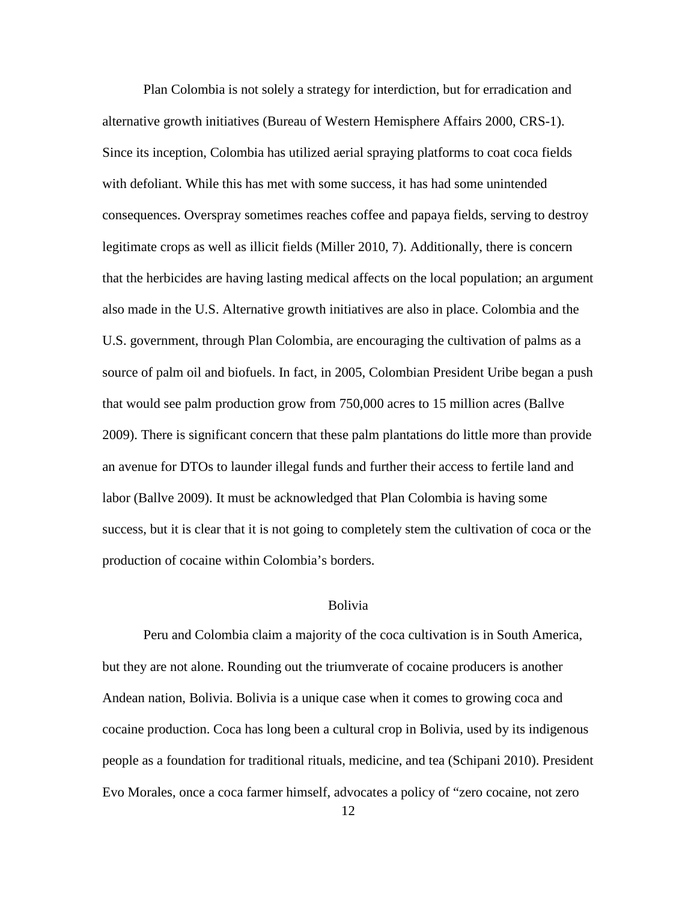Plan Colombia is not solely a strategy for interdiction, but for erradication and alternative growth initiatives (Bureau of Western Hemisphere Affairs 2000, CRS-1). Since its inception, Colombia has utilized aerial spraying platforms to coat coca fields with defoliant. While this has met with some success, it has had some unintended consequences. Overspray sometimes reaches coffee and papaya fields, serving to destroy legitimate crops as well as illicit fields (Miller 2010, 7). Additionally, there is concern that the herbicides are having lasting medical affects on the local population; an argument also made in the U.S. Alternative growth initiatives are also in place. Colombia and the U.S. government, through Plan Colombia, are encouraging the cultivation of palms as a source of palm oil and biofuels. In fact, in 2005, Colombian President Uribe began a push that would see palm production grow from 750,000 acres to 15 million acres (Ballve 2009). There is significant concern that these palm plantations do little more than provide an avenue for DTOs to launder illegal funds and further their access to fertile land and labor (Ballve 2009). It must be acknowledged that Plan Colombia is having some success, but it is clear that it is not going to completely stem the cultivation of coca or the production of cocaine within Colombia's borders.

## Bolivia

Peru and Colombia claim a majority of the coca cultivation is in South America, but they are not alone. Rounding out the triumverate of cocaine producers is another Andean nation, Bolivia. Bolivia is a unique case when it comes to growing coca and cocaine production. Coca has long been a cultural crop in Bolivia, used by its indigenous people as a foundation for traditional rituals, medicine, and tea (Schipani 2010). President Evo Morales, once a coca farmer himself, advocates a policy of "zero cocaine, not zero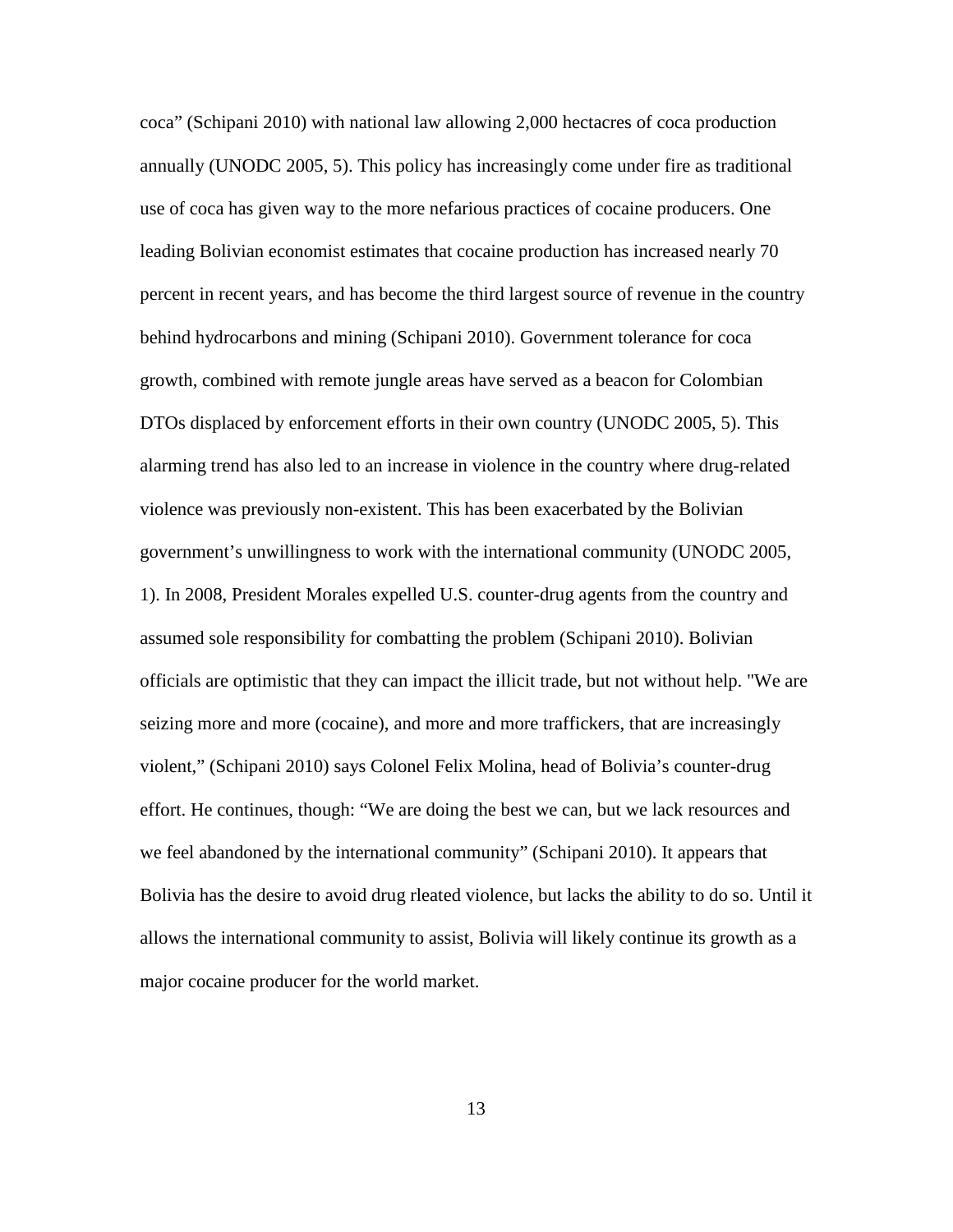coca" (Schipani 2010) with national law allowing 2,000 hectacres of coca production annually (UNODC 2005, 5). This policy has increasingly come under fire as traditional use of coca has given way to the more nefarious practices of cocaine producers. One leading Bolivian economist estimates that cocaine production has increased nearly 70 percent in recent years, and has become the third largest source of revenue in the country behind hydrocarbons and mining (Schipani 2010). Government tolerance for coca growth, combined with remote jungle areas have served as a beacon for Colombian DTOs displaced by enforcement efforts in their own country (UNODC 2005, 5). This alarming trend has also led to an increase in violence in the country where drug-related violence was previously non-existent. This has been exacerbated by the Bolivian government's unwillingness to work with the international community (UNODC 2005, 1). In 2008, President Morales expelled U.S. counter-drug agents from the country and assumed sole responsibility for combatting the problem (Schipani 2010). Bolivian officials are optimistic that they can impact the illicit trade, but not without help. "We are seizing more and more (cocaine), and more and more traffickers, that are increasingly violent," (Schipani 2010) says Colonel Felix Molina, head of Bolivia's counter-drug effort. He continues, though: "We are doing the best we can, but we lack resources and we feel abandoned by the international community" (Schipani 2010). It appears that Bolivia has the desire to avoid drug rleated violence, but lacks the ability to do so. Until it allows the international community to assist, Bolivia will likely continue its growth as a major cocaine producer for the world market.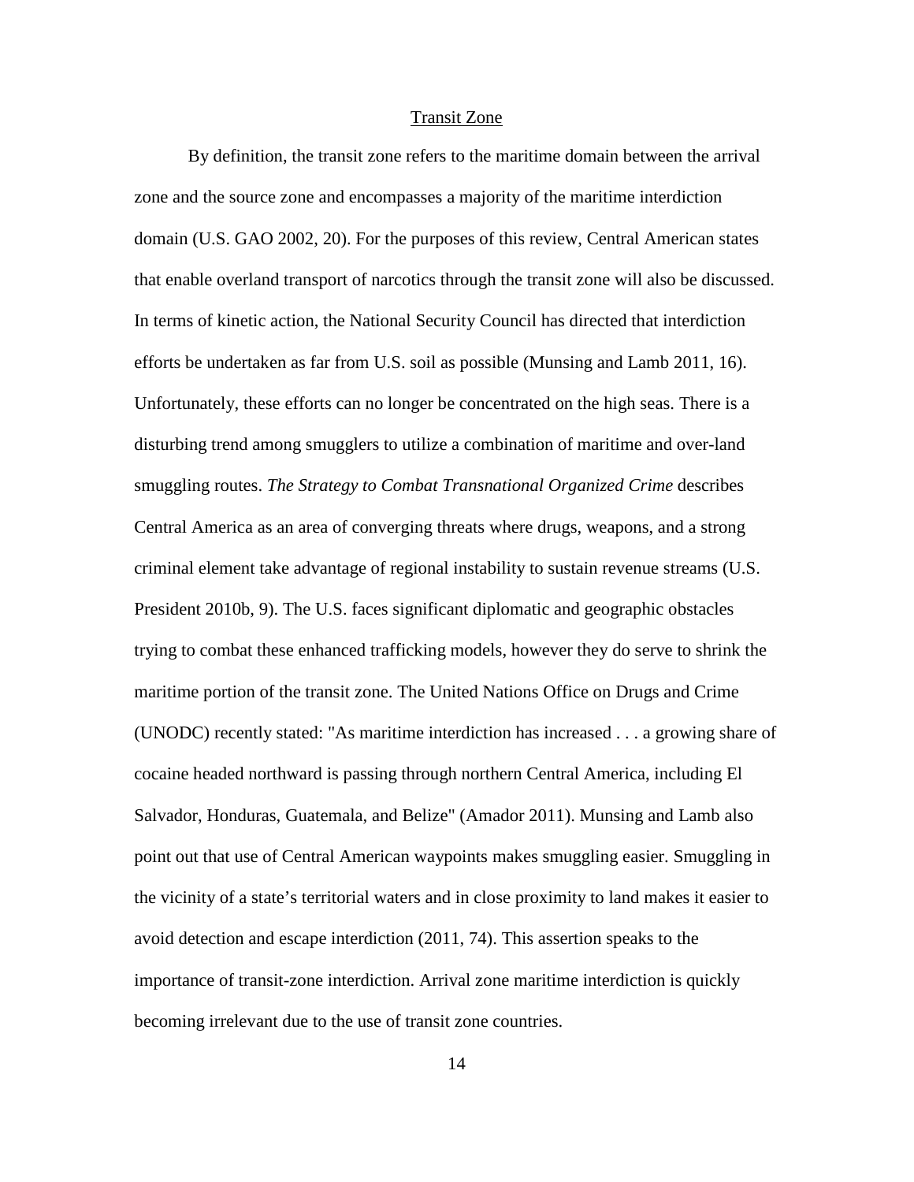## Transit Zone

By definition, the transit zone refers to the maritime domain between the arrival zone and the source zone and encompasses a majority of the maritime interdiction domain (U.S. GAO 2002, 20). For the purposes of this review, Central American states that enable overland transport of narcotics through the transit zone will also be discussed. In terms of kinetic action, the National Security Council has directed that interdiction efforts be undertaken as far from U.S. soil as possible (Munsing and Lamb 2011, 16). Unfortunately, these efforts can no longer be concentrated on the high seas. There is a disturbing trend among smugglers to utilize a combination of maritime and over-land smuggling routes. *The Strategy to Combat Transnational Organized Crime* describes Central America as an area of converging threats where drugs, weapons, and a strong criminal element take advantage of regional instability to sustain revenue streams (U.S. President 2010b, 9). The U.S. faces significant diplomatic and geographic obstacles trying to combat these enhanced trafficking models, however they do serve to shrink the maritime portion of the transit zone. The United Nations Office on Drugs and Crime (UNODC) recently stated: "As maritime interdiction has increased . . . a growing share of cocaine headed northward is passing through northern Central America, including El Salvador, Honduras, Guatemala, and Belize" (Amador 2011). Munsing and Lamb also point out that use of Central American waypoints makes smuggling easier. Smuggling in the vicinity of a state's territorial waters and in close proximity to land makes it easier to avoid detection and escape interdiction (2011, 74). This assertion speaks to the importance of transit-zone interdiction. Arrival zone maritime interdiction is quickly becoming irrelevant due to the use of transit zone countries.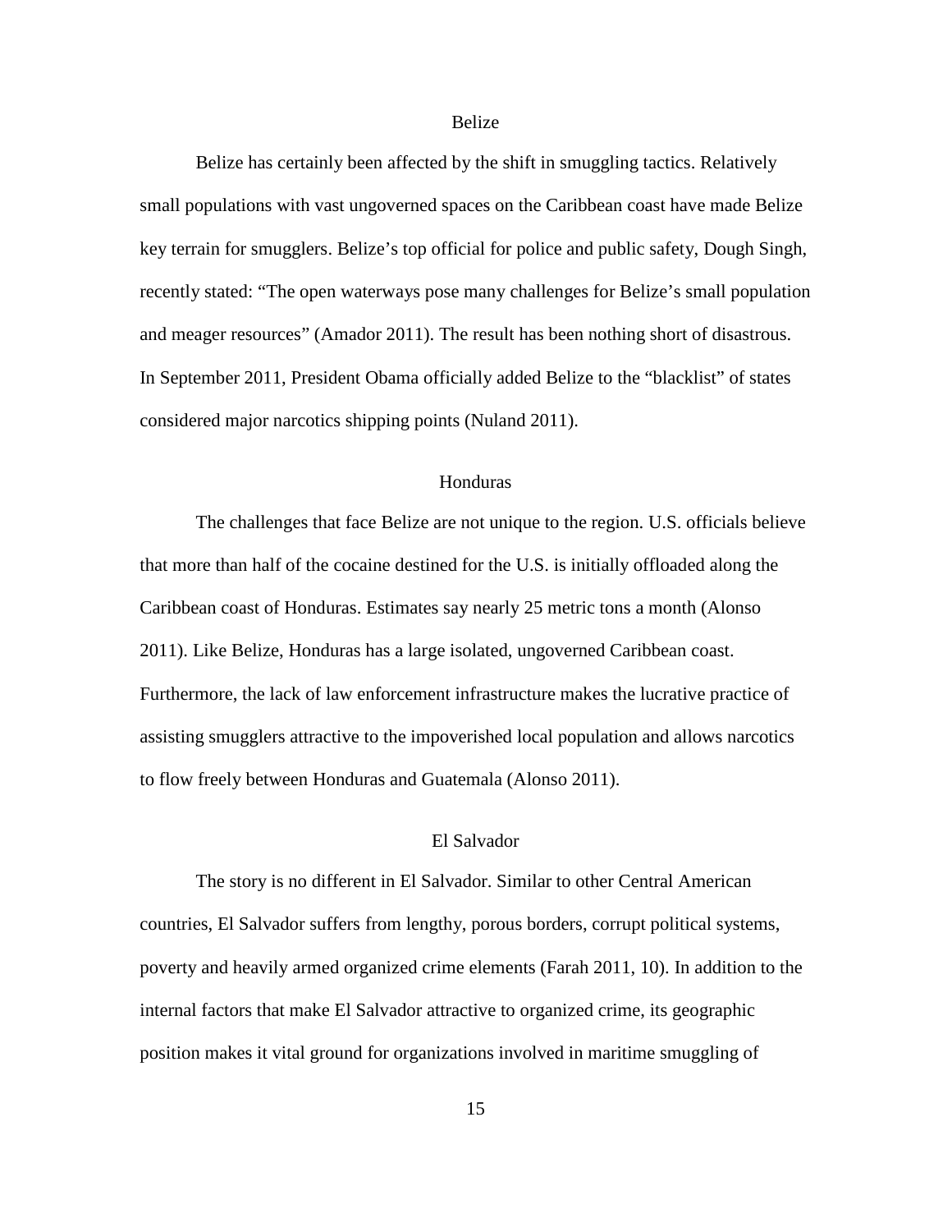## Belize

Belize has certainly been affected by the shift in smuggling tactics. Relatively small populations with vast ungoverned spaces on the Caribbean coast have made Belize key terrain for smugglers. Belize's top official for police and public safety, Dough Singh, recently stated: "The open waterways pose many challenges for Belize's small population and meager resources" (Amador 2011). The result has been nothing short of disastrous. In September 2011, President Obama officially added Belize to the "blacklist" of states considered major narcotics shipping points (Nuland 2011).

## Honduras

The challenges that face Belize are not unique to the region. U.S. officials believe that more than half of the cocaine destined for the U.S. is initially offloaded along the Caribbean coast of Honduras. Estimates say nearly 25 metric tons a month (Alonso 2011). Like Belize, Honduras has a large isolated, ungoverned Caribbean coast. Furthermore, the lack of law enforcement infrastructure makes the lucrative practice of assisting smugglers attractive to the impoverished local population and allows narcotics to flow freely between Honduras and Guatemala (Alonso 2011).

## El Salvador

The story is no different in El Salvador. Similar to other Central American countries, El Salvador suffers from lengthy, porous borders, corrupt political systems, poverty and heavily armed organized crime elements (Farah 2011, 10). In addition to the internal factors that make El Salvador attractive to organized crime, its geographic position makes it vital ground for organizations involved in maritime smuggling of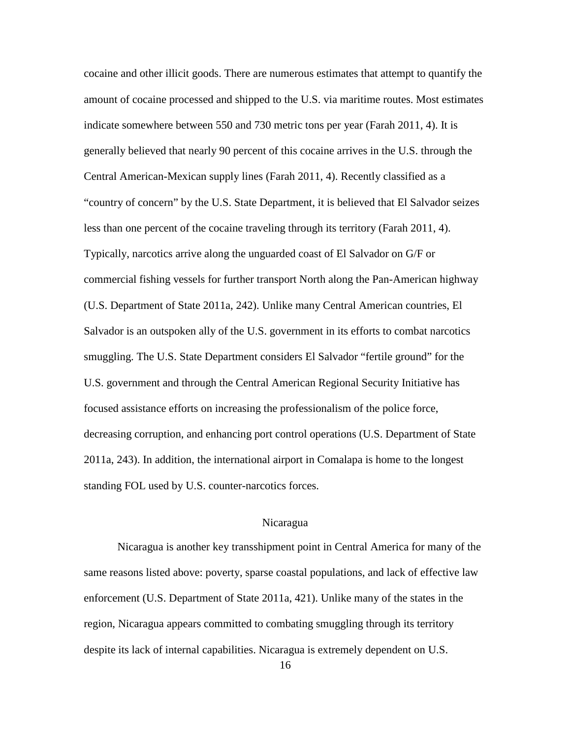cocaine and other illicit goods. There are numerous estimates that attempt to quantify the amount of cocaine processed and shipped to the U.S. via maritime routes. Most estimates indicate somewhere between 550 and 730 metric tons per year (Farah 2011, 4). It is generally believed that nearly 90 percent of this cocaine arrives in the U.S. through the Central American-Mexican supply lines (Farah 2011, 4). Recently classified as a "country of concern" by the U.S. State Department, it is believed that El Salvador seizes less than one percent of the cocaine traveling through its territory (Farah 2011, 4). Typically, narcotics arrive along the unguarded coast of El Salvador on G/F or commercial fishing vessels for further transport North along the Pan-American highway (U.S. Department of State 2011a, 242). Unlike many Central American countries, El Salvador is an outspoken ally of the U.S. government in its efforts to combat narcotics smuggling. The U.S. State Department considers El Salvador "fertile ground" for the U.S. government and through the Central American Regional Security Initiative has focused assistance efforts on increasing the professionalism of the police force, decreasing corruption, and enhancing port control operations (U.S. Department of State 2011a, 243). In addition, the international airport in Comalapa is home to the longest standing FOL used by U.S. counter-narcotics forces.

## Nicaragua

Nicaragua is another key transshipment point in Central America for many of the same reasons listed above: poverty, sparse coastal populations, and lack of effective law enforcement (U.S. Department of State 2011a, 421). Unlike many of the states in the region, Nicaragua appears committed to combating smuggling through its territory despite its lack of internal capabilities. Nicaragua is extremely dependent on U.S.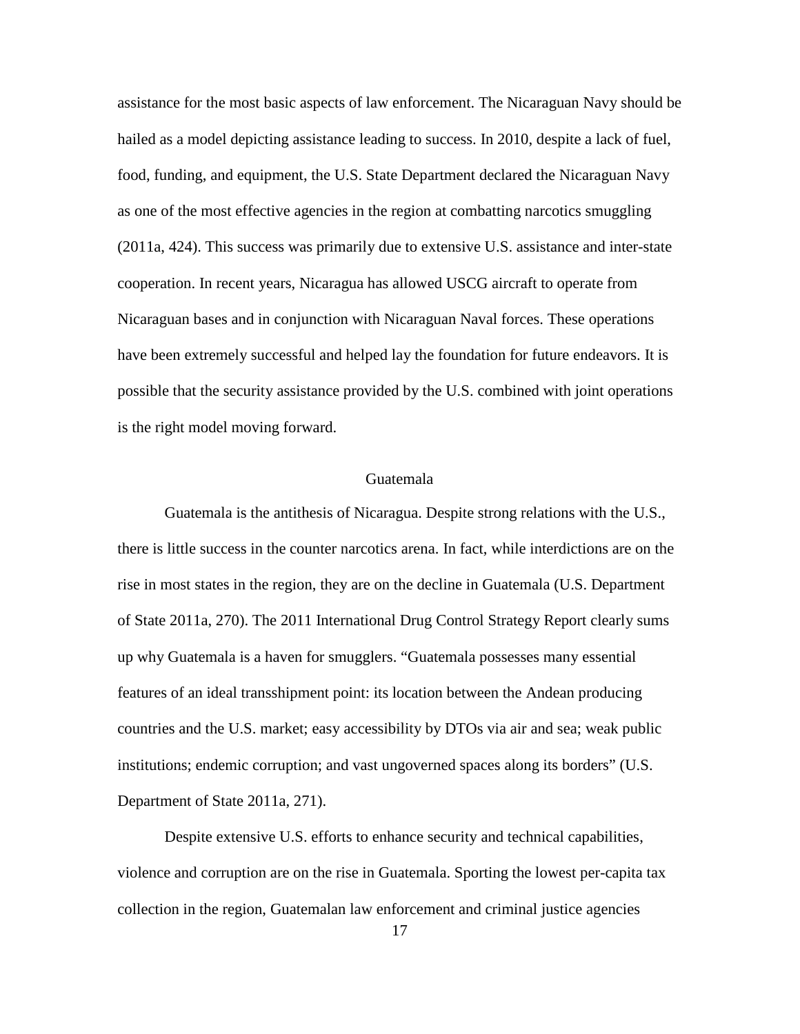assistance for the most basic aspects of law enforcement. The Nicaraguan Navy should be hailed as a model depicting assistance leading to success. In 2010, despite a lack of fuel, food, funding, and equipment, the U.S. State Department declared the Nicaraguan Navy as one of the most effective agencies in the region at combatting narcotics smuggling (2011a, 424). This success was primarily due to extensive U.S. assistance and inter-state cooperation. In recent years, Nicaragua has allowed USCG aircraft to operate from Nicaraguan bases and in conjunction with Nicaraguan Naval forces. These operations have been extremely successful and helped lay the foundation for future endeavors. It is possible that the security assistance provided by the U.S. combined with joint operations is the right model moving forward.

## Guatemala

Guatemala is the antithesis of Nicaragua. Despite strong relations with the U.S., there is little success in the counter narcotics arena. In fact, while interdictions are on the rise in most states in the region, they are on the decline in Guatemala (U.S. Department of State 2011a, 270). The 2011 International Drug Control Strategy Report clearly sums up why Guatemala is a haven for smugglers. "Guatemala possesses many essential features of an ideal transshipment point: its location between the Andean producing countries and the U.S. market; easy accessibility by DTOs via air and sea; weak public institutions; endemic corruption; and vast ungoverned spaces along its borders" (U.S. Department of State 2011a, 271).

Despite extensive U.S. efforts to enhance security and technical capabilities, violence and corruption are on the rise in Guatemala. Sporting the lowest per-capita tax collection in the region, Guatemalan law enforcement and criminal justice agencies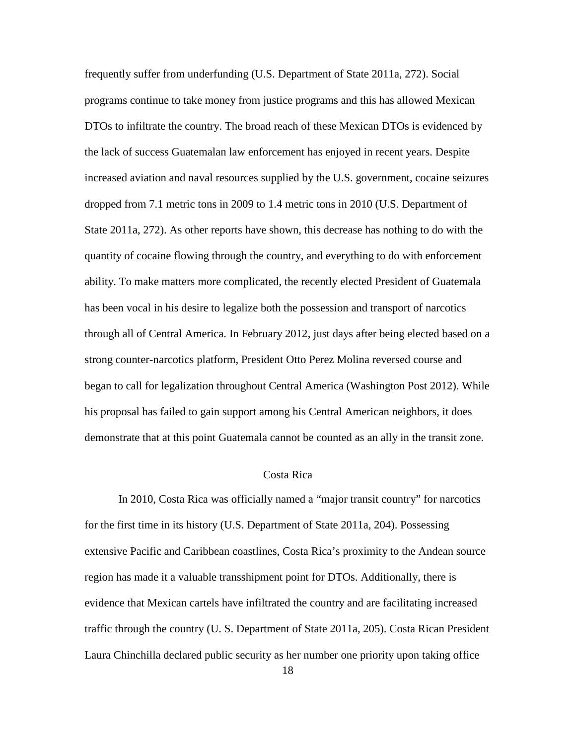frequently suffer from underfunding (U.S. Department of State 2011a, 272). Social programs continue to take money from justice programs and this has allowed Mexican DTOs to infiltrate the country. The broad reach of these Mexican DTOs is evidenced by the lack of success Guatemalan law enforcement has enjoyed in recent years. Despite increased aviation and naval resources supplied by the U.S. government, cocaine seizures dropped from 7.1 metric tons in 2009 to 1.4 metric tons in 2010 (U.S. Department of State 2011a, 272). As other reports have shown, this decrease has nothing to do with the quantity of cocaine flowing through the country, and everything to do with enforcement ability. To make matters more complicated, the recently elected President of Guatemala has been vocal in his desire to legalize both the possession and transport of narcotics through all of Central America. In February 2012, just days after being elected based on a strong counter-narcotics platform, President Otto Perez Molina reversed course and began to call for legalization throughout Central America (Washington Post 2012). While his proposal has failed to gain support among his Central American neighbors, it does demonstrate that at this point Guatemala cannot be counted as an ally in the transit zone.

### Costa Rica

In 2010, Costa Rica was officially named a "major transit country" for narcotics for the first time in its history (U.S. Department of State 2011a, 204). Possessing extensive Pacific and Caribbean coastlines, Costa Rica's proximity to the Andean source region has made it a valuable transshipment point for DTOs. Additionally, there is evidence that Mexican cartels have infiltrated the country and are facilitating increased traffic through the country (U. S. Department of State 2011a, 205). Costa Rican President Laura Chinchilla declared public security as her number one priority upon taking office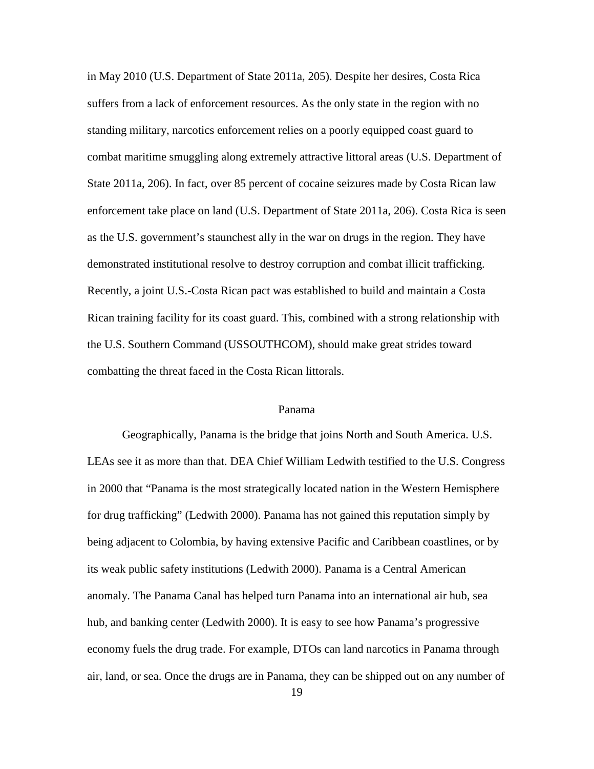in May 2010 (U.S. Department of State 2011a, 205). Despite her desires, Costa Rica suffers from a lack of enforcement resources. As the only state in the region with no standing military, narcotics enforcement relies on a poorly equipped coast guard to combat maritime smuggling along extremely attractive littoral areas (U.S. Department of State 2011a, 206). In fact, over 85 percent of cocaine seizures made by Costa Rican law enforcement take place on land (U.S. Department of State 2011a, 206). Costa Rica is seen as the U.S. government's staunchest ally in the war on drugs in the region. They have demonstrated institutional resolve to destroy corruption and combat illicit trafficking. Recently, a joint U.S.-Costa Rican pact was established to build and maintain a Costa Rican training facility for its coast guard. This, combined with a strong relationship with the U.S. Southern Command (USSOUTHCOM), should make great strides toward combatting the threat faced in the Costa Rican littorals.

## Panama

Geographically, Panama is the bridge that joins North and South America. U.S. LEAs see it as more than that. DEA Chief William Ledwith testified to the U.S. Congress in 2000 that "Panama is the most strategically located nation in the Western Hemisphere for drug trafficking" (Ledwith 2000). Panama has not gained this reputation simply by being adjacent to Colombia, by having extensive Pacific and Caribbean coastlines, or by its weak public safety institutions (Ledwith 2000). Panama is a Central American anomaly. The Panama Canal has helped turn Panama into an international air hub, sea hub, and banking center (Ledwith 2000). It is easy to see how Panama's progressive economy fuels the drug trade. For example, DTOs can land narcotics in Panama through air, land, or sea. Once the drugs are in Panama, they can be shipped out on any number of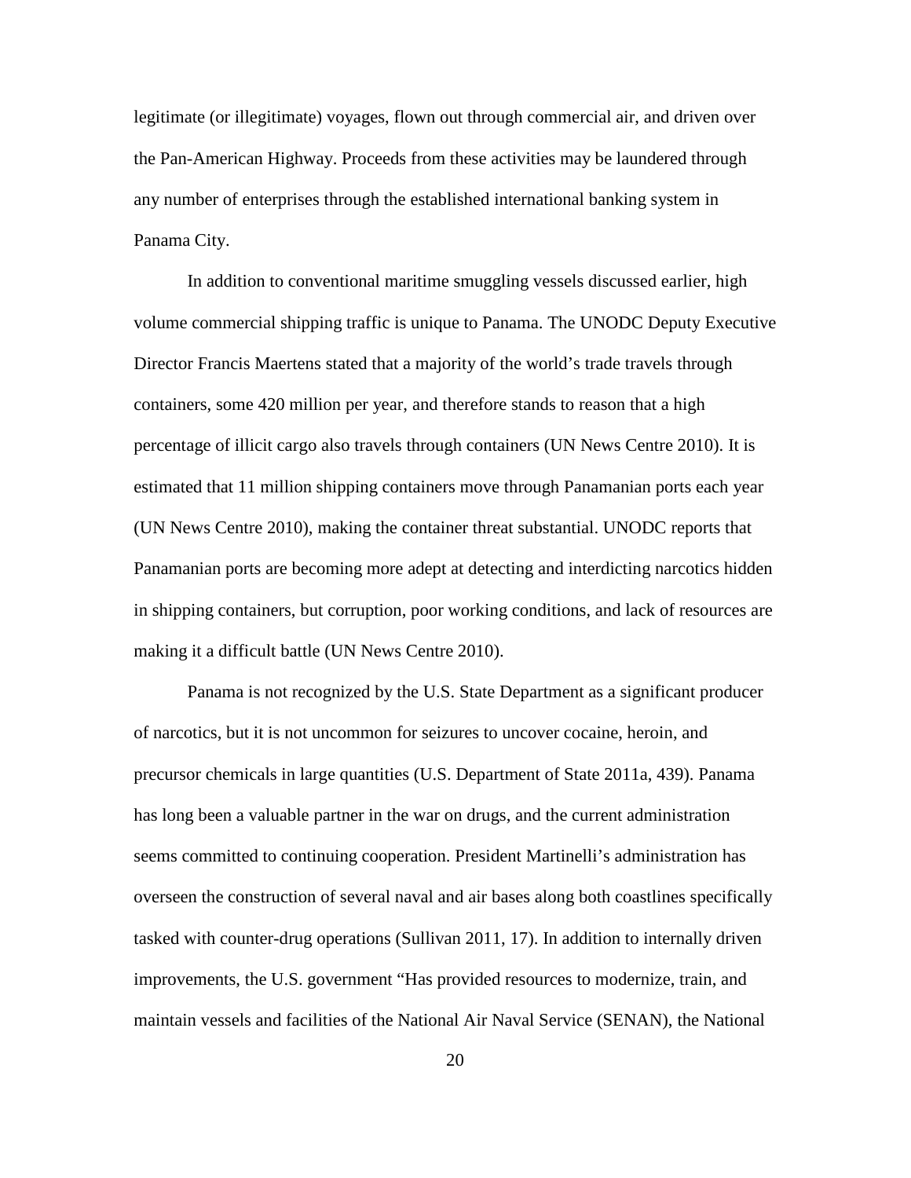legitimate (or illegitimate) voyages, flown out through commercial air, and driven over the Pan-American Highway. Proceeds from these activities may be laundered through any number of enterprises through the established international banking system in Panama City.

In addition to conventional maritime smuggling vessels discussed earlier, high volume commercial shipping traffic is unique to Panama. The UNODC Deputy Executive Director Francis Maertens stated that a majority of the world's trade travels through containers, some 420 million per year, and therefore stands to reason that a high percentage of illicit cargo also travels through containers (UN News Centre 2010). It is estimated that 11 million shipping containers move through Panamanian ports each year (UN News Centre 2010), making the container threat substantial. UNODC reports that Panamanian ports are becoming more adept at detecting and interdicting narcotics hidden in shipping containers, but corruption, poor working conditions, and lack of resources are making it a difficult battle (UN News Centre 2010).

Panama is not recognized by the U.S. State Department as a significant producer of narcotics, but it is not uncommon for seizures to uncover cocaine, heroin, and precursor chemicals in large quantities (U.S. Department of State 2011a, 439). Panama has long been a valuable partner in the war on drugs, and the current administration seems committed to continuing cooperation. President Martinelli's administration has overseen the construction of several naval and air bases along both coastlines specifically tasked with counter-drug operations (Sullivan 2011, 17). In addition to internally driven improvements, the U.S. government "Has provided resources to modernize, train, and maintain vessels and facilities of the National Air Naval Service (SENAN), the National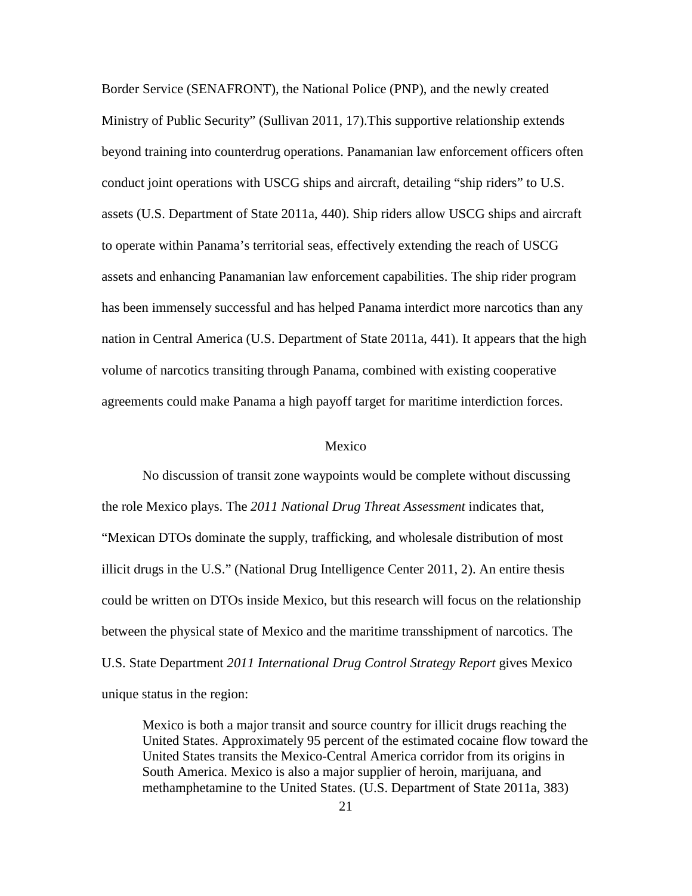Border Service (SENAFRONT), the National Police (PNP), and the newly created Ministry of Public Security" (Sullivan 2011, 17).This supportive relationship extends beyond training into counterdrug operations. Panamanian law enforcement officers often conduct joint operations with USCG ships and aircraft, detailing "ship riders" to U.S. assets (U.S. Department of State 2011a, 440). Ship riders allow USCG ships and aircraft to operate within Panama's territorial seas, effectively extending the reach of USCG assets and enhancing Panamanian law enforcement capabilities. The ship rider program has been immensely successful and has helped Panama interdict more narcotics than any nation in Central America (U.S. Department of State 2011a, 441). It appears that the high volume of narcotics transiting through Panama, combined with existing cooperative agreements could make Panama a high payoff target for maritime interdiction forces.

## Mexico

No discussion of transit zone waypoints would be complete without discussing the role Mexico plays. The *2011 National Drug Threat Assessment* indicates that, "Mexican DTOs dominate the supply, trafficking, and wholesale distribution of most illicit drugs in the U.S." (National Drug Intelligence Center 2011, 2). An entire thesis could be written on DTOs inside Mexico, but this research will focus on the relationship between the physical state of Mexico and the maritime transshipment of narcotics. The U.S. State Department *2011 International Drug Control Strategy Report* gives Mexico unique status in the region:

> Mexico is both a major transit and source country for illicit drugs reaching the United States. Approximately 95 percent of the estimated cocaine flow toward the United States transits the Mexico-Central America corridor from its origins in South America. Mexico is also a major supplier of heroin, marijuana, and methamphetamine to the United States. (U.S. Department of State 2011a, 383)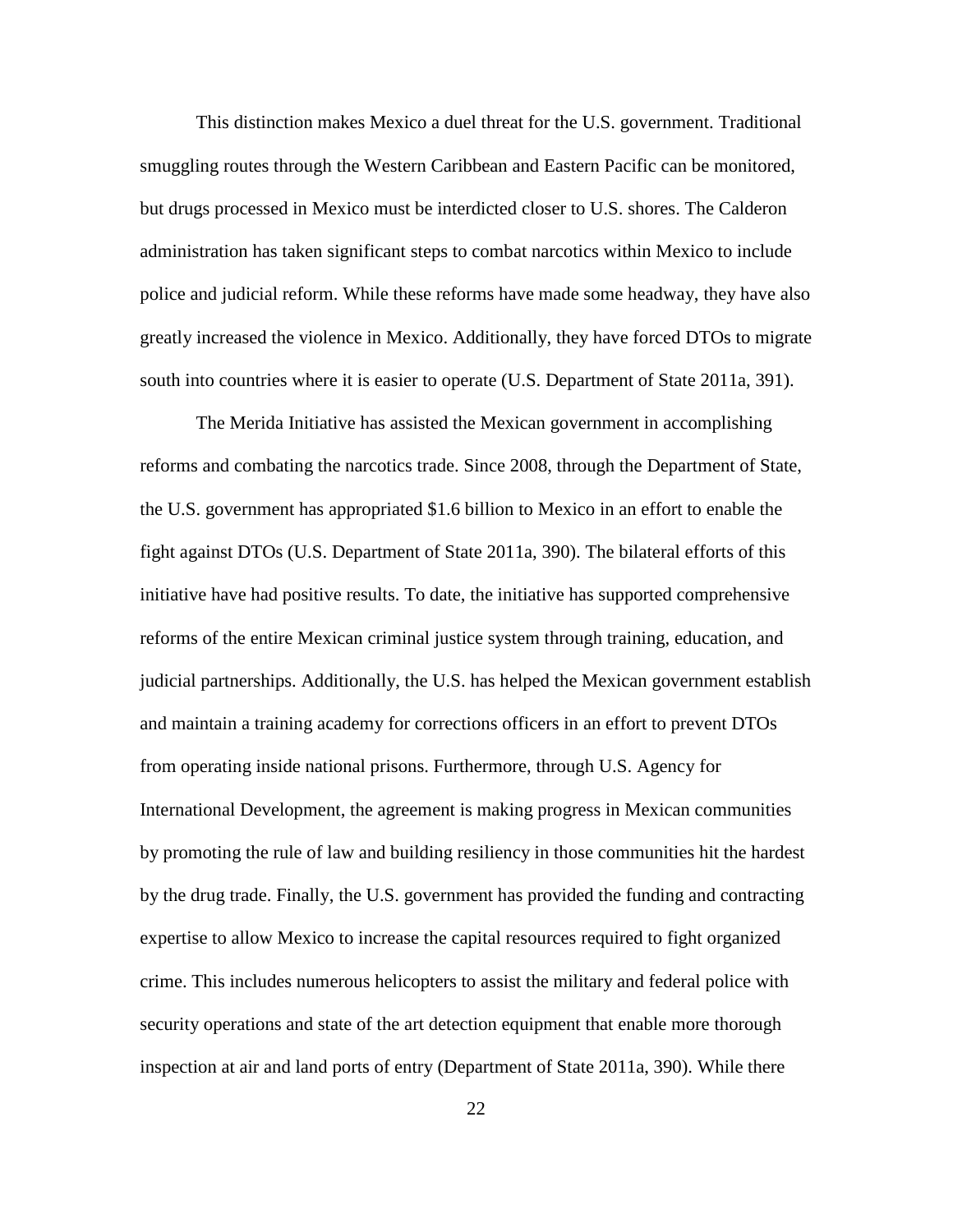This distinction makes Mexico a duel threat for the U.S. government. Traditional smuggling routes through the Western Caribbean and Eastern Pacific can be monitored, but drugs processed in Mexico must be interdicted closer to U.S. shores. The Calderon administration has taken significant steps to combat narcotics within Mexico to include police and judicial reform. While these reforms have made some headway, they have also greatly increased the violence in Mexico. Additionally, they have forced DTOs to migrate south into countries where it is easier to operate (U.S. Department of State 2011a, 391).

The Merida Initiative has assisted the Mexican government in accomplishing reforms and combating the narcotics trade. Since 2008, through the Department of State, the U.S. government has appropriated $1.6 billion to Mexico in an effort to enable the fight against DTOs (U.S. Department of State 2011a, 390). The bilateral efforts of this initiative have had positive results. To date, the initiative has supported comprehensive reforms of the entire Mexican criminal justice system through training, education, and judicial partnerships. Additionally, the U.S. has helped the Mexican government establish and maintain a training academy for corrections officers in an effort to prevent DTOs from operating inside national prisons. Furthermore, through U.S. Agency for International Development, the agreement is making progress in Mexican communities by promoting the rule of law and building resiliency in those communities hit the hardest by the drug trade. Finally, the U.S. government has provided the funding and contracting expertise to allow Mexico to increase the capital resources required to fight organized crime. This includes numerous helicopters to assist the military and federal police with security operations and state of the art detection equipment that enable more thorough inspection at air and land ports of entry (Department of State 2011a, 390). While there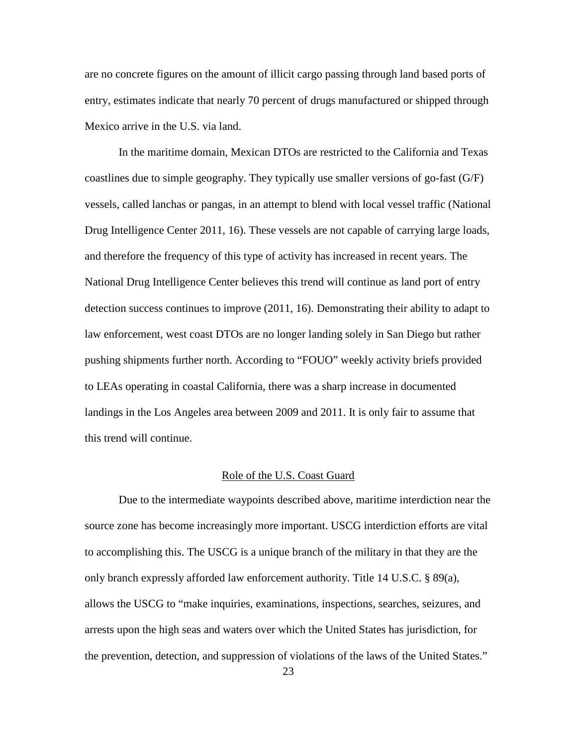are no concrete figures on the amount of illicit cargo passing through land based ports of entry, estimates indicate that nearly 70 percent of drugs manufactured or shipped through Mexico arrive in the U.S. via land.

In the maritime domain, Mexican DTOs are restricted to the California and Texas coastlines due to simple geography. They typically use smaller versions of go-fast (G/F) vessels, called lanchas or pangas, in an attempt to blend with local vessel traffic (National Drug Intelligence Center 2011, 16). These vessels are not capable of carrying large loads, and therefore the frequency of this type of activity has increased in recent years. The National Drug Intelligence Center believes this trend will continue as land port of entry detection success continues to improve (2011, 16). Demonstrating their ability to adapt to law enforcement, west coast DTOs are no longer landing solely in San Diego but rather pushing shipments further north. According to "FOUO" weekly activity briefs provided to LEAs operating in coastal California, there was a sharp increase in documented landings in the Los Angeles area between 2009 and 2011. It is only fair to assume that this trend will continue.

## Role of the U.S. Coast Guard

Due to the intermediate waypoints described above, maritime interdiction near the source zone has become increasingly more important. USCG interdiction efforts are vital to accomplishing this. The USCG is a unique branch of the military in that they are the only branch expressly afforded law enforcement authority. Title 14 U.S.C. § 89(a), allows the USCG to "make inquiries, examinations, inspections, searches, seizures, and arrests upon the high seas and waters over which the United States has jurisdiction, for the prevention, detection, and suppression of violations of the laws of the United States."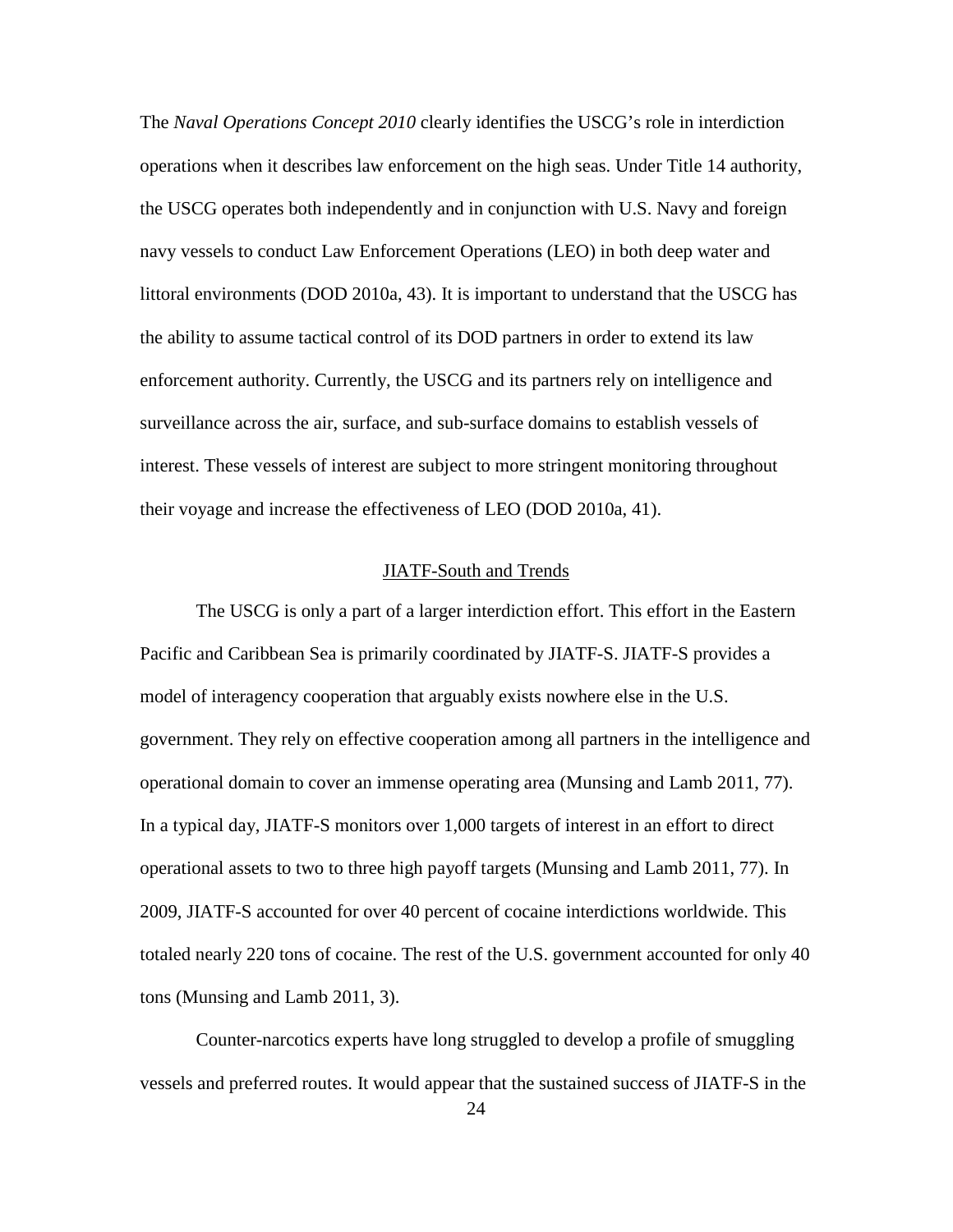The *Naval Operations Concept 2010* clearly identifies the USCG's role in interdiction operations when it describes law enforcement on the high seas. Under Title 14 authority, the USCG operates both independently and in conjunction with U.S. Navy and foreign navy vessels to conduct Law Enforcement Operations (LEO) in both deep water and littoral environments (DOD 2010a, 43). It is important to understand that the USCG has the ability to assume tactical control of its DOD partners in order to extend its law enforcement authority. Currently, the USCG and its partners rely on intelligence and surveillance across the air, surface, and sub-surface domains to establish vessels of interest. These vessels of interest are subject to more stringent monitoring throughout their voyage and increase the effectiveness of LEO (DOD 2010a, 41).

## JIATF-South and Trends

The USCG is only a part of a larger interdiction effort. This effort in the Eastern Pacific and Caribbean Sea is primarily coordinated by JIATF-S. JIATF-S provides a model of interagency cooperation that arguably exists nowhere else in the U.S. government. They rely on effective cooperation among all partners in the intelligence and operational domain to cover an immense operating area (Munsing and Lamb 2011, 77). In a typical day, JIATF-S monitors over 1,000 targets of interest in an effort to direct operational assets to two to three high payoff targets (Munsing and Lamb 2011, 77). In 2009, JIATF-S accounted for over 40 percent of cocaine interdictions worldwide. This totaled nearly 220 tons of cocaine. The rest of the U.S. government accounted for only 40 tons (Munsing and Lamb 2011, 3).

Counter-narcotics experts have long struggled to develop a profile of smuggling vessels and preferred routes. It would appear that the sustained success of JIATF-S in the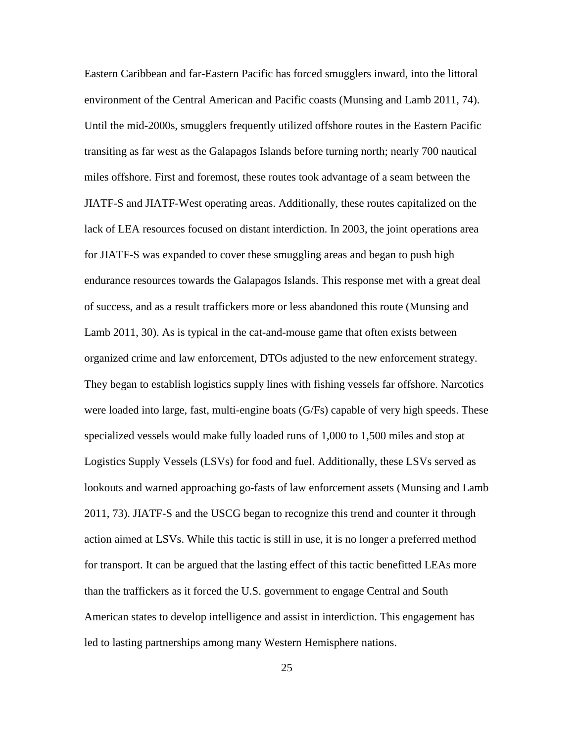Eastern Caribbean and far-Eastern Pacific has forced smugglers inward, into the littoral environment of the Central American and Pacific coasts (Munsing and Lamb 2011, 74). Until the mid-2000s, smugglers frequently utilized offshore routes in the Eastern Pacific transiting as far west as the Galapagos Islands before turning north; nearly 700 nautical miles offshore. First and foremost, these routes took advantage of a seam between the JIATF-S and JIATF-West operating areas. Additionally, these routes capitalized on the lack of LEA resources focused on distant interdiction. In 2003, the joint operations area for JIATF-S was expanded to cover these smuggling areas and began to push high endurance resources towards the Galapagos Islands. This response met with a great deal of success, and as a result traffickers more or less abandoned this route (Munsing and Lamb 2011, 30). As is typical in the cat-and-mouse game that often exists between organized crime and law enforcement, DTOs adjusted to the new enforcement strategy. They began to establish logistics supply lines with fishing vessels far offshore. Narcotics were loaded into large, fast, multi-engine boats (G/Fs) capable of very high speeds. These specialized vessels would make fully loaded runs of 1,000 to 1,500 miles and stop at Logistics Supply Vessels (LSVs) for food and fuel. Additionally, these LSVs served as lookouts and warned approaching go-fasts of law enforcement assets (Munsing and Lamb 2011, 73). JIATF-S and the USCG began to recognize this trend and counter it through action aimed at LSVs. While this tactic is still in use, it is no longer a preferred method for transport. It can be argued that the lasting effect of this tactic benefitted LEAs more than the traffickers as it forced the U.S. government to engage Central and South American states to develop intelligence and assist in interdiction. This engagement has led to lasting partnerships among many Western Hemisphere nations.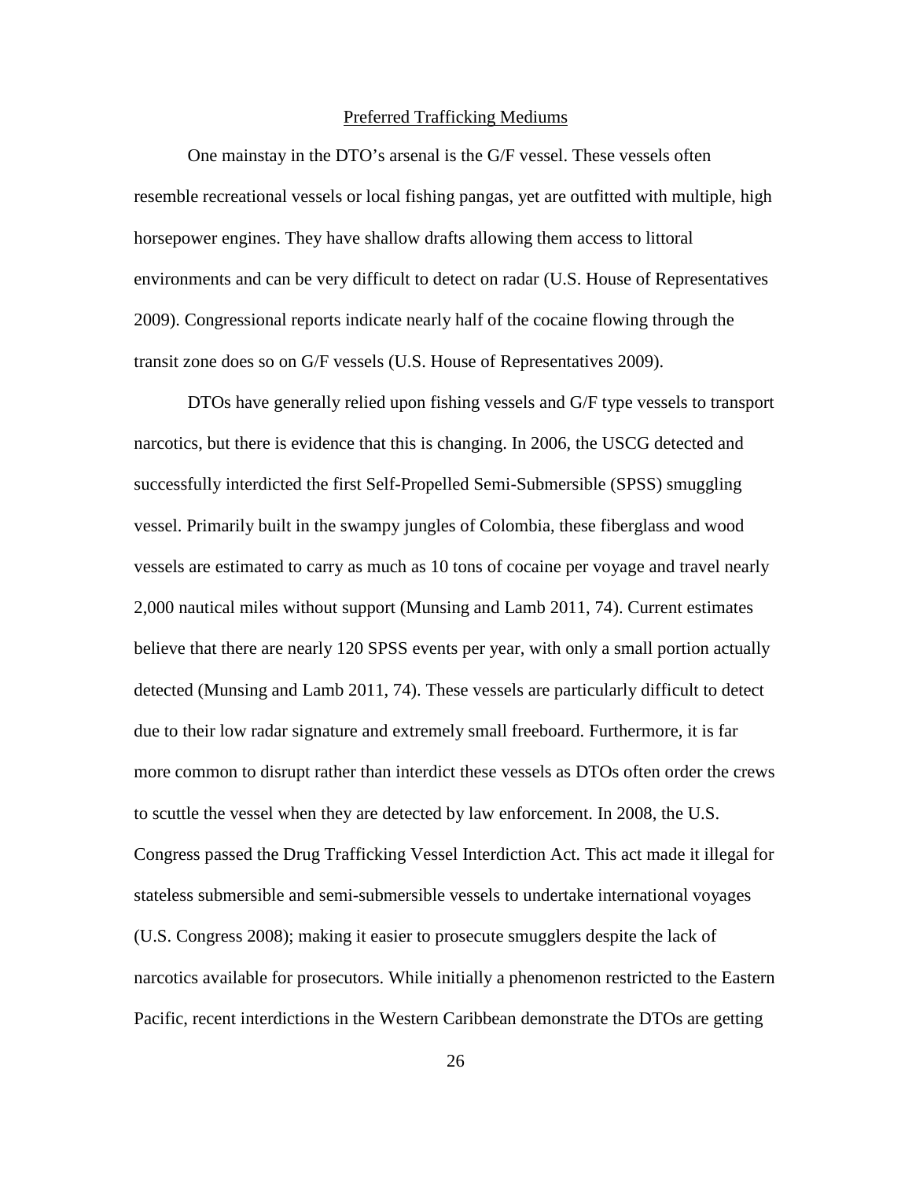## Preferred Trafficking Mediums

One mainstay in the DTO's arsenal is the G/F vessel. These vessels often resemble recreational vessels or local fishing pangas, yet are outfitted with multiple, high horsepower engines. They have shallow drafts allowing them access to littoral environments and can be very difficult to detect on radar (U.S. House of Representatives 2009). Congressional reports indicate nearly half of the cocaine flowing through the transit zone does so on G/F vessels (U.S. House of Representatives 2009).

DTOs have generally relied upon fishing vessels and G/F type vessels to transport narcotics, but there is evidence that this is changing. In 2006, the USCG detected and successfully interdicted the first Self-Propelled Semi-Submersible (SPSS) smuggling vessel. Primarily built in the swampy jungles of Colombia, these fiberglass and wood vessels are estimated to carry as much as 10 tons of cocaine per voyage and travel nearly 2,000 nautical miles without support (Munsing and Lamb 2011, 74). Current estimates believe that there are nearly 120 SPSS events per year, with only a small portion actually detected (Munsing and Lamb 2011, 74). These vessels are particularly difficult to detect due to their low radar signature and extremely small freeboard. Furthermore, it is far more common to disrupt rather than interdict these vessels as DTOs often order the crews to scuttle the vessel when they are detected by law enforcement. In 2008, the U.S. Congress passed the Drug Trafficking Vessel Interdiction Act. This act made it illegal for stateless submersible and semi-submersible vessels to undertake international voyages (U.S. Congress 2008); making it easier to prosecute smugglers despite the lack of narcotics available for prosecutors. While initially a phenomenon restricted to the Eastern Pacific, recent interdictions in the Western Caribbean demonstrate the DTOs are getting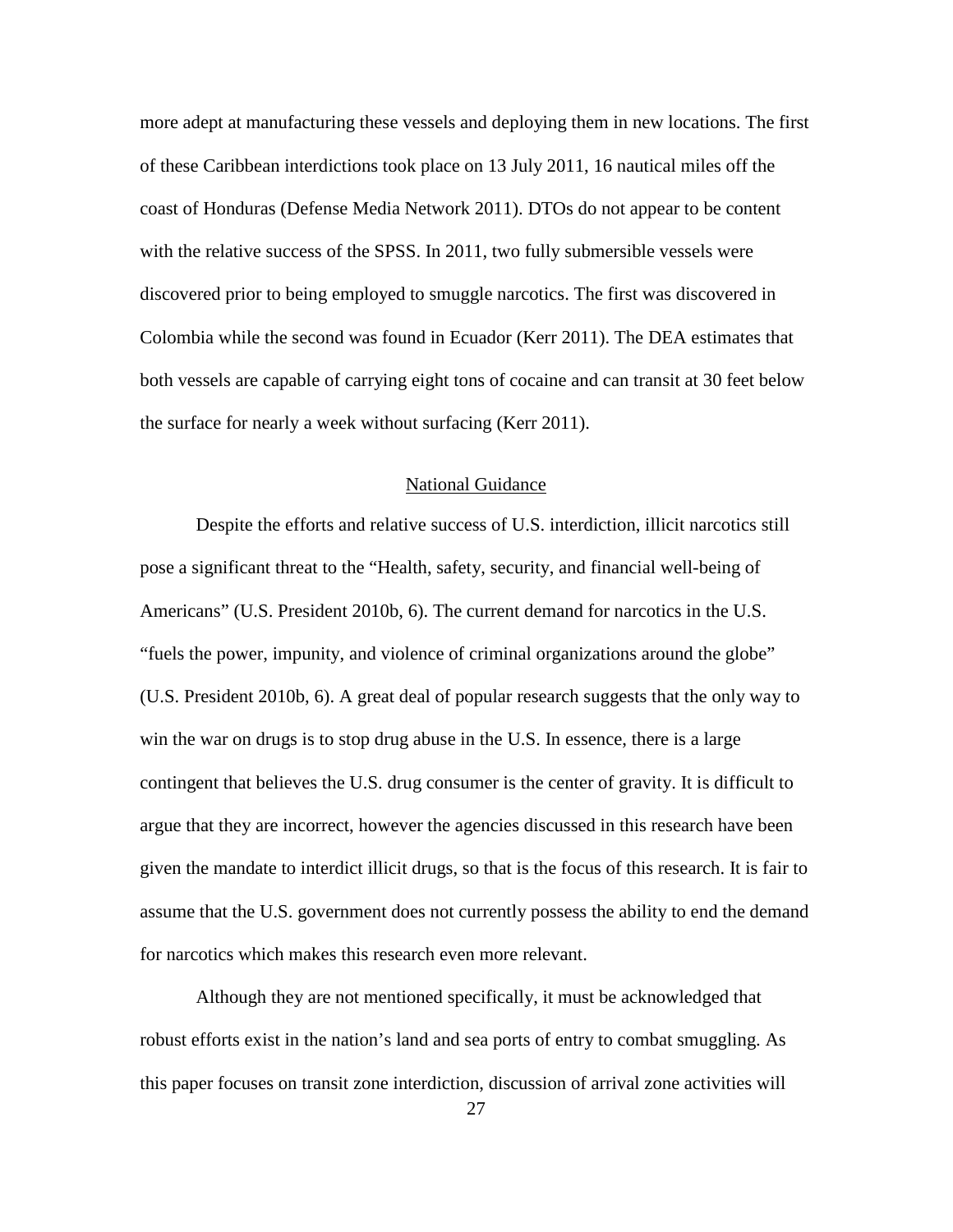more adept at manufacturing these vessels and deploying them in new locations. The first of these Caribbean interdictions took place on 13 July 2011, 16 nautical miles off the coast of Honduras (Defense Media Network 2011). DTOs do not appear to be content with the relative success of the SPSS. In 2011, two fully submersible vessels were discovered prior to being employed to smuggle narcotics. The first was discovered in Colombia while the second was found in Ecuador (Kerr 2011). The DEA estimates that both vessels are capable of carrying eight tons of cocaine and can transit at 30 feet below the surface for nearly a week without surfacing (Kerr 2011).

## National Guidance

Despite the efforts and relative success of U.S. interdiction, illicit narcotics still pose a significant threat to the "Health, safety, security, and financial well-being of Americans" (U.S. President 2010b, 6). The current demand for narcotics in the U.S. "fuels the power, impunity, and violence of criminal organizations around the globe" (U.S. President 2010b, 6). A great deal of popular research suggests that the only way to win the war on drugs is to stop drug abuse in the U.S. In essence, there is a large contingent that believes the U.S. drug consumer is the center of gravity. It is difficult to argue that they are incorrect, however the agencies discussed in this research have been given the mandate to interdict illicit drugs, so that is the focus of this research. It is fair to assume that the U.S. government does not currently possess the ability to end the demand for narcotics which makes this research even more relevant.

Although they are not mentioned specifically, it must be acknowledged that robust efforts exist in the nation's land and sea ports of entry to combat smuggling. As this paper focuses on transit zone interdiction, discussion of arrival zone activities will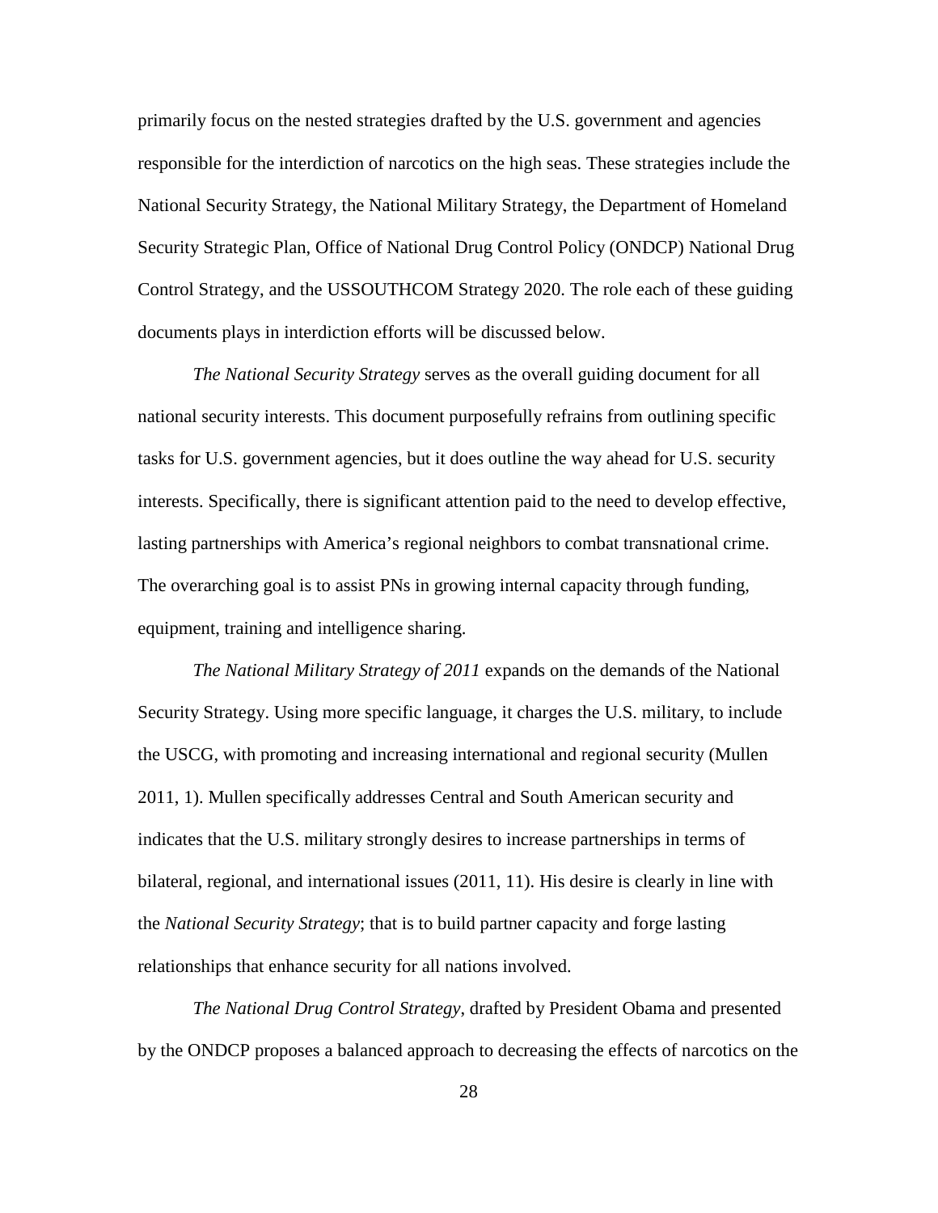primarily focus on the nested strategies drafted by the U.S. government and agencies responsible for the interdiction of narcotics on the high seas. These strategies include the National Security Strategy, the National Military Strategy, the Department of Homeland Security Strategic Plan, Office of National Drug Control Policy (ONDCP) National Drug Control Strategy, and the USSOUTHCOM Strategy 2020. The role each of these guiding documents plays in interdiction efforts will be discussed below.

*The National Security Strategy* serves as the overall guiding document for all national security interests. This document purposefully refrains from outlining specific tasks for U.S. government agencies, but it does outline the way ahead for U.S. security interests. Specifically, there is significant attention paid to the need to develop effective, lasting partnerships with America's regional neighbors to combat transnational crime. The overarching goal is to assist PNs in growing internal capacity through funding, equipment, training and intelligence sharing.

*The National Military Strategy of 2011* expands on the demands of the National Security Strategy. Using more specific language, it charges the U.S. military, to include the USCG, with promoting and increasing international and regional security (Mullen 2011, 1). Mullen specifically addresses Central and South American security and indicates that the U.S. military strongly desires to increase partnerships in terms of bilateral, regional, and international issues (2011, 11). His desire is clearly in line with the *National Security Strategy*; that is to build partner capacity and forge lasting relationships that enhance security for all nations involved.

*The National Drug Control Strategy*, drafted by President Obama and presented by the ONDCP proposes a balanced approach to decreasing the effects of narcotics on the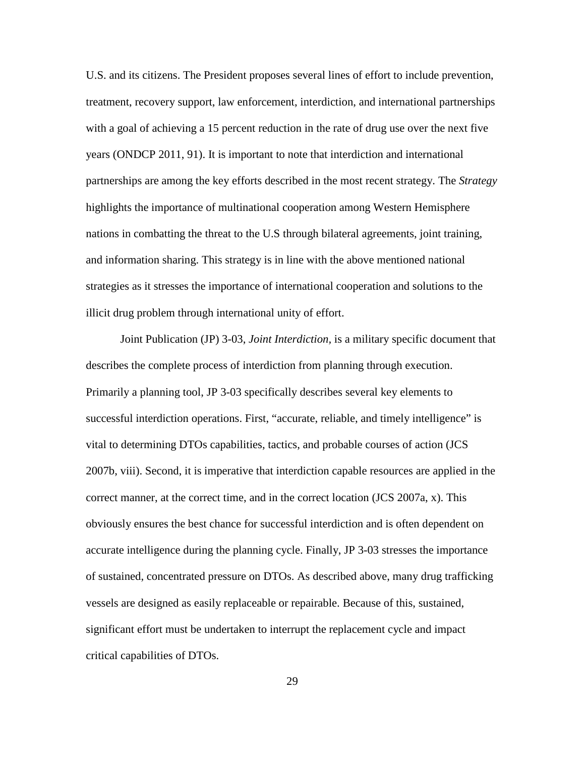U.S. and its citizens. The President proposes several lines of effort to include prevention, treatment, recovery support, law enforcement, interdiction, and international partnerships with a goal of achieving a 15 percent reduction in the rate of drug use over the next five years (ONDCP 2011, 91). It is important to note that interdiction and international partnerships are among the key efforts described in the most recent strategy. The *Strategy* highlights the importance of multinational cooperation among Western Hemisphere nations in combatting the threat to the U.S through bilateral agreements, joint training, and information sharing. This strategy is in line with the above mentioned national strategies as it stresses the importance of international cooperation and solutions to the illicit drug problem through international unity of effort.

Joint Publication (JP) 3-03, *Joint Interdiction*, is a military specific document that describes the complete process of interdiction from planning through execution. Primarily a planning tool, JP 3-03 specifically describes several key elements to successful interdiction operations. First, "accurate, reliable, and timely intelligence" is vital to determining DTOs capabilities, tactics, and probable courses of action (JCS 2007b, viii). Second, it is imperative that interdiction capable resources are applied in the correct manner, at the correct time, and in the correct location (JCS 2007a, x). This obviously ensures the best chance for successful interdiction and is often dependent on accurate intelligence during the planning cycle. Finally, JP 3-03 stresses the importance of sustained, concentrated pressure on DTOs. As described above, many drug trafficking vessels are designed as easily replaceable or repairable. Because of this, sustained, significant effort must be undertaken to interrupt the replacement cycle and impact critical capabilities of DTOs.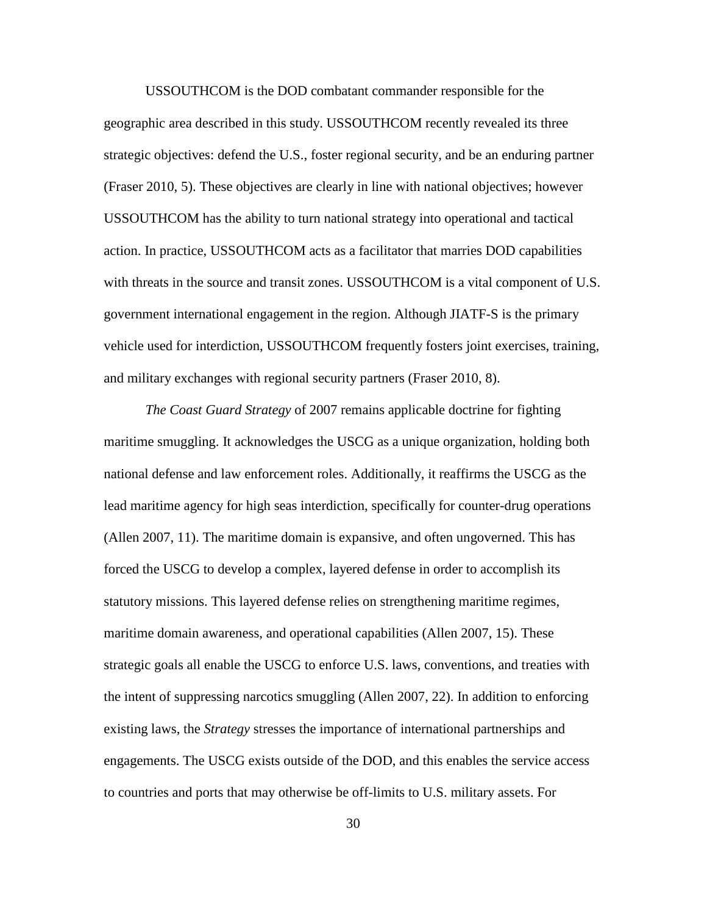USSOUTHCOM is the DOD combatant commander responsible for the geographic area described in this study. USSOUTHCOM recently revealed its three strategic objectives: defend the U.S., foster regional security, and be an enduring partner (Fraser 2010, 5). These objectives are clearly in line with national objectives; however USSOUTHCOM has the ability to turn national strategy into operational and tactical action. In practice, USSOUTHCOM acts as a facilitator that marries DOD capabilities with threats in the source and transit zones. USSOUTHCOM is a vital component of U.S. government international engagement in the region. Although JIATF-S is the primary vehicle used for interdiction, USSOUTHCOM frequently fosters joint exercises, training, and military exchanges with regional security partners (Fraser 2010, 8).

*The Coast Guard Strategy* of 2007 remains applicable doctrine for fighting maritime smuggling. It acknowledges the USCG as a unique organization, holding both national defense and law enforcement roles. Additionally, it reaffirms the USCG as the lead maritime agency for high seas interdiction, specifically for counter-drug operations (Allen 2007, 11). The maritime domain is expansive, and often ungoverned. This has forced the USCG to develop a complex, layered defense in order to accomplish its statutory missions. This layered defense relies on strengthening maritime regimes, maritime domain awareness, and operational capabilities (Allen 2007, 15). These strategic goals all enable the USCG to enforce U.S. laws, conventions, and treaties with the intent of suppressing narcotics smuggling (Allen 2007, 22). In addition to enforcing existing laws, the *Strategy* stresses the importance of international partnerships and engagements. The USCG exists outside of the DOD, and this enables the service access to countries and ports that may otherwise be off-limits to U.S. military assets. For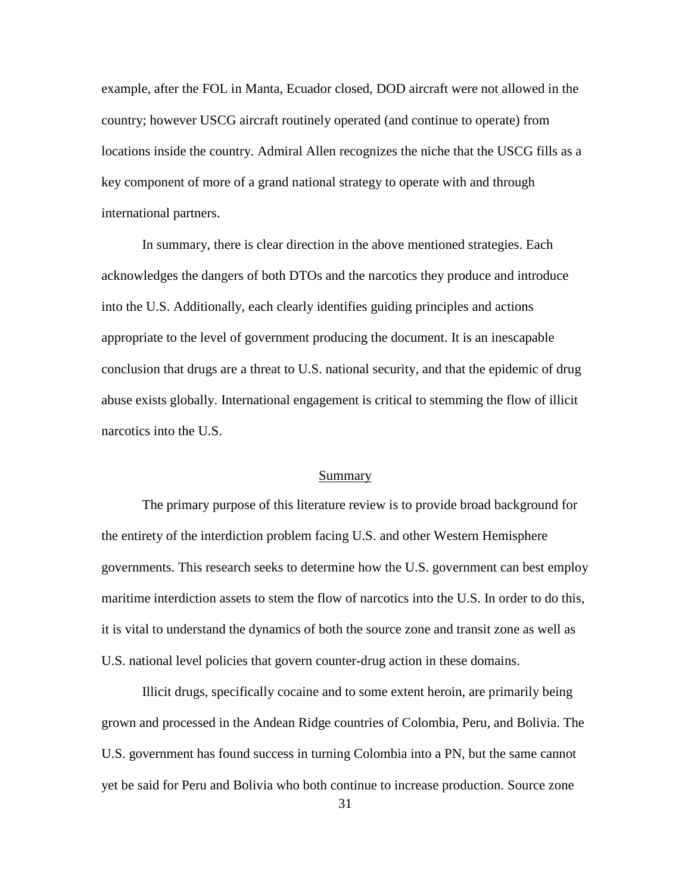example, after the FOL in Manta, Ecuador closed, DOD aircraft were not allowed in the country; however USCG aircraft routinely operated (and continue to operate) from locations inside the country. Admiral Allen recognizes the niche that the USCG fills as a key component of more of a grand national strategy to operate with and through international partners.

In summary, there is clear direction in the above mentioned strategies. Each acknowledges the dangers of both DTOs and the narcotics they produce and introduce into the U.S. Additionally, each clearly identifies guiding principles and actions appropriate to the level of government producing the document. It is an inescapable conclusion that drugs are a threat to U.S. national security, and that the epidemic of drug abuse exists globally. International engagement is critical to stemming the flow of illicit narcotics into the U.S.

## Summary

The primary purpose of this literature review is to provide broad background for the entirety of the interdiction problem facing U.S. and other Western Hemisphere governments. This research seeks to determine how the U.S. government can best employ maritime interdiction assets to stem the flow of narcotics into the U.S. In order to do this, it is vital to understand the dynamics of both the source zone and transit zone as well as U.S. national level policies that govern counter-drug action in these domains.

Illicit drugs, specifically cocaine and to some extent heroin, are primarily being grown and processed in the Andean Ridge countries of Colombia, Peru, and Bolivia. The U.S. government has found success in turning Colombia into a PN, but the same cannot yet be said for Peru and Bolivia who both continue to increase production. Source zone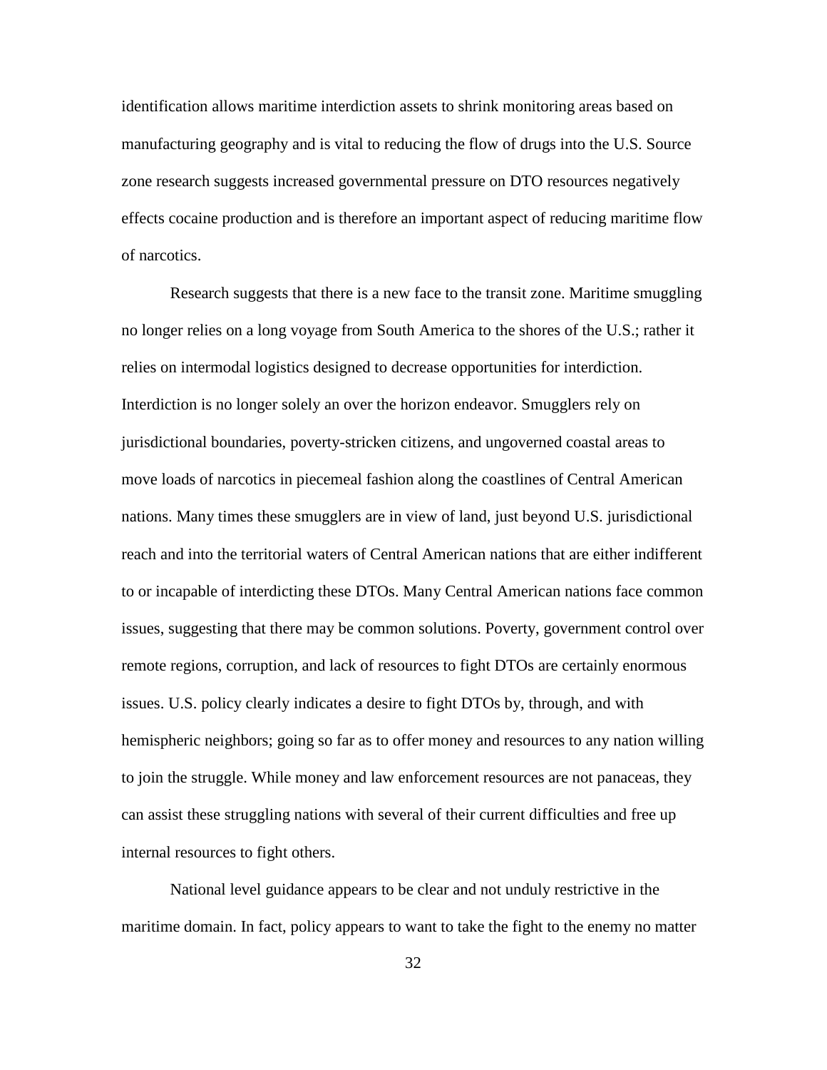identification allows maritime interdiction assets to shrink monitoring areas based on manufacturing geography and is vital to reducing the flow of drugs into the U.S. Source zone research suggests increased governmental pressure on DTO resources negatively effects cocaine production and is therefore an important aspect of reducing maritime flow of narcotics.

Research suggests that there is a new face to the transit zone. Maritime smuggling no longer relies on a long voyage from South America to the shores of the U.S.; rather it relies on intermodal logistics designed to decrease opportunities for interdiction. Interdiction is no longer solely an over the horizon endeavor. Smugglers rely on jurisdictional boundaries, poverty-stricken citizens, and ungoverned coastal areas to move loads of narcotics in piecemeal fashion along the coastlines of Central American nations. Many times these smugglers are in view of land, just beyond U.S. jurisdictional reach and into the territorial waters of Central American nations that are either indifferent to or incapable of interdicting these DTOs. Many Central American nations face common issues, suggesting that there may be common solutions. Poverty, government control over remote regions, corruption, and lack of resources to fight DTOs are certainly enormous issues. U.S. policy clearly indicates a desire to fight DTOs by, through, and with hemispheric neighbors; going so far as to offer money and resources to any nation willing to join the struggle. While money and law enforcement resources are not panaceas, they can assist these struggling nations with several of their current difficulties and free up internal resources to fight others.

National level guidance appears to be clear and not unduly restrictive in the maritime domain. In fact, policy appears to want to take the fight to the enemy no matter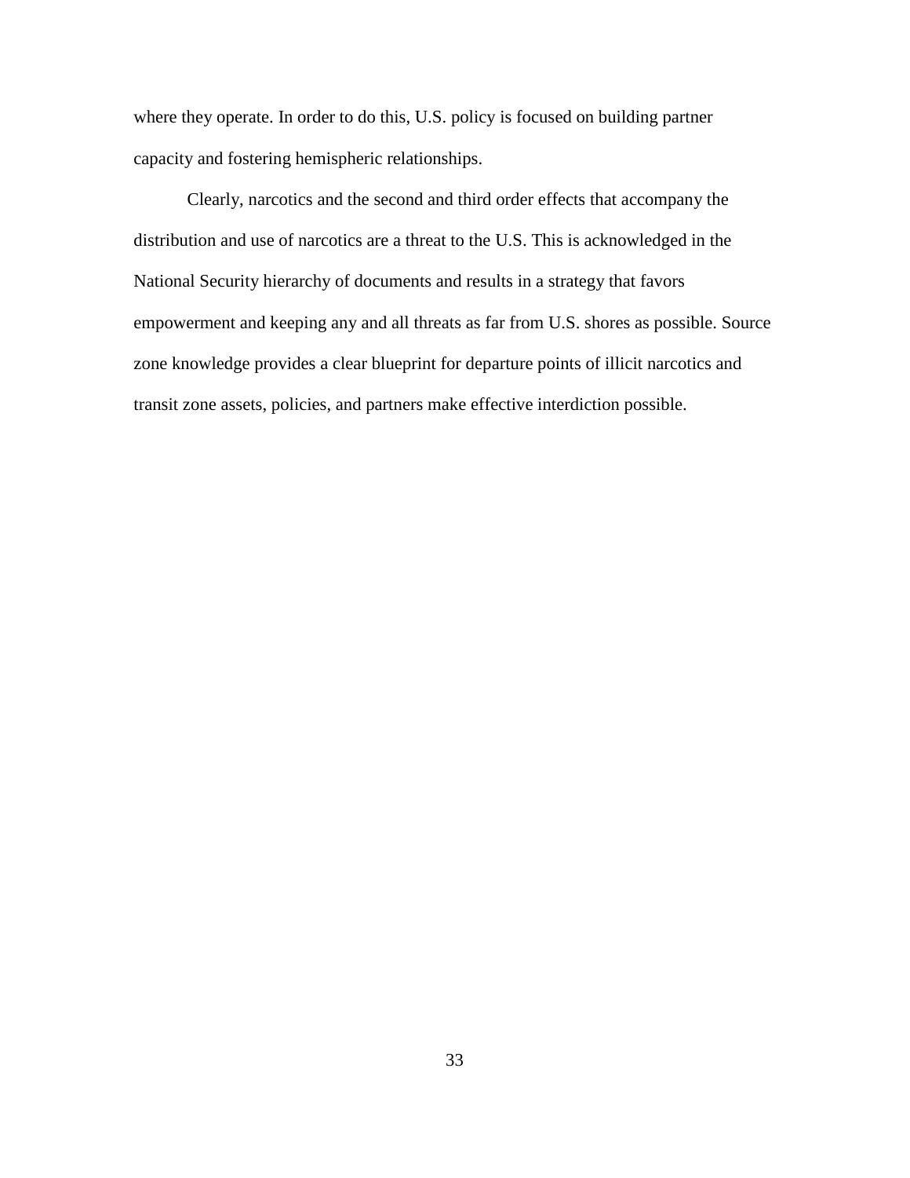where they operate. In order to do this, U.S. policy is focused on building partner capacity and fostering hemispheric relationships.

Clearly, narcotics and the second and third order effects that accompany the distribution and use of narcotics are a threat to the U.S. This is acknowledged in the National Security hierarchy of documents and results in a strategy that favors empowerment and keeping any and all threats as far from U.S. shores as possible. Source zone knowledge provides a clear blueprint for departure points of illicit narcotics and transit zone assets, policies, and partners make effective interdiction possible.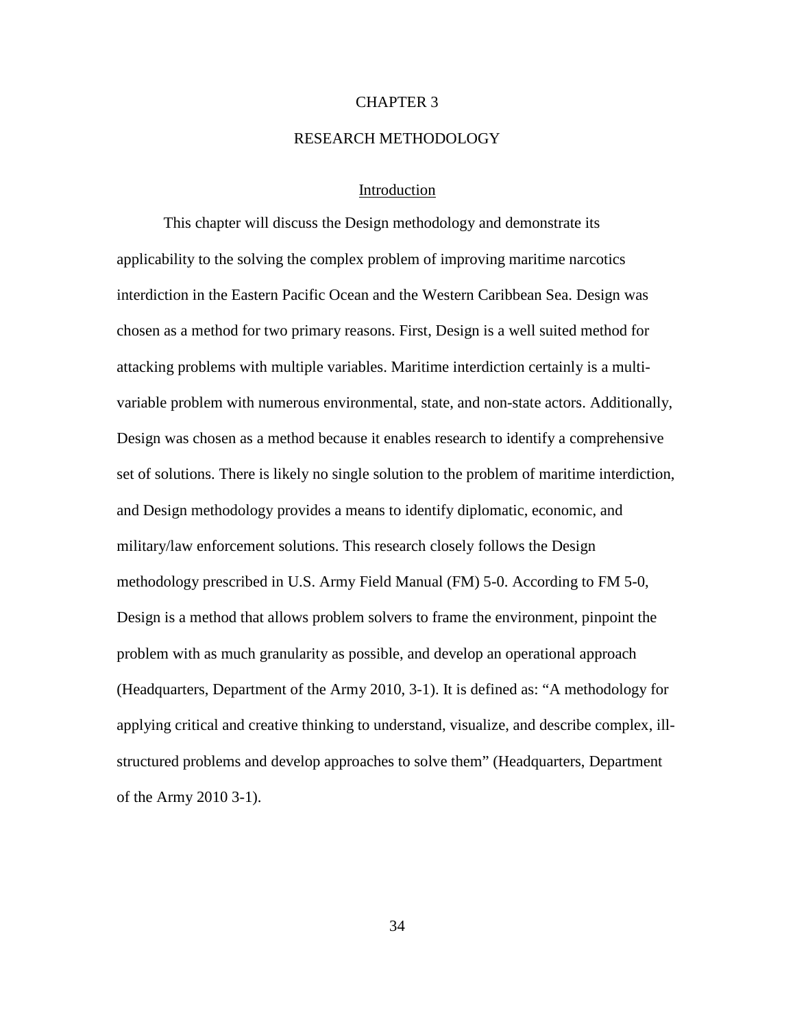# CHAPTER 3

# RESEARCH METHODOLOGY

## Introduction

This chapter will discuss the Design methodology and demonstrate its applicability to the solving the complex problem of improving maritime narcotics interdiction in the Eastern Pacific Ocean and the Western Caribbean Sea. Design was chosen as a method for two primary reasons. First, Design is a well suited method for attacking problems with multiple variables. Maritime interdiction certainly is a multi-variable problem with numerous environmental, state, and non-state actors. Additionally, Design was chosen as a method because it enables research to identify a comprehensive set of solutions. There is likely no single solution to the problem of maritime interdiction, and Design methodology provides a means to identify diplomatic, economic, and military/law enforcement solutions. This research closely follows the Design methodology prescribed in U.S. Army Field Manual (FM) 5-0. According to FM 5-0, Design is a method that allows problem solvers to frame the environment, pinpoint the problem with as much granularity as possible, and develop an operational approach (Headquarters, Department of the Army 2010, 3-1). It is defined as: "A methodology for applying critical and creative thinking to understand, visualize, and describe complex, ill-structured problems and develop approaches to solve them" (Headquarters, Department of the Army 2010 3-1).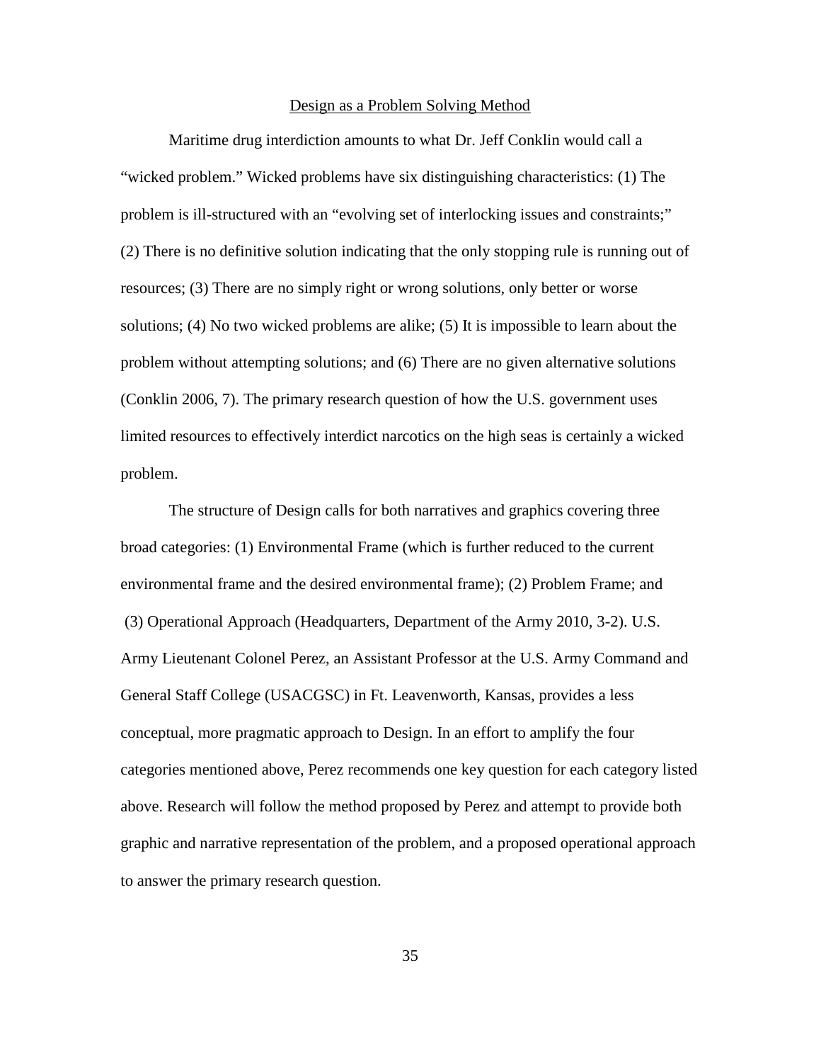## Design as a Problem Solving Method

Maritime drug interdiction amounts to what Dr. Jeff Conklin would call a "wicked problem." Wicked problems have six distinguishing characteristics: (1) The problem is ill-structured with an "evolving set of interlocking issues and constraints;" (2) There is no definitive solution indicating that the only stopping rule is running out of resources; (3) There are no simply right or wrong solutions, only better or worse solutions; (4) No two wicked problems are alike; (5) It is impossible to learn about the problem without attempting solutions; and (6) There are no given alternative solutions (Conklin 2006, 7). The primary research question of how the U.S. government uses limited resources to effectively interdict narcotics on the high seas is certainly a wicked problem.

The structure of Design calls for both narratives and graphics covering three broad categories: (1) Environmental Frame (which is further reduced to the current environmental frame and the desired environmental frame); (2) Problem Frame; and (3) Operational Approach (Headquarters, Department of the Army 2010, 3-2). U.S. Army Lieutenant Colonel Perez, an Assistant Professor at the U.S. Army Command and General Staff College (USACGSC) in Ft. Leavenworth, Kansas, provides a less conceptual, more pragmatic approach to Design. In an effort to amplify the four categories mentioned above, Perez recommends one key question for each category listed above. Research will follow the method proposed by Perez and attempt to provide both graphic and narrative representation of the problem, and a proposed operational approach to answer the primary research question.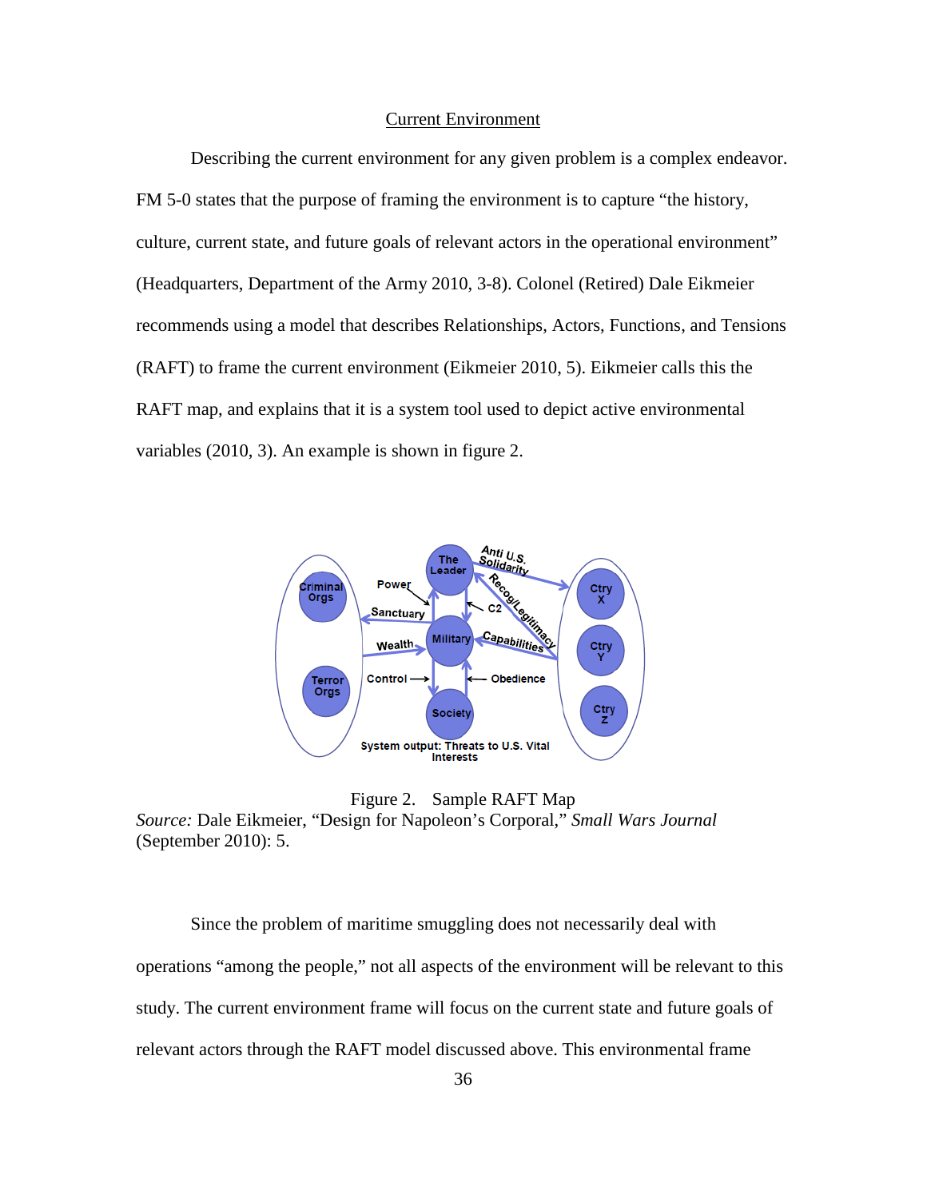## Current Environment

Describing the current environment for any given problem is a complex endeavor. FM 5-0 states that the purpose of framing the environment is to capture "the history, culture, current state, and future goals of relevant actors in the operational environment" (Headquarters, Department of the Army 2010, 3-8). Colonel (Retired) Dale Eikmeier recommends using a model that describes Relationships, Actors, Functions, and Tensions (RAFT) to frame the current environment (Eikmeier 2010, 5). Eikmeier calls this the RAFT map, and explains that it is a system tool used to depict active environmental variables (2010, 3). An example is shown in figure 2.

Figure 2. Sample RAFT Map
*Source:* Dale Eikmeier, "Design for Napoleon's Corporal," *Small Wars Journal* (September 2010): 5.

Since the problem of maritime smuggling does not necessarily deal with operations "among the people," not all aspects of the environment will be relevant to this study. The current environment frame will focus on the current state and future goals of relevant actors through the RAFT model discussed above. This environmental frame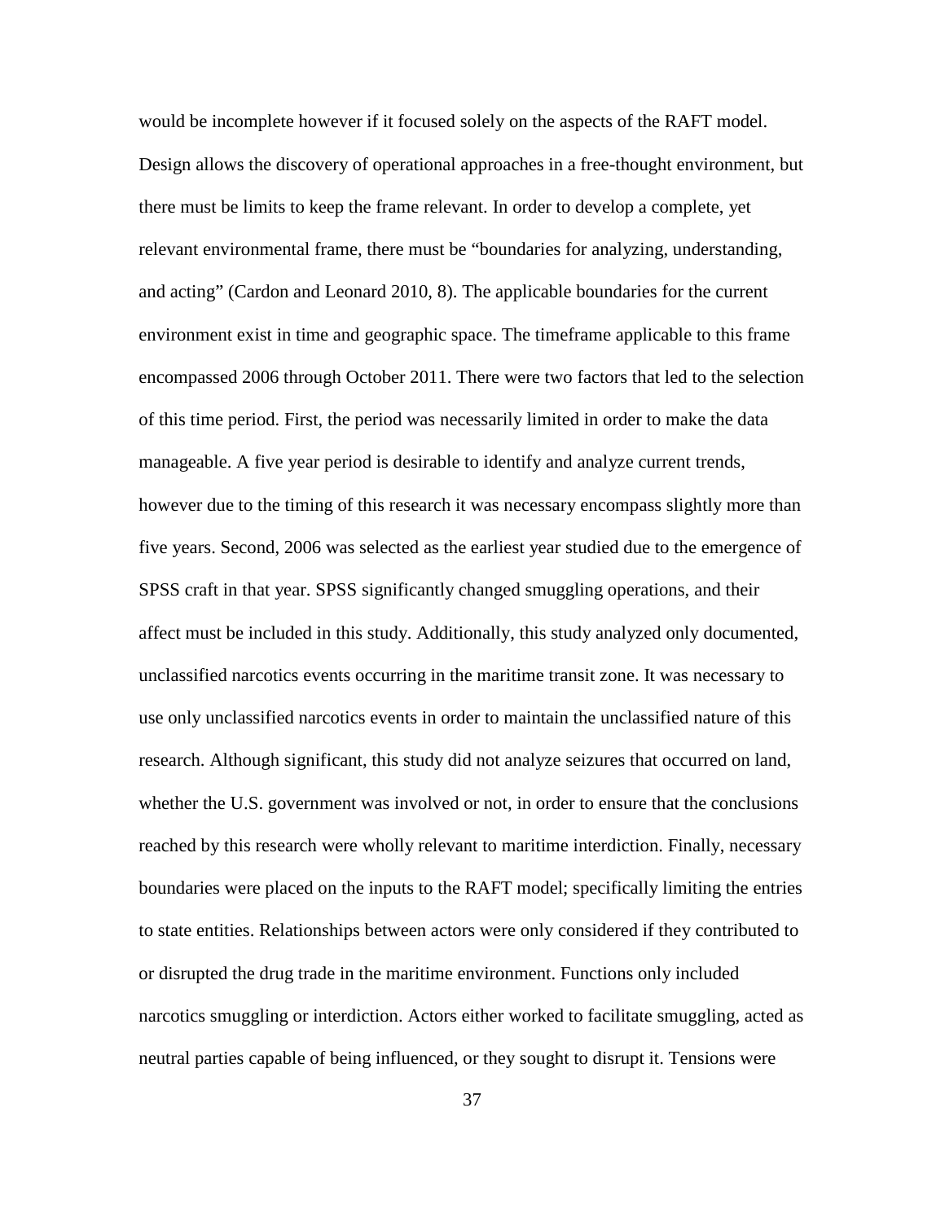would be incomplete however if it focused solely on the aspects of the RAFT model. Design allows the discovery of operational approaches in a free-thought environment, but there must be limits to keep the frame relevant. In order to develop a complete, yet relevant environmental frame, there must be "boundaries for analyzing, understanding, and acting" (Cardon and Leonard 2010, 8). The applicable boundaries for the current environment exist in time and geographic space. The timeframe applicable to this frame encompassed 2006 through October 2011. There were two factors that led to the selection of this time period. First, the period was necessarily limited in order to make the data manageable. A five year period is desirable to identify and analyze current trends, however due to the timing of this research it was necessary encompass slightly more than five years. Second, 2006 was selected as the earliest year studied due to the emergence of SPSS craft in that year. SPSS significantly changed smuggling operations, and their affect must be included in this study. Additionally, this study analyzed only documented, unclassified narcotics events occurring in the maritime transit zone. It was necessary to use only unclassified narcotics events in order to maintain the unclassified nature of this research. Although significant, this study did not analyze seizures that occurred on land, whether the U.S. government was involved or not, in order to ensure that the conclusions reached by this research were wholly relevant to maritime interdiction. Finally, necessary boundaries were placed on the inputs to the RAFT model; specifically limiting the entries to state entities. Relationships between actors were only considered if they contributed to or disrupted the drug trade in the maritime environment. Functions only included narcotics smuggling or interdiction. Actors either worked to facilitate smuggling, acted as neutral parties capable of being influenced, or they sought to disrupt it. Tensions were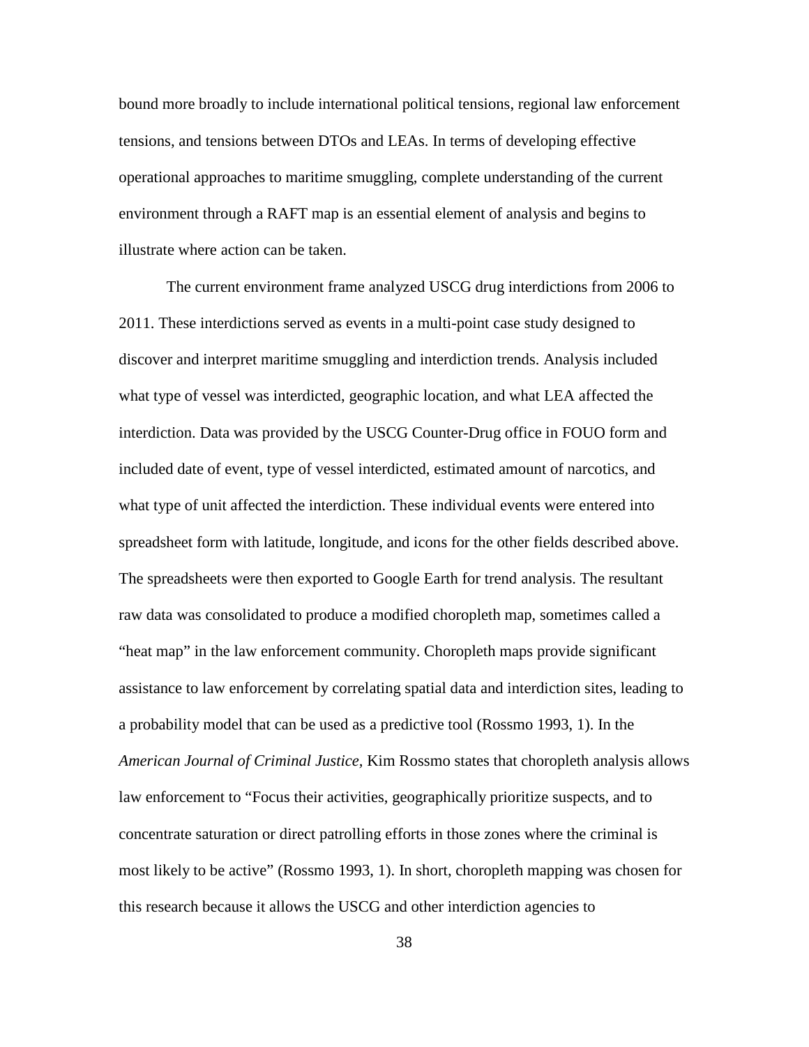bound more broadly to include international political tensions, regional law enforcement tensions, and tensions between DTOs and LEAs. In terms of developing effective operational approaches to maritime smuggling, complete understanding of the current environment through a RAFT map is an essential element of analysis and begins to illustrate where action can be taken.

The current environment frame analyzed USCG drug interdictions from 2006 to 2011. These interdictions served as events in a multi-point case study designed to discover and interpret maritime smuggling and interdiction trends. Analysis included what type of vessel was interdicted, geographic location, and what LEA affected the interdiction. Data was provided by the USCG Counter-Drug office in FOUO form and included date of event, type of vessel interdicted, estimated amount of narcotics, and what type of unit affected the interdiction. These individual events were entered into spreadsheet form with latitude, longitude, and icons for the other fields described above. The spreadsheets were then exported to Google Earth for trend analysis. The resultant raw data was consolidated to produce a modified choropleth map, sometimes called a "heat map" in the law enforcement community. Choropleth maps provide significant assistance to law enforcement by correlating spatial data and interdiction sites, leading to a probability model that can be used as a predictive tool (Rossmo 1993, 1). In the *American Journal of Criminal Justice,* Kim Rossmo states that choropleth analysis allows law enforcement to "Focus their activities, geographically prioritize suspects, and to concentrate saturation or direct patrolling efforts in those zones where the criminal is most likely to be active" (Rossmo 1993, 1). In short, choropleth mapping was chosen for this research because it allows the USCG and other interdiction agencies to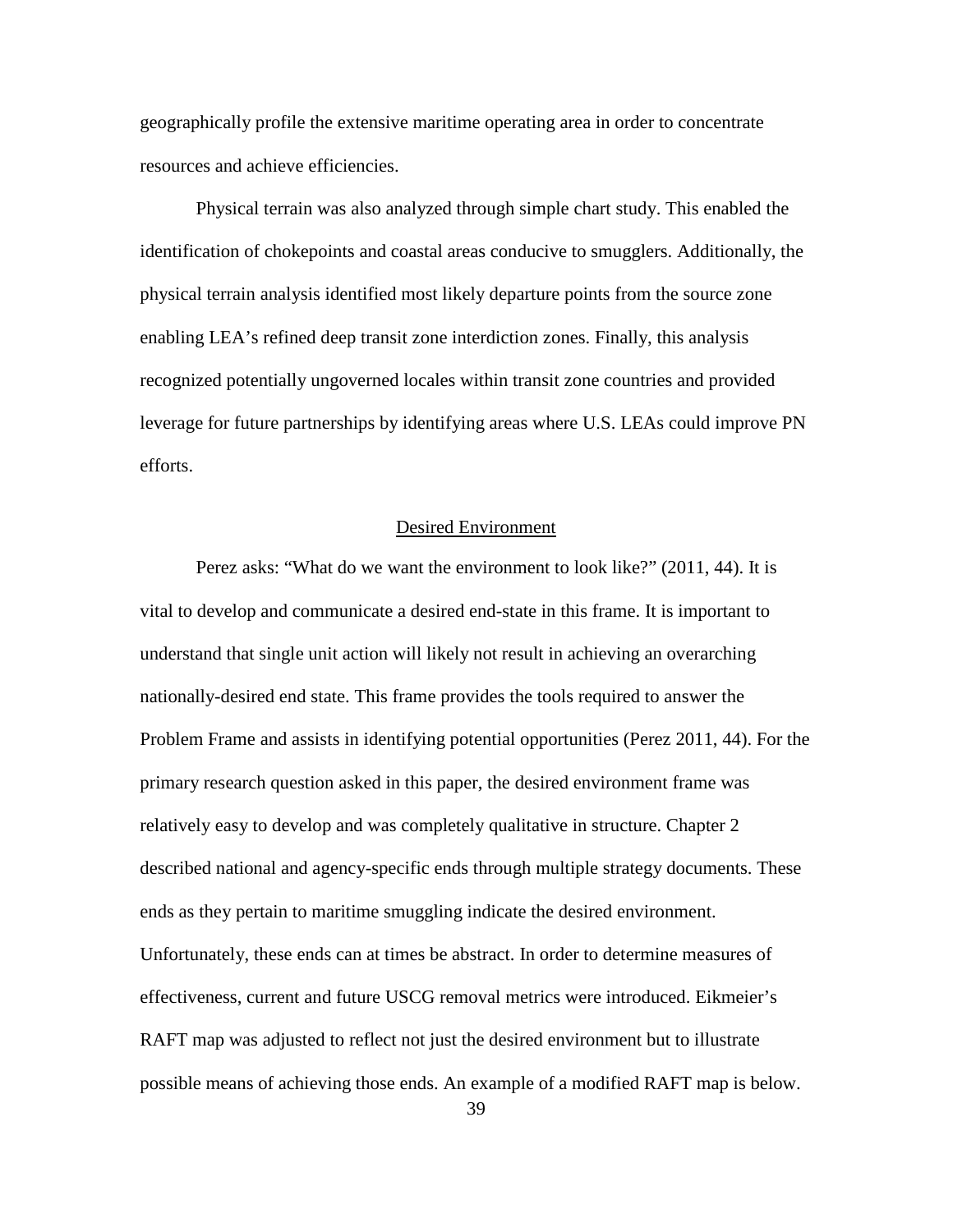geographically profile the extensive maritime operating area in order to concentrate resources and achieve efficiencies.

Physical terrain was also analyzed through simple chart study. This enabled the identification of chokepoints and coastal areas conducive to smugglers. Additionally, the physical terrain analysis identified most likely departure points from the source zone enabling LEA's refined deep transit zone interdiction zones. Finally, this analysis recognized potentially ungoverned locales within transit zone countries and provided leverage for future partnerships by identifying areas where U.S. LEAs could improve PN efforts.

## Desired Environment

Perez asks: "What do we want the environment to look like?" (2011, 44). It is vital to develop and communicate a desired end-state in this frame. It is important to understand that single unit action will likely not result in achieving an overarching nationally-desired end state. This frame provides the tools required to answer the Problem Frame and assists in identifying potential opportunities (Perez 2011, 44). For the primary research question asked in this paper, the desired environment frame was relatively easy to develop and was completely qualitative in structure. Chapter 2 described national and agency-specific ends through multiple strategy documents. These ends as they pertain to maritime smuggling indicate the desired environment. Unfortunately, these ends can at times be abstract. In order to determine measures of effectiveness, current and future USCG removal metrics were introduced. Eikmeier's RAFT map was adjusted to reflect not just the desired environment but to illustrate possible means of achieving those ends. An example of a modified RAFT map is below.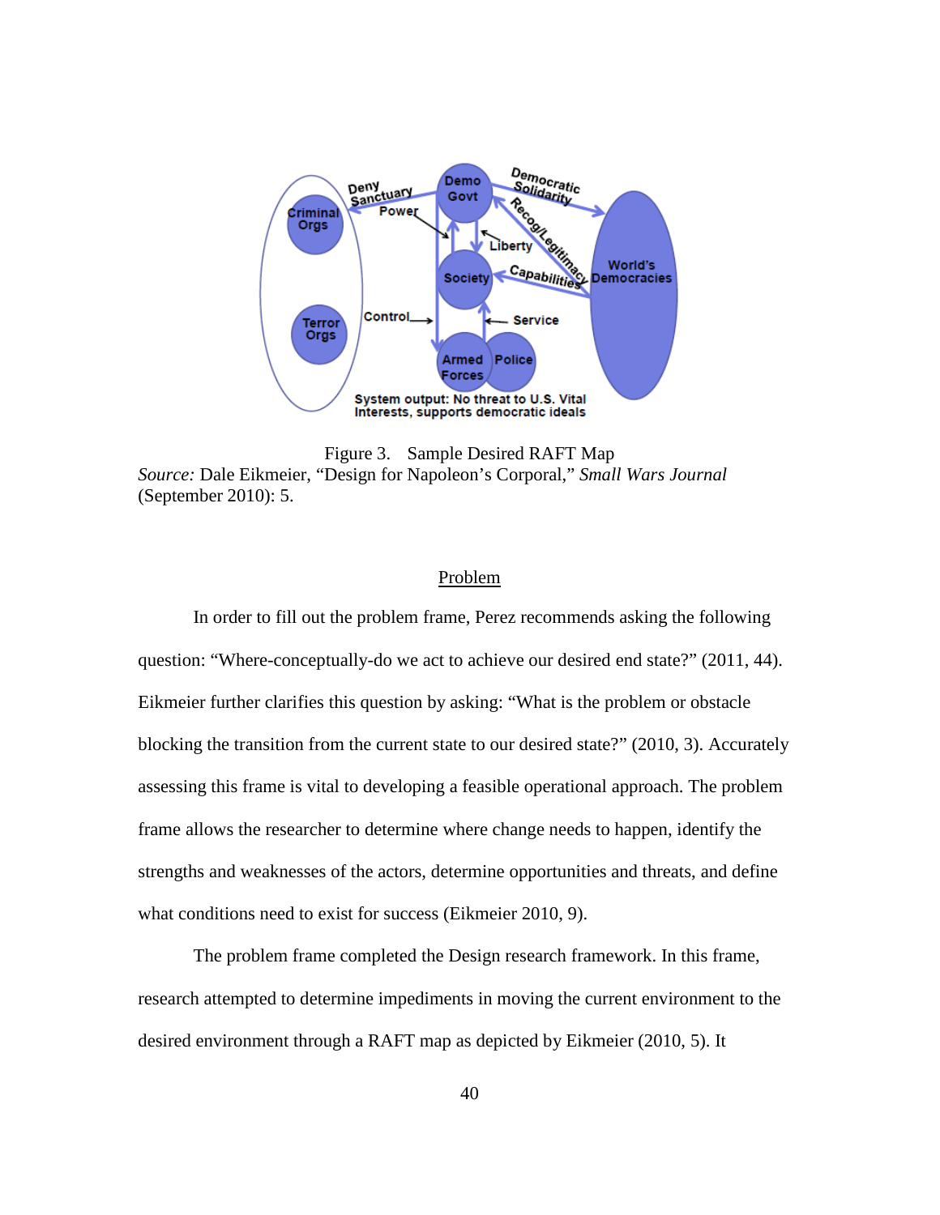Figure 3. Sample Desired RAFT Map
*Source:* Dale Eikmeier, "Design for Napoleon's Corporal," *Small Wars Journal* (September 2010): 5.

## Problem

In order to fill out the problem frame, Perez recommends asking the following question: "Where-conceptually-do we act to achieve our desired end state?" (2011, 44). Eikmeier further clarifies this question by asking: "What is the problem or obstacle blocking the transition from the current state to our desired state?" (2010, 3). Accurately assessing this frame is vital to developing a feasible operational approach. The problem frame allows the researcher to determine where change needs to happen, identify the strengths and weaknesses of the actors, determine opportunities and threats, and define what conditions need to exist for success (Eikmeier 2010, 9).

The problem frame completed the Design research framework. In this frame, research attempted to determine impediments in moving the current environment to the desired environment through a RAFT map as depicted by Eikmeier (2010, 5). It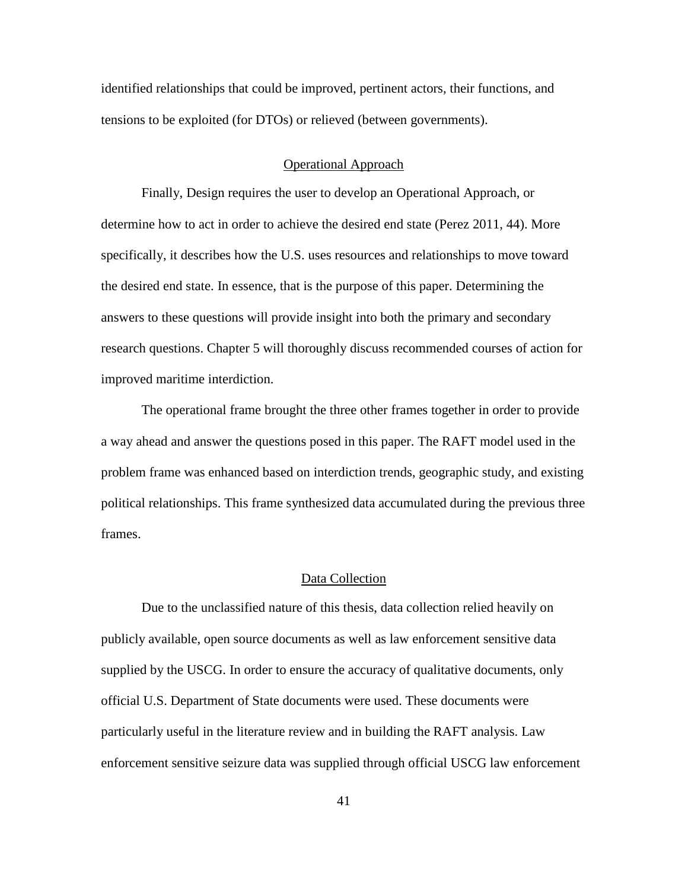identified relationships that could be improved, pertinent actors, their functions, and tensions to be exploited (for DTOs) or relieved (between governments).

## Operational Approach

Finally, Design requires the user to develop an Operational Approach, or determine how to act in order to achieve the desired end state (Perez 2011, 44). More specifically, it describes how the U.S. uses resources and relationships to move toward the desired end state. In essence, that is the purpose of this paper. Determining the answers to these questions will provide insight into both the primary and secondary research questions. Chapter 5 will thoroughly discuss recommended courses of action for improved maritime interdiction.

The operational frame brought the three other frames together in order to provide a way ahead and answer the questions posed in this paper. The RAFT model used in the problem frame was enhanced based on interdiction trends, geographic study, and existing political relationships. This frame synthesized data accumulated during the previous three frames.

## Data Collection

Due to the unclassified nature of this thesis, data collection relied heavily on publicly available, open source documents as well as law enforcement sensitive data supplied by the USCG. In order to ensure the accuracy of qualitative documents, only official U.S. Department of State documents were used. These documents were particularly useful in the literature review and in building the RAFT analysis. Law enforcement sensitive seizure data was supplied through official USCG law enforcement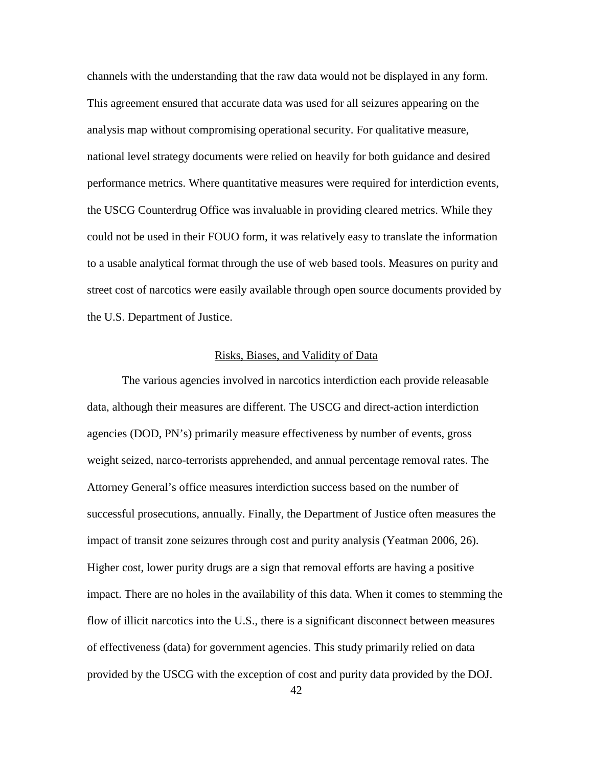channels with the understanding that the raw data would not be displayed in any form. This agreement ensured that accurate data was used for all seizures appearing on the analysis map without compromising operational security. For qualitative measure, national level strategy documents were relied on heavily for both guidance and desired performance metrics. Where quantitative measures were required for interdiction events, the USCG Counterdrug Office was invaluable in providing cleared metrics. While they could not be used in their FOUO form, it was relatively easy to translate the information to a usable analytical format through the use of web based tools. Measures on purity and street cost of narcotics were easily available through open source documents provided by the U.S. Department of Justice.

## Risks, Biases, and Validity of Data

The various agencies involved in narcotics interdiction each provide releasable data, although their measures are different. The USCG and direct-action interdiction agencies (DOD, PN's) primarily measure effectiveness by number of events, gross weight seized, narco-terrorists apprehended, and annual percentage removal rates. The Attorney General's office measures interdiction success based on the number of successful prosecutions, annually. Finally, the Department of Justice often measures the impact of transit zone seizures through cost and purity analysis (Yeatman 2006, 26). Higher cost, lower purity drugs are a sign that removal efforts are having a positive impact. There are no holes in the availability of this data. When it comes to stemming the flow of illicit narcotics into the U.S., there is a significant disconnect between measures of effectiveness (data) for government agencies. This study primarily relied on data provided by the USCG with the exception of cost and purity data provided by the DOJ.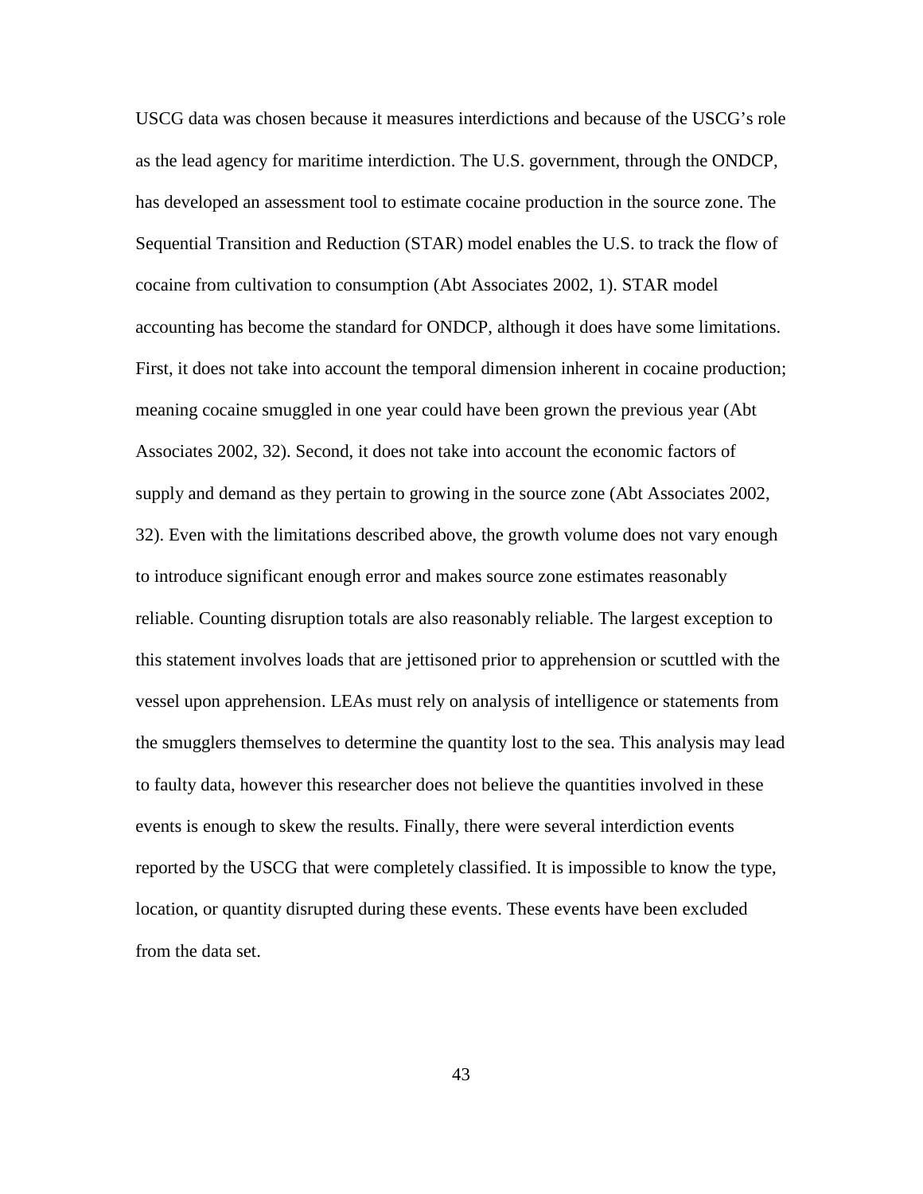USCG data was chosen because it measures interdictions and because of the USCG's role as the lead agency for maritime interdiction. The U.S. government, through the ONDCP, has developed an assessment tool to estimate cocaine production in the source zone. The Sequential Transition and Reduction (STAR) model enables the U.S. to track the flow of cocaine from cultivation to consumption (Abt Associates 2002, 1). STAR model accounting has become the standard for ONDCP, although it does have some limitations. First, it does not take into account the temporal dimension inherent in cocaine production; meaning cocaine smuggled in one year could have been grown the previous year (Abt Associates 2002, 32). Second, it does not take into account the economic factors of supply and demand as they pertain to growing in the source zone (Abt Associates 2002, 32). Even with the limitations described above, the growth volume does not vary enough to introduce significant enough error and makes source zone estimates reasonably reliable. Counting disruption totals are also reasonably reliable. The largest exception to this statement involves loads that are jettisoned prior to apprehension or scuttled with the vessel upon apprehension. LEAs must rely on analysis of intelligence or statements from the smugglers themselves to determine the quantity lost to the sea. This analysis may lead to faulty data, however this researcher does not believe the quantities involved in these events is enough to skew the results. Finally, there were several interdiction events reported by the USCG that were completely classified. It is impossible to know the type, location, or quantity disrupted during these events. These events have been excluded from the data set.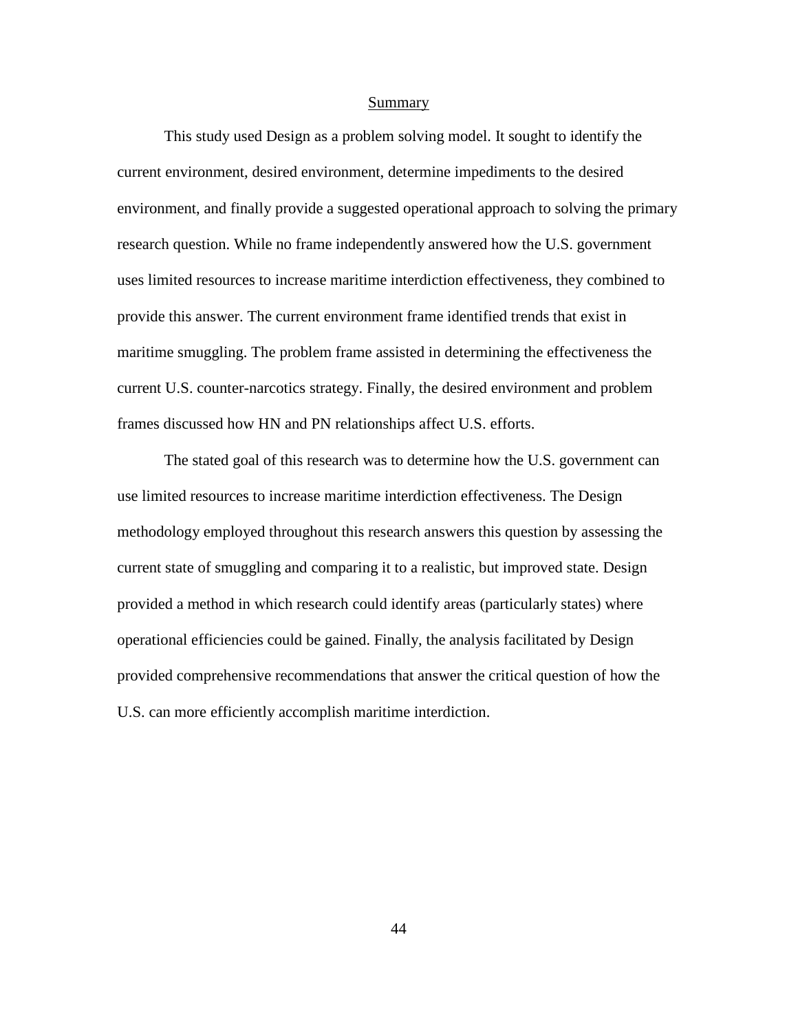## Summary

This study used Design as a problem solving model. It sought to identify the current environment, desired environment, determine impediments to the desired environment, and finally provide a suggested operational approach to solving the primary research question. While no frame independently answered how the U.S. government uses limited resources to increase maritime interdiction effectiveness, they combined to provide this answer. The current environment frame identified trends that exist in maritime smuggling. The problem frame assisted in determining the effectiveness the current U.S. counter-narcotics strategy. Finally, the desired environment and problem frames discussed how HN and PN relationships affect U.S. efforts.

The stated goal of this research was to determine how the U.S. government can use limited resources to increase maritime interdiction effectiveness. The Design methodology employed throughout this research answers this question by assessing the current state of smuggling and comparing it to a realistic, but improved state. Design provided a method in which research could identify areas (particularly states) where operational efficiencies could be gained. Finally, the analysis facilitated by Design provided comprehensive recommendations that answer the critical question of how the U.S. can more efficiently accomplish maritime interdiction.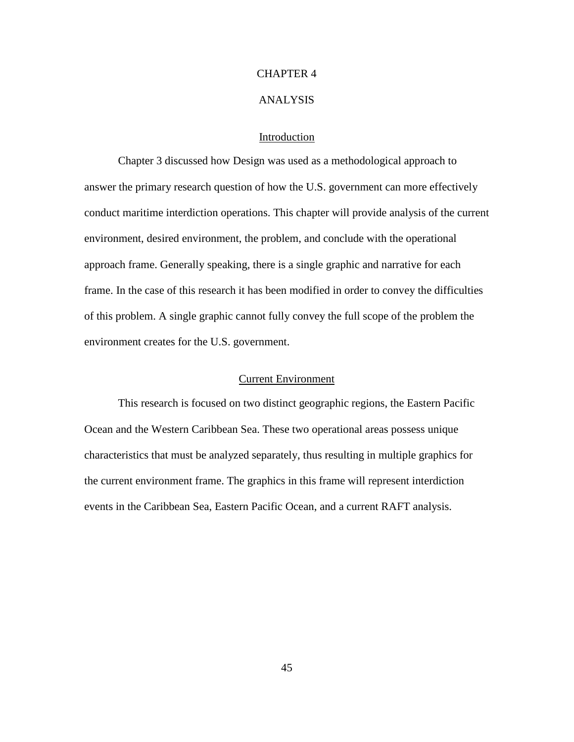# CHAPTER 4

# ANALYSIS

## Introduction

Chapter 3 discussed how Design was used as a methodological approach to answer the primary research question of how the U.S. government can more effectively conduct maritime interdiction operations. This chapter will provide analysis of the current environment, desired environment, the problem, and conclude with the operational approach frame. Generally speaking, there is a single graphic and narrative for each frame. In the case of this research it has been modified in order to convey the difficulties of this problem. A single graphic cannot fully convey the full scope of the problem the environment creates for the U.S. government.

## Current Environment

This research is focused on two distinct geographic regions, the Eastern Pacific Ocean and the Western Caribbean Sea. These two operational areas possess unique characteristics that must be analyzed separately, thus resulting in multiple graphics for the current environment frame. The graphics in this frame will represent interdiction events in the Caribbean Sea, Eastern Pacific Ocean, and a current RAFT analysis.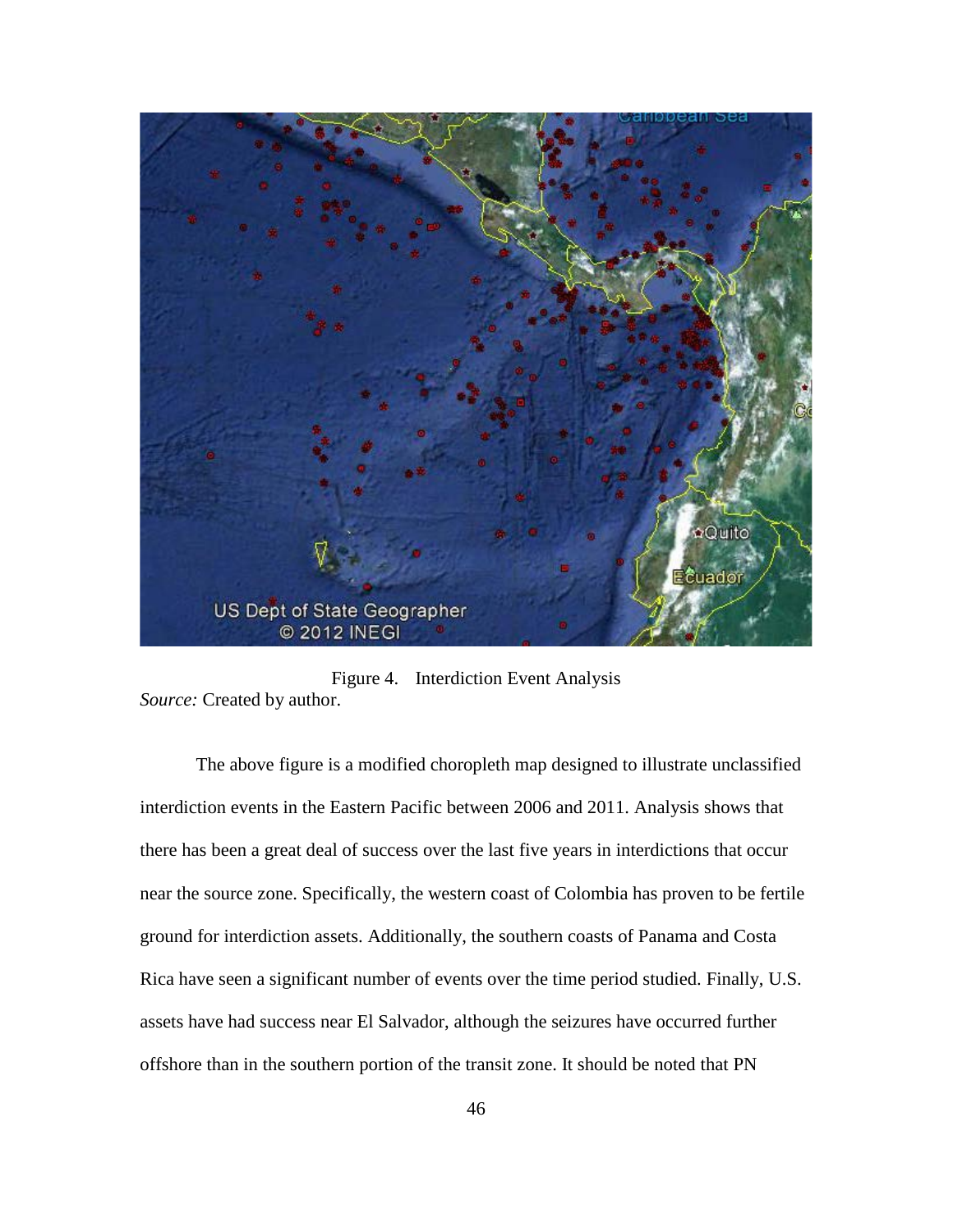Figure 4. Interdiction Event Analysis

*Source:* Created by author.

The above figure is a modified choropleth map designed to illustrate unclassified interdiction events in the Eastern Pacific between 2006 and 2011. Analysis shows that there has been a great deal of success over the last five years in interdictions that occur near the source zone. Specifically, the western coast of Colombia has proven to be fertile ground for interdiction assets. Additionally, the southern coasts of Panama and Costa Rica have seen a significant number of events over the time period studied. Finally, U.S. assets have had success near El Salvador, although the seizures have occurred further offshore than in the southern portion of the transit zone. It should be noted that PN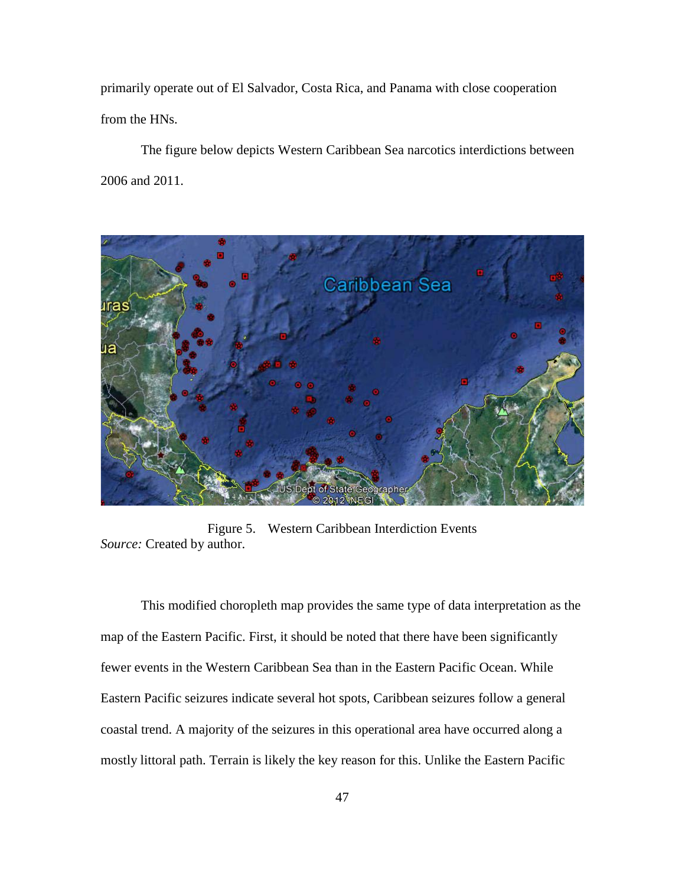primarily operate out of El Salvador, Costa Rica, and Panama with close cooperation from the HNs.

The figure below depicts Western Caribbean Sea narcotics interdictions between 2006 and 2011.

Figure 5. Western Caribbean Interdiction Events
*Source:* Created by author.

This modified choropleth map provides the same type of data interpretation as the map of the Eastern Pacific. First, it should be noted that there have been significantly fewer events in the Western Caribbean Sea than in the Eastern Pacific Ocean. While Eastern Pacific seizures indicate several hot spots, Caribbean seizures follow a general coastal trend. A majority of the seizures in this operational area have occurred along a mostly littoral path. Terrain is likely the key reason for this. Unlike the Eastern Pacific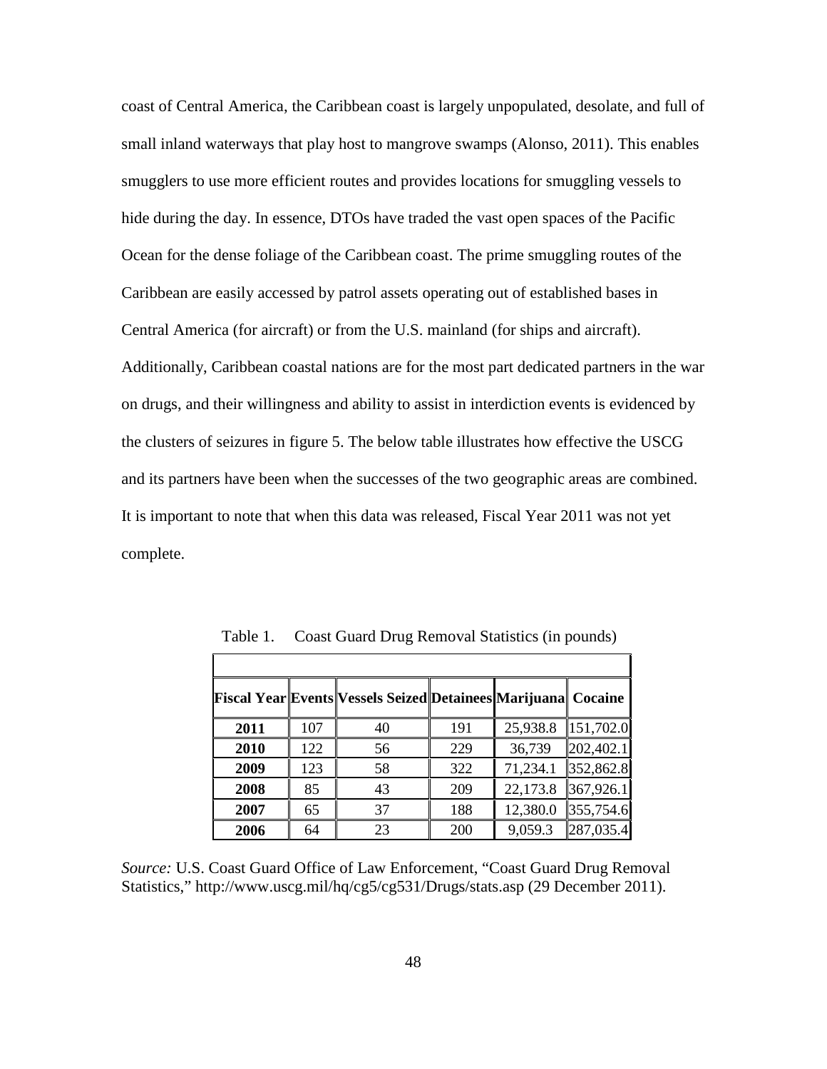coast of Central America, the Caribbean coast is largely unpopulated, desolate, and full of small inland waterways that play host to mangrove swamps (Alonso, 2011). This enables smugglers to use more efficient routes and provides locations for smuggling vessels to hide during the day. In essence, DTOs have traded the vast open spaces of the Pacific Ocean for the dense foliage of the Caribbean coast. The prime smuggling routes of the Caribbean are easily accessed by patrol assets operating out of established bases in Central America (for aircraft) or from the U.S. mainland (for ships and aircraft). Additionally, Caribbean coastal nations are for the most part dedicated partners in the war on drugs, and their willingness and ability to assist in interdiction events is evidenced by the clusters of seizures in figure 5. The below table illustrates how effective the USCG and its partners have been when the successes of the two geographic areas are combined. It is important to note that when this data was released, Fiscal Year 2011 was not yet complete.

Table 1. Coast Guard Drug Removal Statistics (in pounds)

| Fiscal Year | Events | Vessels Seized | Detainees | Marijuana | Cocaine |
|---|---|---|---|---|---|
| **2011** | 107 | 40 | 191 | 25,938.8 | 151,702.0 |
| **2010** | 122 | 56 | 229 | 36,739 | 202,402.1 |
| **2009** | 123 | 58 | 322 | 71,234.1 | 352,862.8 |
| **2008** | 85 | 43 | 209 | 22,173.8 | 367,926.1 |
| **2007** | 65 | 37 | 188 | 12,380.0 | 355,754.6 |
| **2006** | 64 | 23 | 200 | 9,059.3 | 287,035.4 |

*Source:* U.S. Coast Guard Office of Law Enforcement, "Coast Guard Drug Removal Statistics," http://www.uscg.mil/hq/cg5/cg531/Drugs/stats.asp (29 December 2011).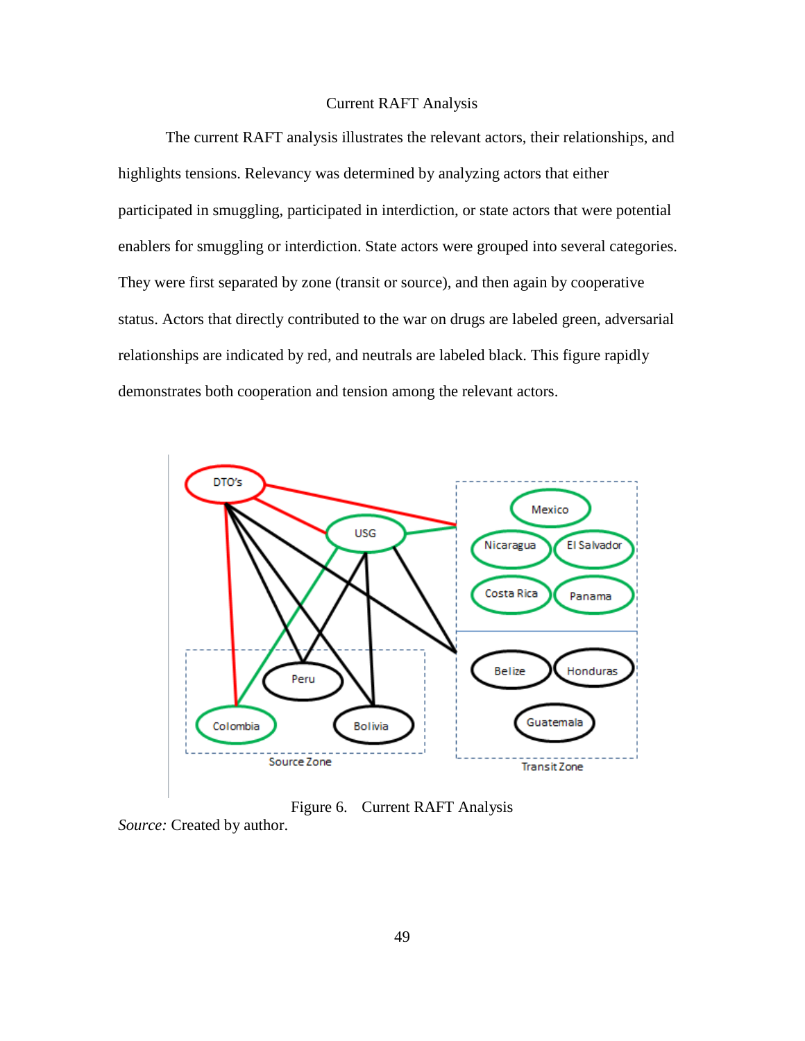### Current RAFT Analysis

The current RAFT analysis illustrates the relevant actors, their relationships, and highlights tensions. Relevancy was determined by analyzing actors that either participated in smuggling, participated in interdiction, or state actors that were potential enablers for smuggling or interdiction. State actors were grouped into several categories. They were first separated by zone (transit or source), and then again by cooperative status. Actors that directly contributed to the war on drugs are labeled green, adversarial relationships are indicated by red, and neutrals are labeled black. This figure rapidly demonstrates both cooperation and tension among the relevant actors.

Figure 6. Current RAFT Analysis
*Source:* Created by author.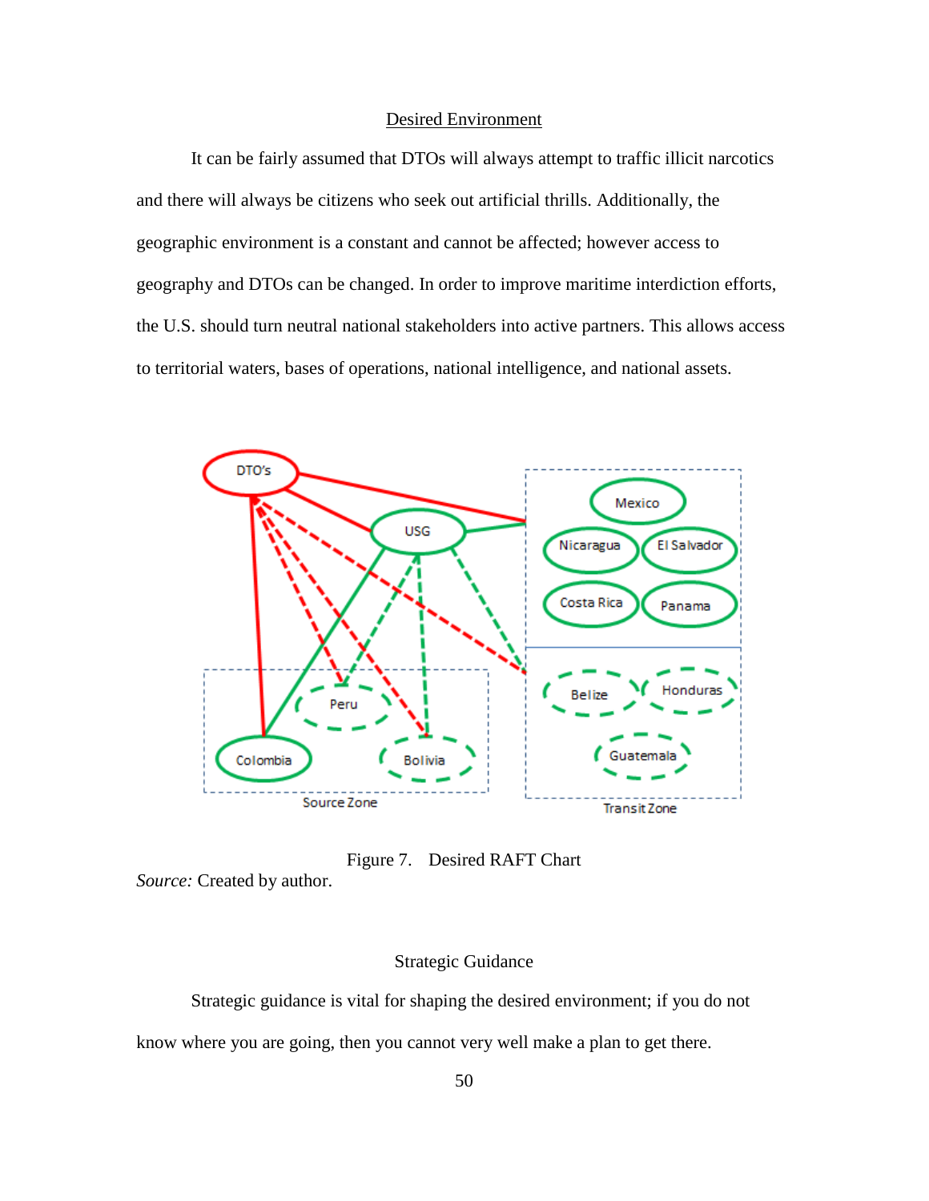## Desired Environment

It can be fairly assumed that DTOs will always attempt to traffic illicit narcotics and there will always be citizens who seek out artificial thrills. Additionally, the geographic environment is a constant and cannot be affected; however access to geography and DTOs can be changed. In order to improve maritime interdiction efforts, the U.S. should turn neutral national stakeholders into active partners. This allows access to territorial waters, bases of operations, national intelligence, and national assets.

Figure 7. Desired RAFT Chart

*Source:* Created by author.

## Strategic Guidance

Strategic guidance is vital for shaping the desired environment; if you do not know where you are going, then you cannot very well make a plan to get there.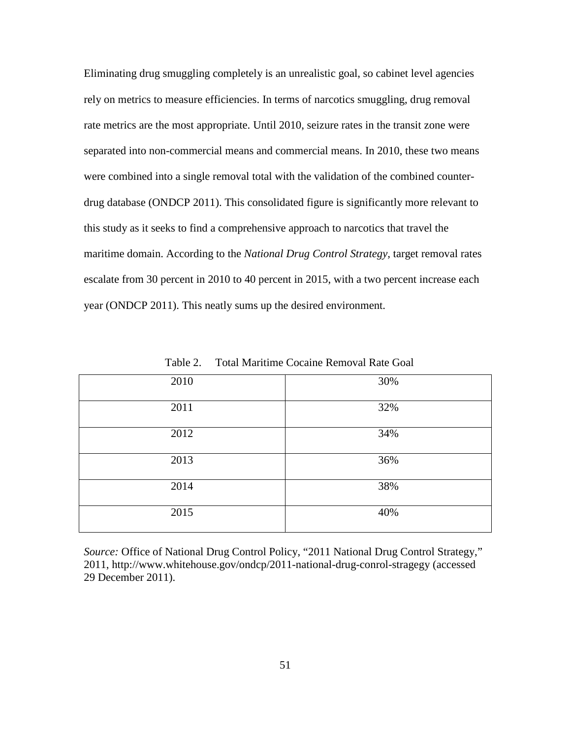Eliminating drug smuggling completely is an unrealistic goal, so cabinet level agencies rely on metrics to measure efficiencies. In terms of narcotics smuggling, drug removal rate metrics are the most appropriate. Until 2010, seizure rates in the transit zone were separated into non-commercial means and commercial means. In 2010, these two means were combined into a single removal total with the validation of the combined counter-drug database (ONDCP 2011). This consolidated figure is significantly more relevant to this study as it seeks to find a comprehensive approach to narcotics that travel the maritime domain. According to the *National Drug Control Strategy*, target removal rates escalate from 30 percent in 2010 to 40 percent in 2015, with a two percent increase each year (ONDCP 2011). This neatly sums up the desired environment.

Table 2. Total Maritime Cocaine Removal Rate Goal

| | |
|---|---|
| 2010 | 30% |
| 2011 | 32% |
| 2012 | 34% |
| 2013 | 36% |
| 2014 | 38% |
| 2015 | 40% |

*Source:* Office of National Drug Control Policy, "2011 National Drug Control Strategy," 2011, http://www.whitehouse.gov/ondcp/2011-national-drug-conrol-stragegy (accessed 29 December 2011).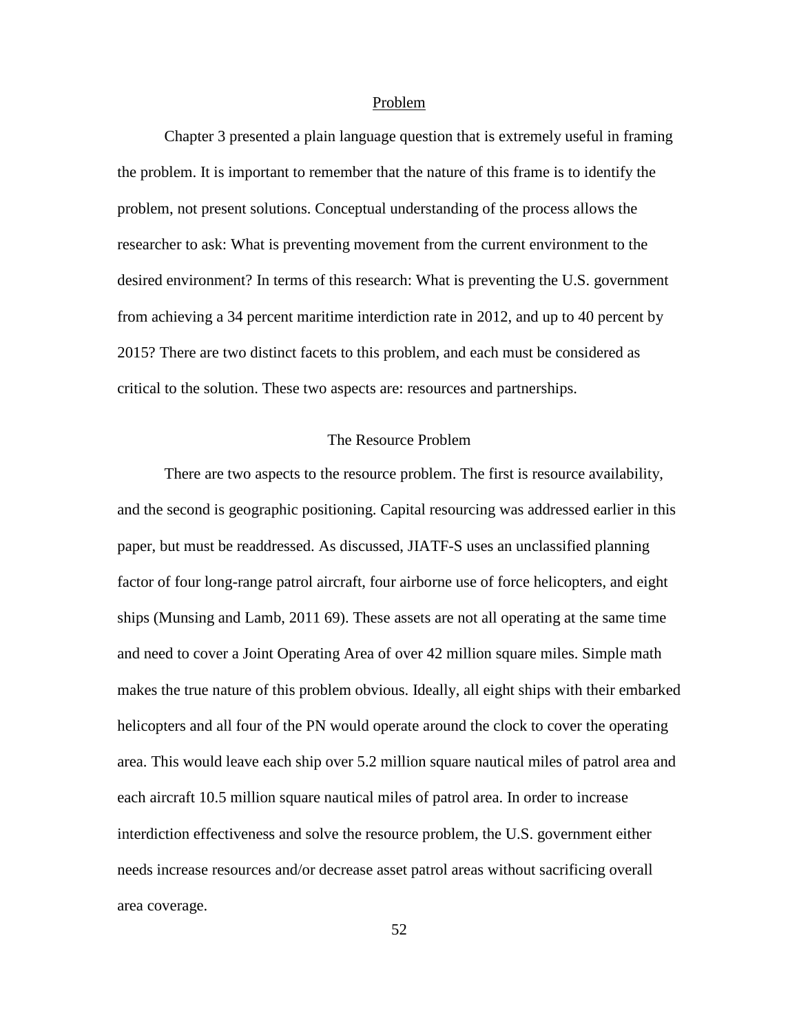## Problem

Chapter 3 presented a plain language question that is extremely useful in framing the problem. It is important to remember that the nature of this frame is to identify the problem, not present solutions. Conceptual understanding of the process allows the researcher to ask: What is preventing movement from the current environment to the desired environment? In terms of this research: What is preventing the U.S. government from achieving a 34 percent maritime interdiction rate in 2012, and up to 40 percent by 2015? There are two distinct facets to this problem, and each must be considered as critical to the solution. These two aspects are: resources and partnerships.

### The Resource Problem

There are two aspects to the resource problem. The first is resource availability, and the second is geographic positioning. Capital resourcing was addressed earlier in this paper, but must be readdressed. As discussed, JIATF-S uses an unclassified planning factor of four long-range patrol aircraft, four airborne use of force helicopters, and eight ships (Munsing and Lamb, 2011 69). These assets are not all operating at the same time and need to cover a Joint Operating Area of over 42 million square miles. Simple math makes the true nature of this problem obvious. Ideally, all eight ships with their embarked helicopters and all four of the PN would operate around the clock to cover the operating area. This would leave each ship over 5.2 million square nautical miles of patrol area and each aircraft 10.5 million square nautical miles of patrol area. In order to increase interdiction effectiveness and solve the resource problem, the U.S. government either needs increase resources and/or decrease asset patrol areas without sacrificing overall area coverage.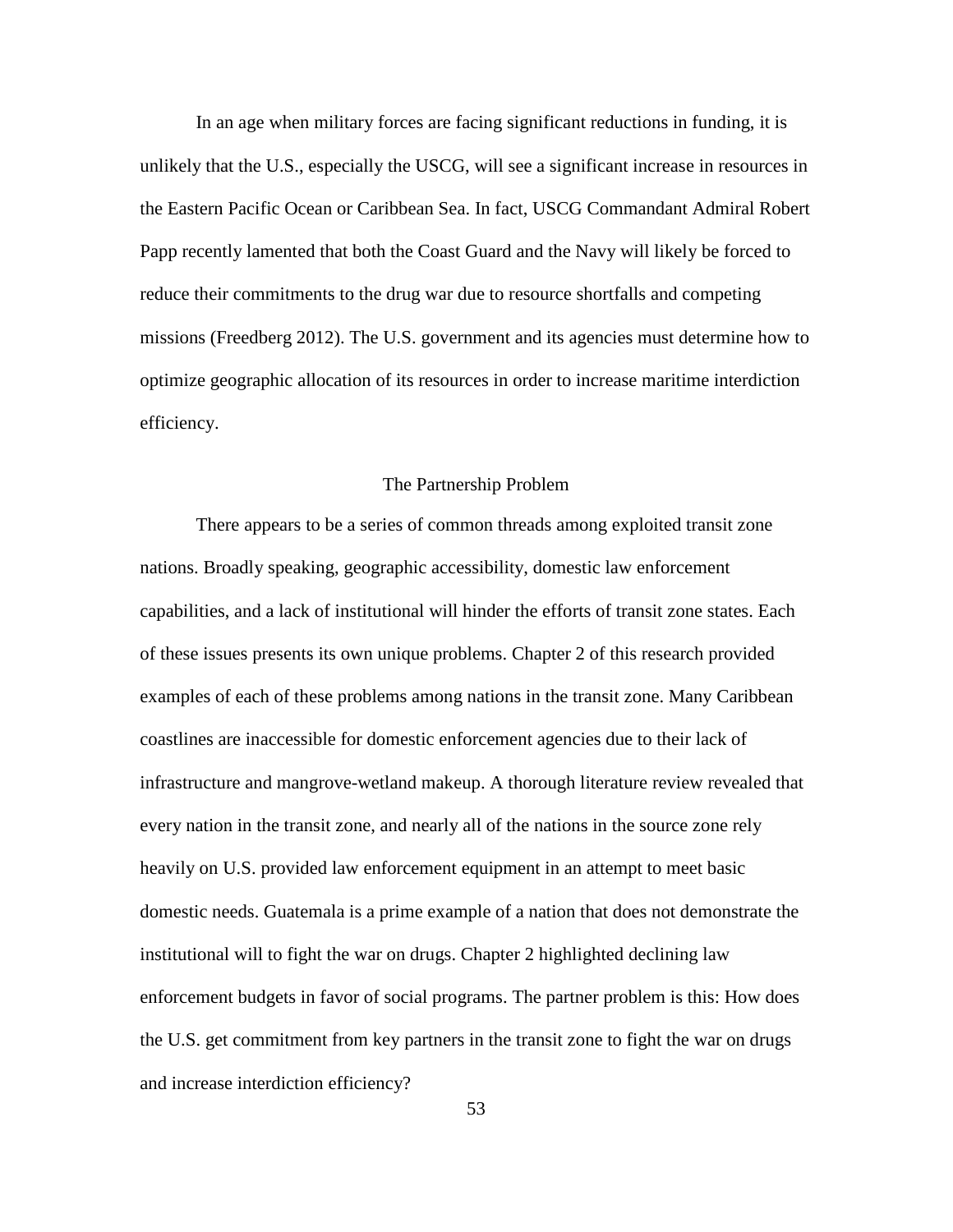In an age when military forces are facing significant reductions in funding, it is unlikely that the U.S., especially the USCG, will see a significant increase in resources in the Eastern Pacific Ocean or Caribbean Sea. In fact, USCG Commandant Admiral Robert Papp recently lamented that both the Coast Guard and the Navy will likely be forced to reduce their commitments to the drug war due to resource shortfalls and competing missions (Freedberg 2012). The U.S. government and its agencies must determine how to optimize geographic allocation of its resources in order to increase maritime interdiction efficiency.

## The Partnership Problem

There appears to be a series of common threads among exploited transit zone nations. Broadly speaking, geographic accessibility, domestic law enforcement capabilities, and a lack of institutional will hinder the efforts of transit zone states. Each of these issues presents its own unique problems. Chapter 2 of this research provided examples of each of these problems among nations in the transit zone. Many Caribbean coastlines are inaccessible for domestic enforcement agencies due to their lack of infrastructure and mangrove-wetland makeup. A thorough literature review revealed that every nation in the transit zone, and nearly all of the nations in the source zone rely heavily on U.S. provided law enforcement equipment in an attempt to meet basic domestic needs. Guatemala is a prime example of a nation that does not demonstrate the institutional will to fight the war on drugs. Chapter 2 highlighted declining law enforcement budgets in favor of social programs. The partner problem is this: How does the U.S. get commitment from key partners in the transit zone to fight the war on drugs and increase interdiction efficiency?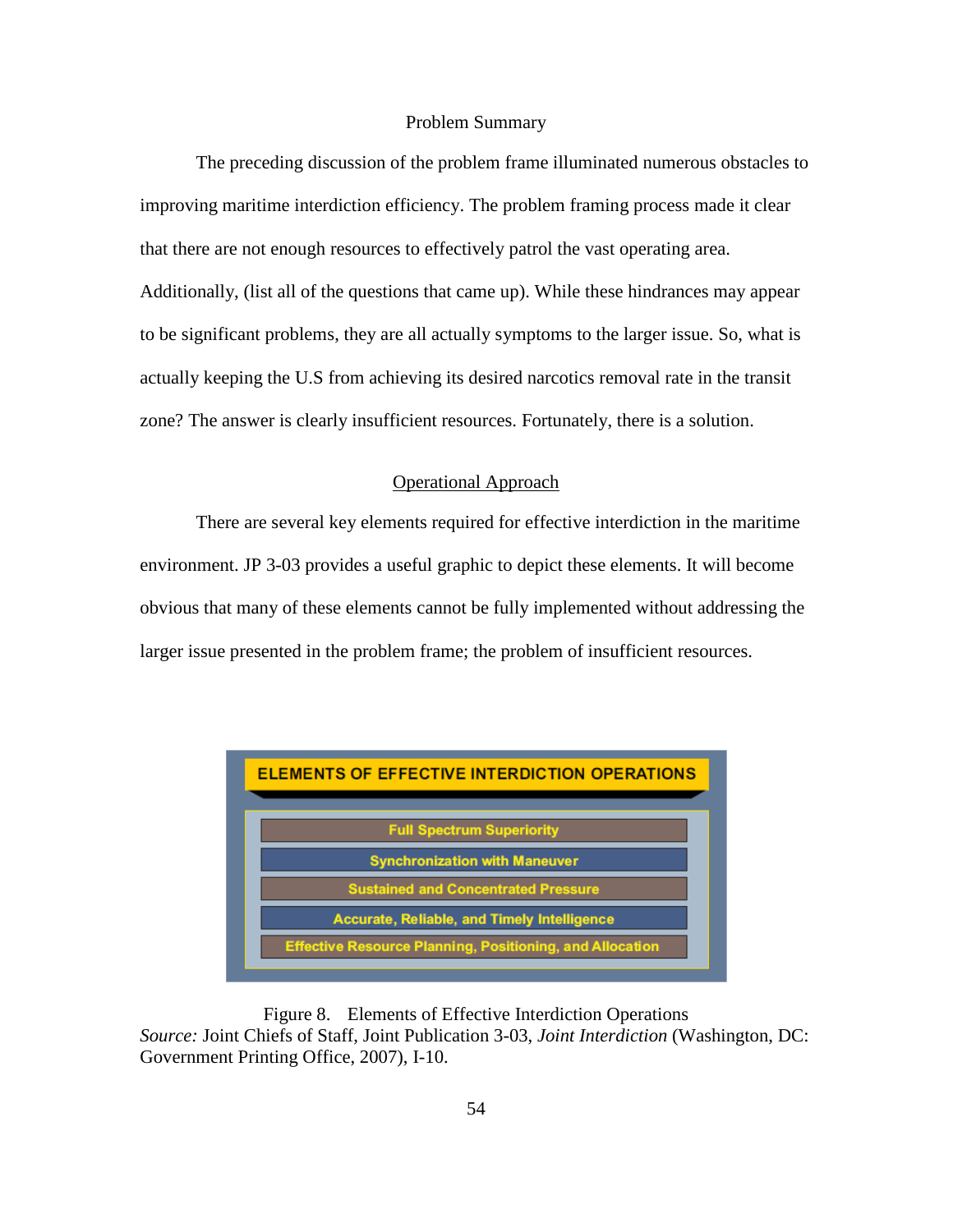## Problem Summary

The preceding discussion of the problem frame illuminated numerous obstacles to improving maritime interdiction efficiency. The problem framing process made it clear that there are not enough resources to effectively patrol the vast operating area. Additionally, (list all of the questions that came up). While these hindrances may appear to be significant problems, they are all actually symptoms to the larger issue. So, what is actually keeping the U.S from achieving its desired narcotics removal rate in the transit zone? The answer is clearly insufficient resources. Fortunately, there is a solution.

## Operational Approach

There are several key elements required for effective interdiction in the maritime environment. JP 3-03 provides a useful graphic to depict these elements. It will become obvious that many of these elements cannot be fully implemented without addressing the larger issue presented in the problem frame; the problem of insufficient resources.

**ELEMENTS OF EFFECTIVE INTERDICTION OPERATIONS**

- Full Spectrum Superiority
- Synchronization with Maneuver
- Sustained and Concentrated Pressure
- Accurate, Reliable, and Timely Intelligence
- Effective Resource Planning, Positioning, and Allocation

Figure 8. Elements of Effective Interdiction Operations
*Source:* Joint Chiefs of Staff, Joint Publication 3-03, *Joint Interdiction* (Washington, DC: Government Printing Office, 2007), I-10.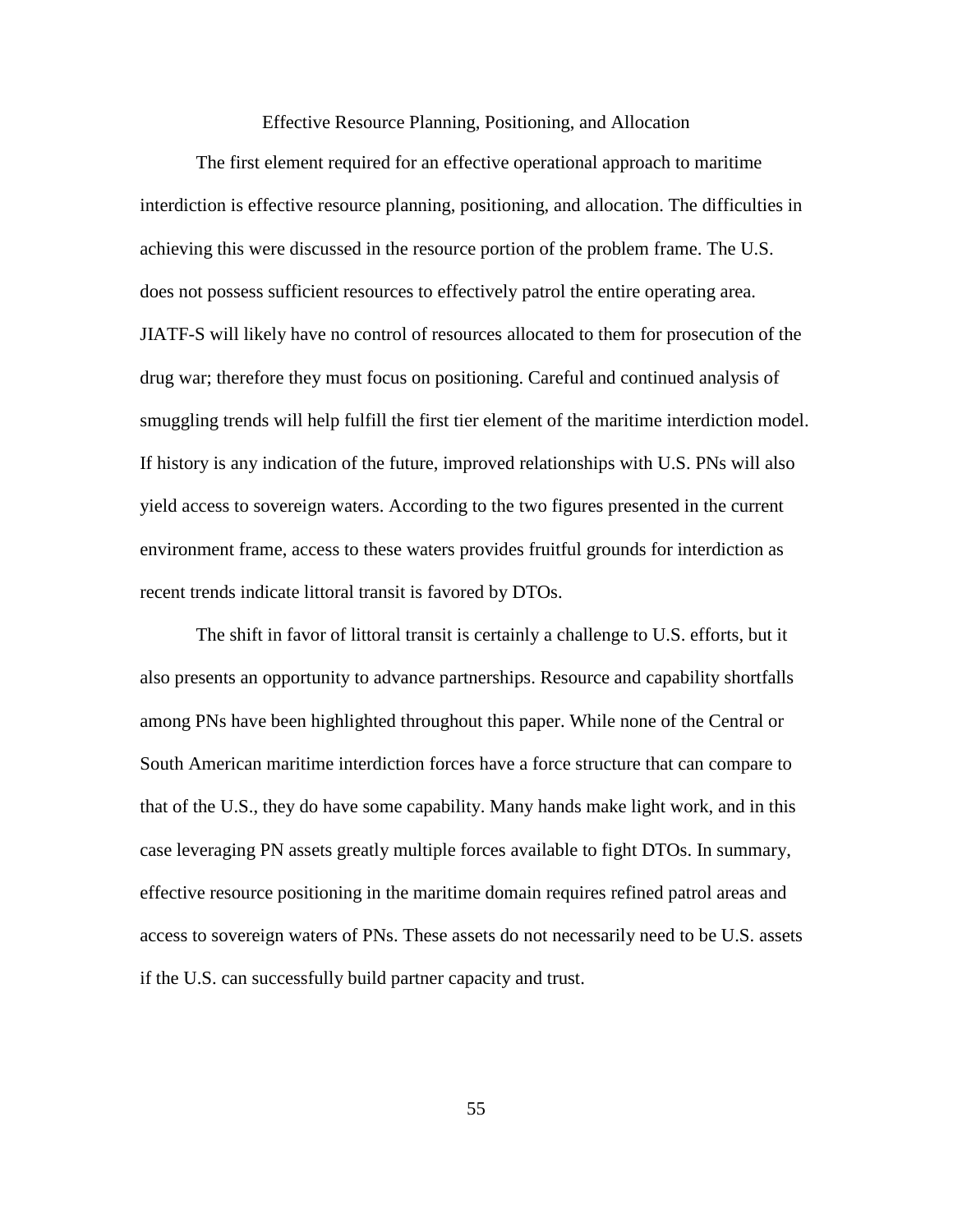## Effective Resource Planning, Positioning, and Allocation

The first element required for an effective operational approach to maritime interdiction is effective resource planning, positioning, and allocation. The difficulties in achieving this were discussed in the resource portion of the problem frame. The U.S. does not possess sufficient resources to effectively patrol the entire operating area. JIATF-S will likely have no control of resources allocated to them for prosecution of the drug war; therefore they must focus on positioning. Careful and continued analysis of smuggling trends will help fulfill the first tier element of the maritime interdiction model. If history is any indication of the future, improved relationships with U.S. PNs will also yield access to sovereign waters. According to the two figures presented in the current environment frame, access to these waters provides fruitful grounds for interdiction as recent trends indicate littoral transit is favored by DTOs.

The shift in favor of littoral transit is certainly a challenge to U.S. efforts, but it also presents an opportunity to advance partnerships. Resource and capability shortfalls among PNs have been highlighted throughout this paper. While none of the Central or South American maritime interdiction forces have a force structure that can compare to that of the U.S., they do have some capability. Many hands make light work, and in this case leveraging PN assets greatly multiple forces available to fight DTOs. In summary, effective resource positioning in the maritime domain requires refined patrol areas and access to sovereign waters of PNs. These assets do not necessarily need to be U.S. assets if the U.S. can successfully build partner capacity and trust.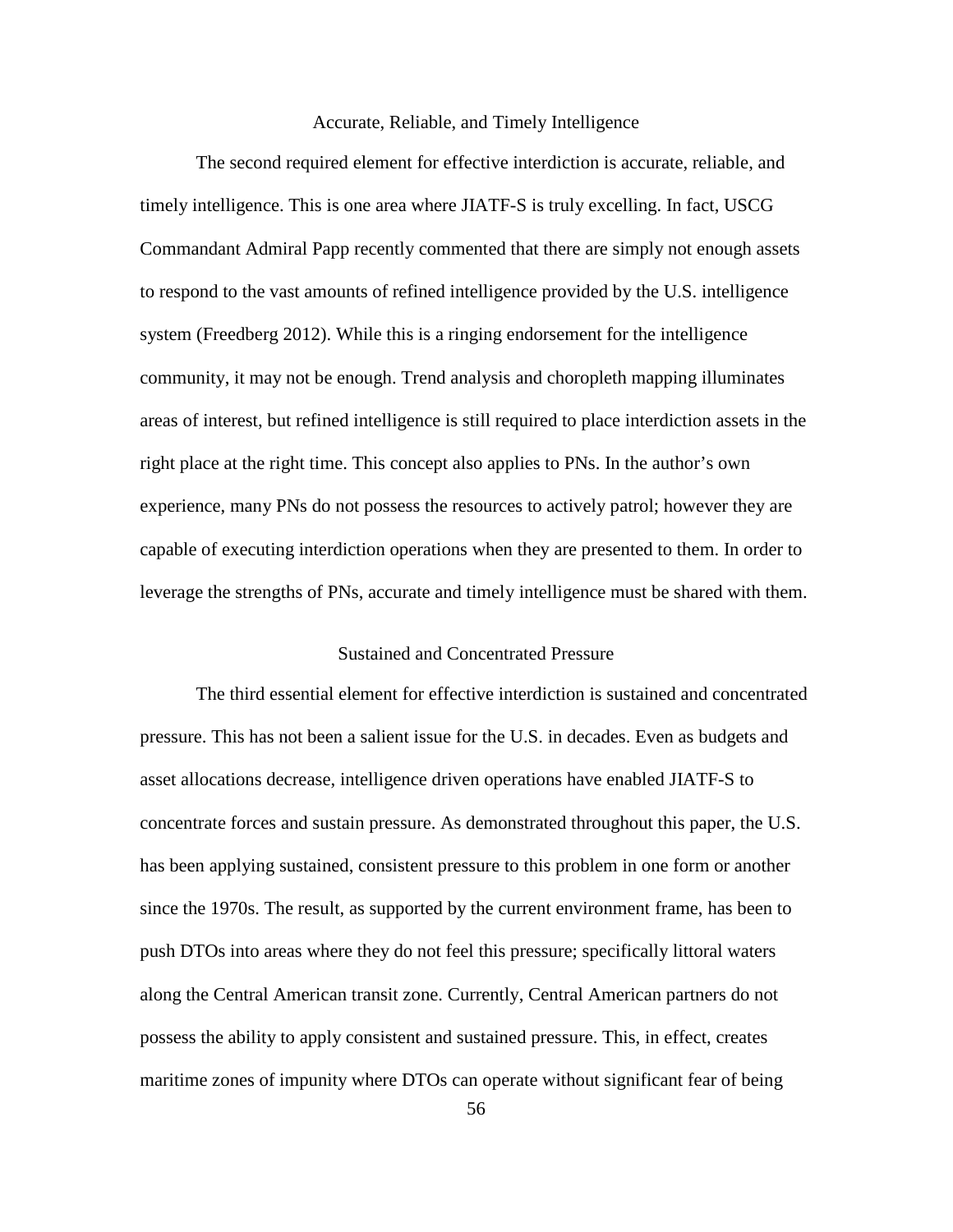## Accurate, Reliable, and Timely Intelligence

The second required element for effective interdiction is accurate, reliable, and timely intelligence. This is one area where JIATF-S is truly excelling. In fact, USCG Commandant Admiral Papp recently commented that there are simply not enough assets to respond to the vast amounts of refined intelligence provided by the U.S. intelligence system (Freedberg 2012). While this is a ringing endorsement for the intelligence community, it may not be enough. Trend analysis and choropleth mapping illuminates areas of interest, but refined intelligence is still required to place interdiction assets in the right place at the right time. This concept also applies to PNs. In the author's own experience, many PNs do not possess the resources to actively patrol; however they are capable of executing interdiction operations when they are presented to them. In order to leverage the strengths of PNs, accurate and timely intelligence must be shared with them.

## Sustained and Concentrated Pressure

The third essential element for effective interdiction is sustained and concentrated pressure. This has not been a salient issue for the U.S. in decades. Even as budgets and asset allocations decrease, intelligence driven operations have enabled JIATF-S to concentrate forces and sustain pressure. As demonstrated throughout this paper, the U.S. has been applying sustained, consistent pressure to this problem in one form or another since the 1970s. The result, as supported by the current environment frame, has been to push DTOs into areas where they do not feel this pressure; specifically littoral waters along the Central American transit zone. Currently, Central American partners do not possess the ability to apply consistent and sustained pressure. This, in effect, creates maritime zones of impunity where DTOs can operate without significant fear of being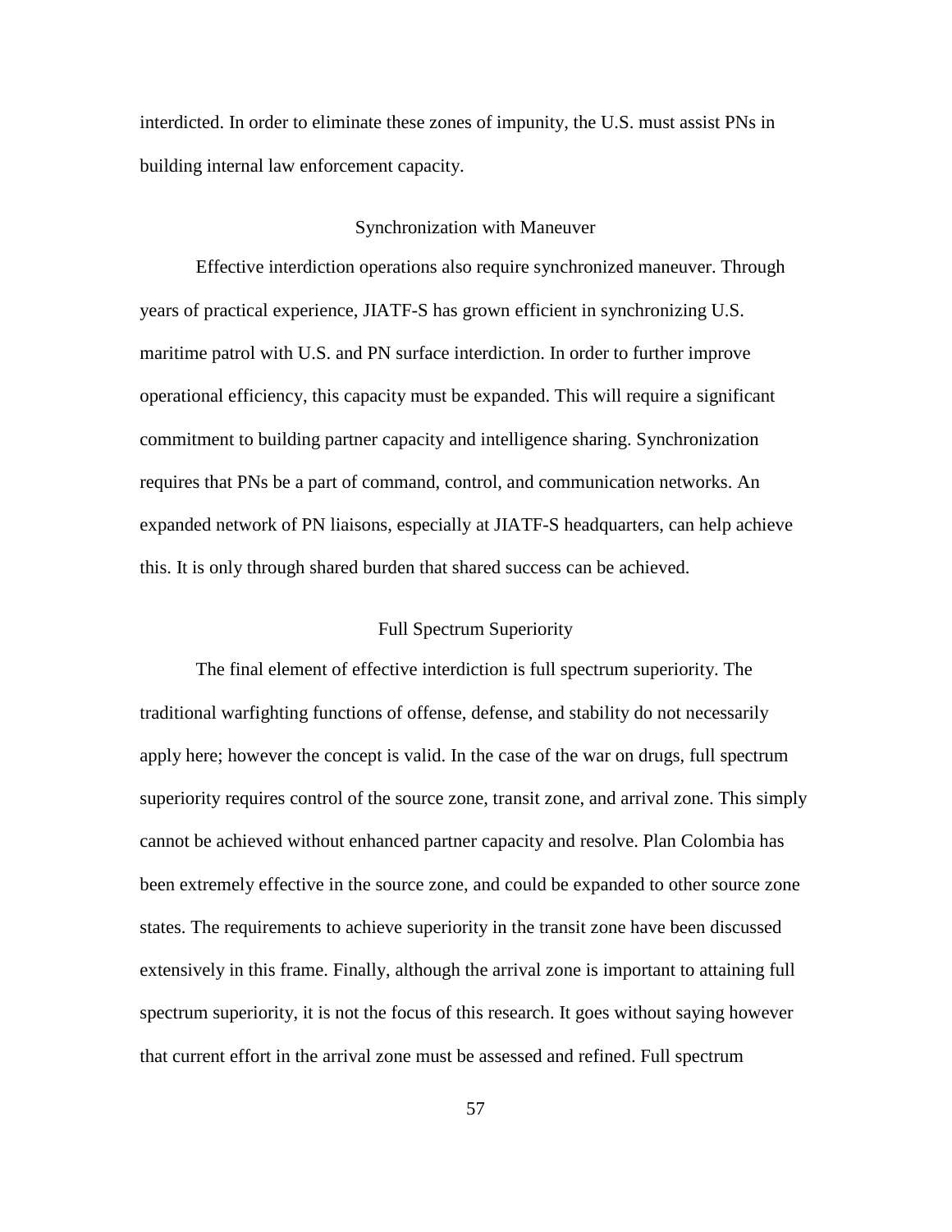interdicted. In order to eliminate these zones of impunity, the U.S. must assist PNs in building internal law enforcement capacity.

### Synchronization with Maneuver

Effective interdiction operations also require synchronized maneuver. Through years of practical experience, JIATF-S has grown efficient in synchronizing U.S. maritime patrol with U.S. and PN surface interdiction. In order to further improve operational efficiency, this capacity must be expanded. This will require a significant commitment to building partner capacity and intelligence sharing. Synchronization requires that PNs be a part of command, control, and communication networks. An expanded network of PN liaisons, especially at JIATF-S headquarters, can help achieve this. It is only through shared burden that shared success can be achieved.

### Full Spectrum Superiority

The final element of effective interdiction is full spectrum superiority. The traditional warfighting functions of offense, defense, and stability do not necessarily apply here; however the concept is valid. In the case of the war on drugs, full spectrum superiority requires control of the source zone, transit zone, and arrival zone. This simply cannot be achieved without enhanced partner capacity and resolve. Plan Colombia has been extremely effective in the source zone, and could be expanded to other source zone states. The requirements to achieve superiority in the transit zone have been discussed extensively in this frame. Finally, although the arrival zone is important to attaining full spectrum superiority, it is not the focus of this research. It goes without saying however that current effort in the arrival zone must be assessed and refined. Full spectrum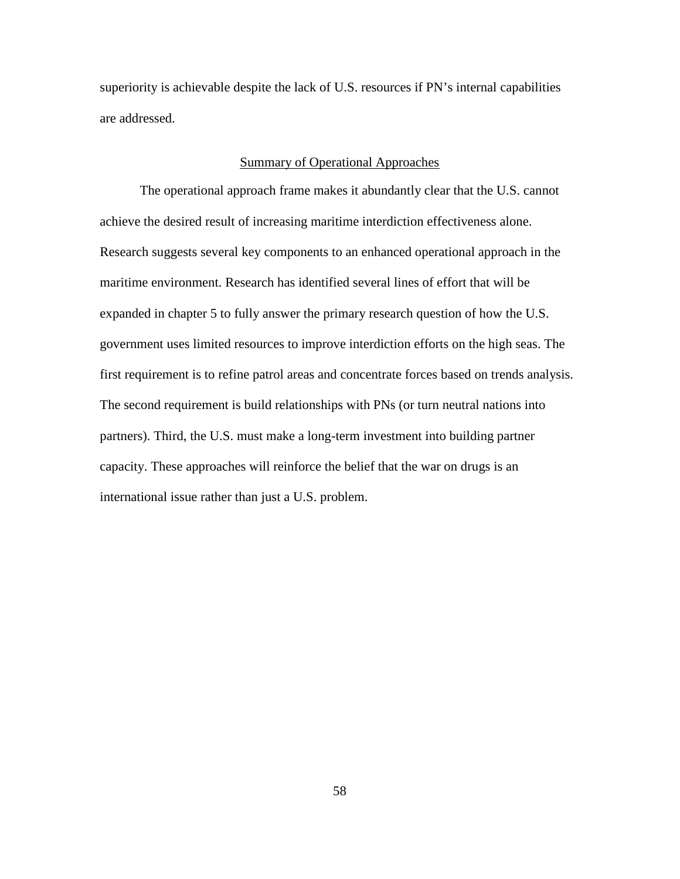superiority is achievable despite the lack of U.S. resources if PN's internal capabilities are addressed.

## Summary of Operational Approaches

The operational approach frame makes it abundantly clear that the U.S. cannot achieve the desired result of increasing maritime interdiction effectiveness alone. Research suggests several key components to an enhanced operational approach in the maritime environment. Research has identified several lines of effort that will be expanded in chapter 5 to fully answer the primary research question of how the U.S. government uses limited resources to improve interdiction efforts on the high seas. The first requirement is to refine patrol areas and concentrate forces based on trends analysis. The second requirement is build relationships with PNs (or turn neutral nations into partners). Third, the U.S. must make a long-term investment into building partner capacity. These approaches will reinforce the belief that the war on drugs is an international issue rather than just a U.S. problem.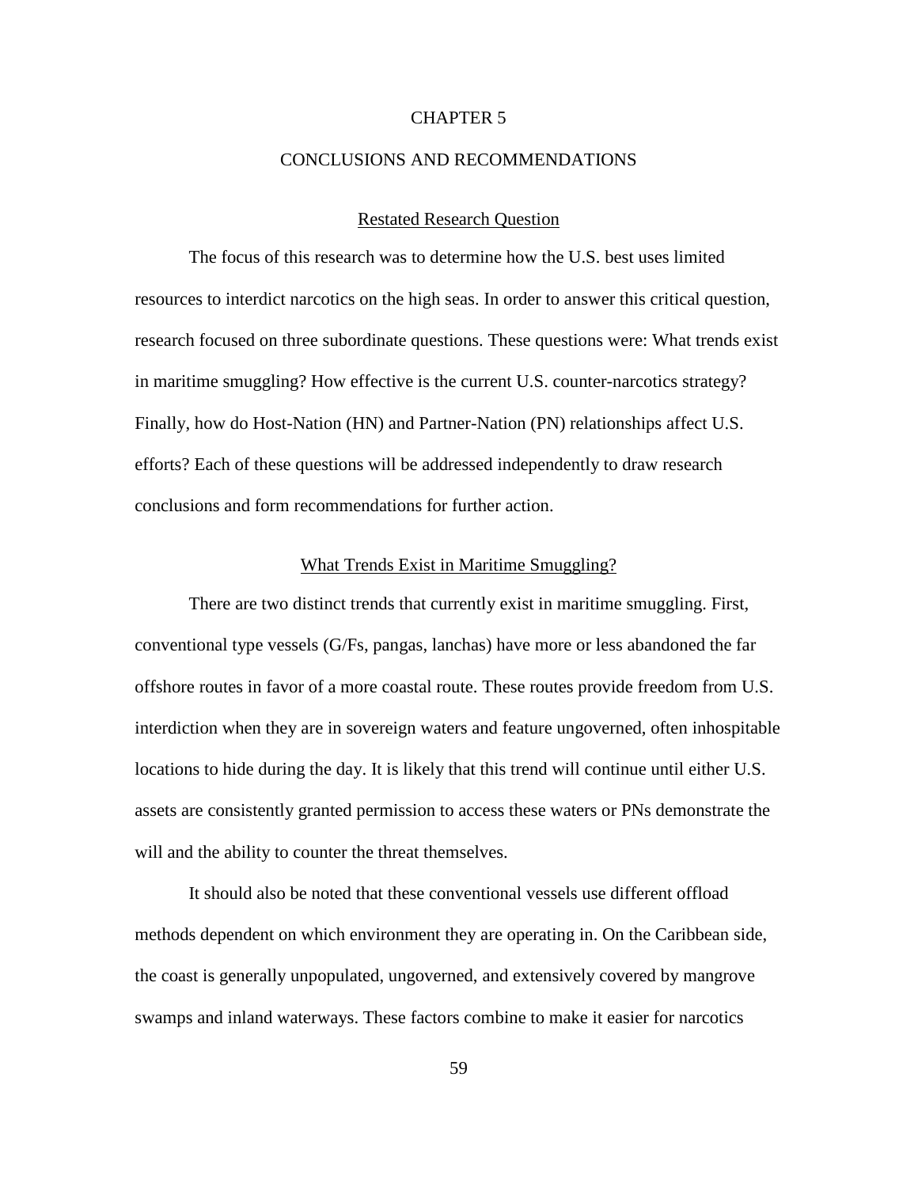# CHAPTER 5

# CONCLUSIONS AND RECOMMENDATIONS

## Restated Research Question

The focus of this research was to determine how the U.S. best uses limited resources to interdict narcotics on the high seas. In order to answer this critical question, research focused on three subordinate questions. These questions were: What trends exist in maritime smuggling? How effective is the current U.S. counter-narcotics strategy? Finally, how do Host-Nation (HN) and Partner-Nation (PN) relationships affect U.S. efforts? Each of these questions will be addressed independently to draw research conclusions and form recommendations for further action.

## What Trends Exist in Maritime Smuggling?

There are two distinct trends that currently exist in maritime smuggling. First, conventional type vessels (G/Fs, pangas, lanchas) have more or less abandoned the far offshore routes in favor of a more coastal route. These routes provide freedom from U.S. interdiction when they are in sovereign waters and feature ungoverned, often inhospitable locations to hide during the day. It is likely that this trend will continue until either U.S. assets are consistently granted permission to access these waters or PNs demonstrate the will and the ability to counter the threat themselves.

It should also be noted that these conventional vessels use different offload methods dependent on which environment they are operating in. On the Caribbean side, the coast is generally unpopulated, ungoverned, and extensively covered by mangrove swamps and inland waterways. These factors combine to make it easier for narcotics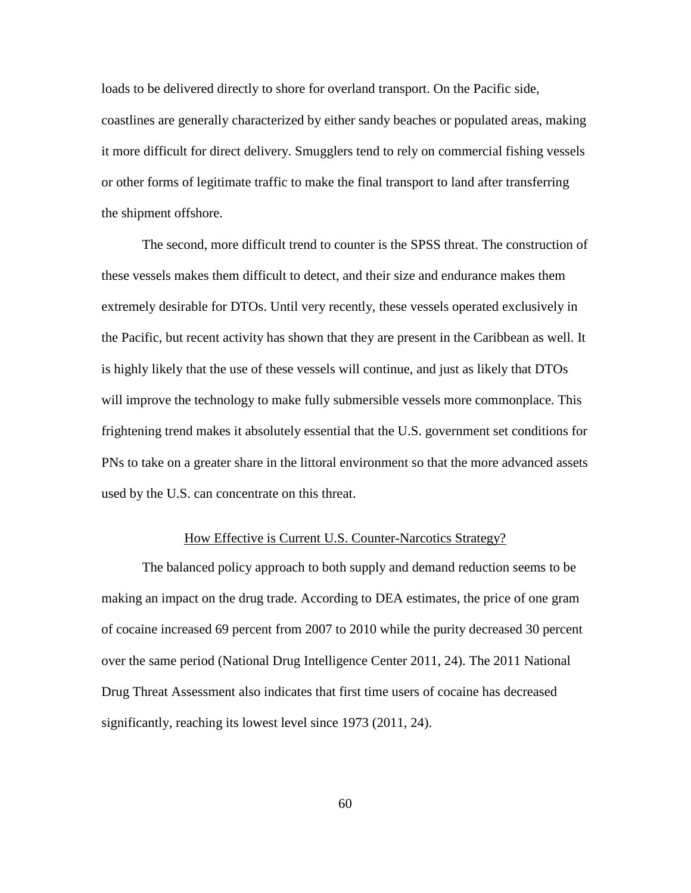loads to be delivered directly to shore for overland transport. On the Pacific side, coastlines are generally characterized by either sandy beaches or populated areas, making it more difficult for direct delivery. Smugglers tend to rely on commercial fishing vessels or other forms of legitimate traffic to make the final transport to land after transferring the shipment offshore.

The second, more difficult trend to counter is the SPSS threat. The construction of these vessels makes them difficult to detect, and their size and endurance makes them extremely desirable for DTOs. Until very recently, these vessels operated exclusively in the Pacific, but recent activity has shown that they are present in the Caribbean as well. It is highly likely that the use of these vessels will continue, and just as likely that DTOs will improve the technology to make fully submersible vessels more commonplace. This frightening trend makes it absolutely essential that the U.S. government set conditions for PNs to take on a greater share in the littoral environment so that the more advanced assets used by the U.S. can concentrate on this threat.

## How Effective is Current U.S. Counter-Narcotics Strategy?

The balanced policy approach to both supply and demand reduction seems to be making an impact on the drug trade. According to DEA estimates, the price of one gram of cocaine increased 69 percent from 2007 to 2010 while the purity decreased 30 percent over the same period (National Drug Intelligence Center 2011, 24). The 2011 National Drug Threat Assessment also indicates that first time users of cocaine has decreased significantly, reaching its lowest level since 1973 (2011, 24).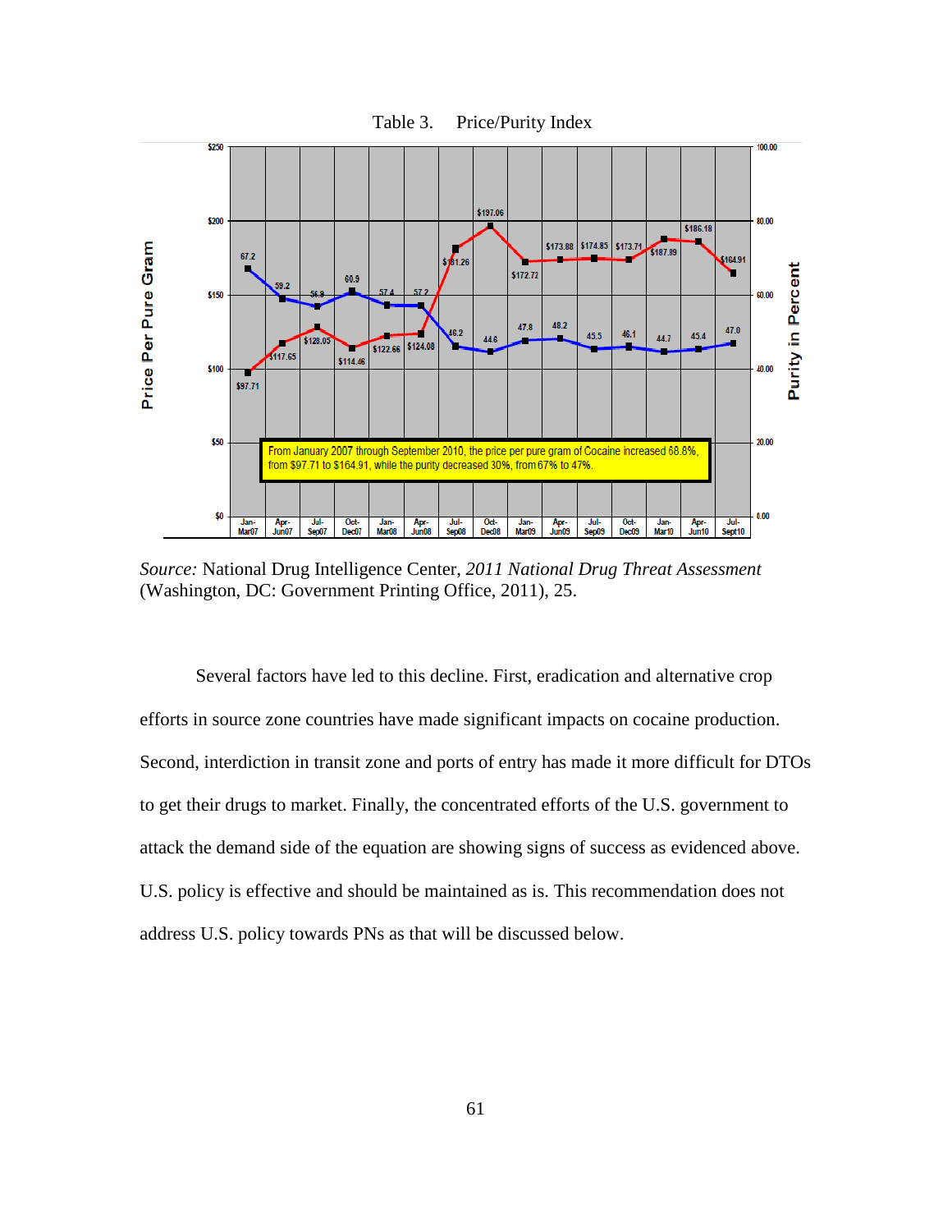Table 3. Price/Purity Index

| | Jan-Mar07 | Apr-Jun07 | Jul-Sep07 | Oct-Dec07 | Jan-Mar08 | Apr-Jun08 | Jul-Sep08 | Oct-Dec08 | Jan-Mar09 | Apr-Jun09 | Jul-Sep09 | Oct-Dec09 | Jan-Mar10 | Apr-Jun10 | Jul-Sept10 |
|---|---|---|---|---|---|---|---|---|---|---|---|---|---|---|---|
| Price Per Pure Gram | $97.71 | $117.65 | $128.05 | $114.46 | $122.66 | $124.08 | $181.26 | $197.06 | $172.72 | $173.88 | $174.85 | $173.71 | $187.89 | $186.18 | $164.91 |
| Purity in Percent | 67.2 | 59.2 | 56.9 | 60.9 | 57.4 | 57.2 | 46.2 | 44.6 | 47.8 | 48.2 | 45.5 | 46.1 | 44.7 | 45.4 | 47.0 |

From January 2007 through September 2010, the price per pure gram of Cocaine increased 68.8%, from $97.71 to $164.91, while the purity decreased 30%, from 67% to 47%.

*Source:* National Drug Intelligence Center, *2011 National Drug Threat Assessment* (Washington, DC: Government Printing Office, 2011), 25.

Several factors have led to this decline. First, eradication and alternative crop efforts in source zone countries have made significant impacts on cocaine production. Second, interdiction in transit zone and ports of entry has made it more difficult for DTOs to get their drugs to market. Finally, the concentrated efforts of the U.S. government to attack the demand side of the equation are showing signs of success as evidenced above. U.S. policy is effective and should be maintained as is. This recommendation does not address U.S. policy towards PNs as that will be discussed below.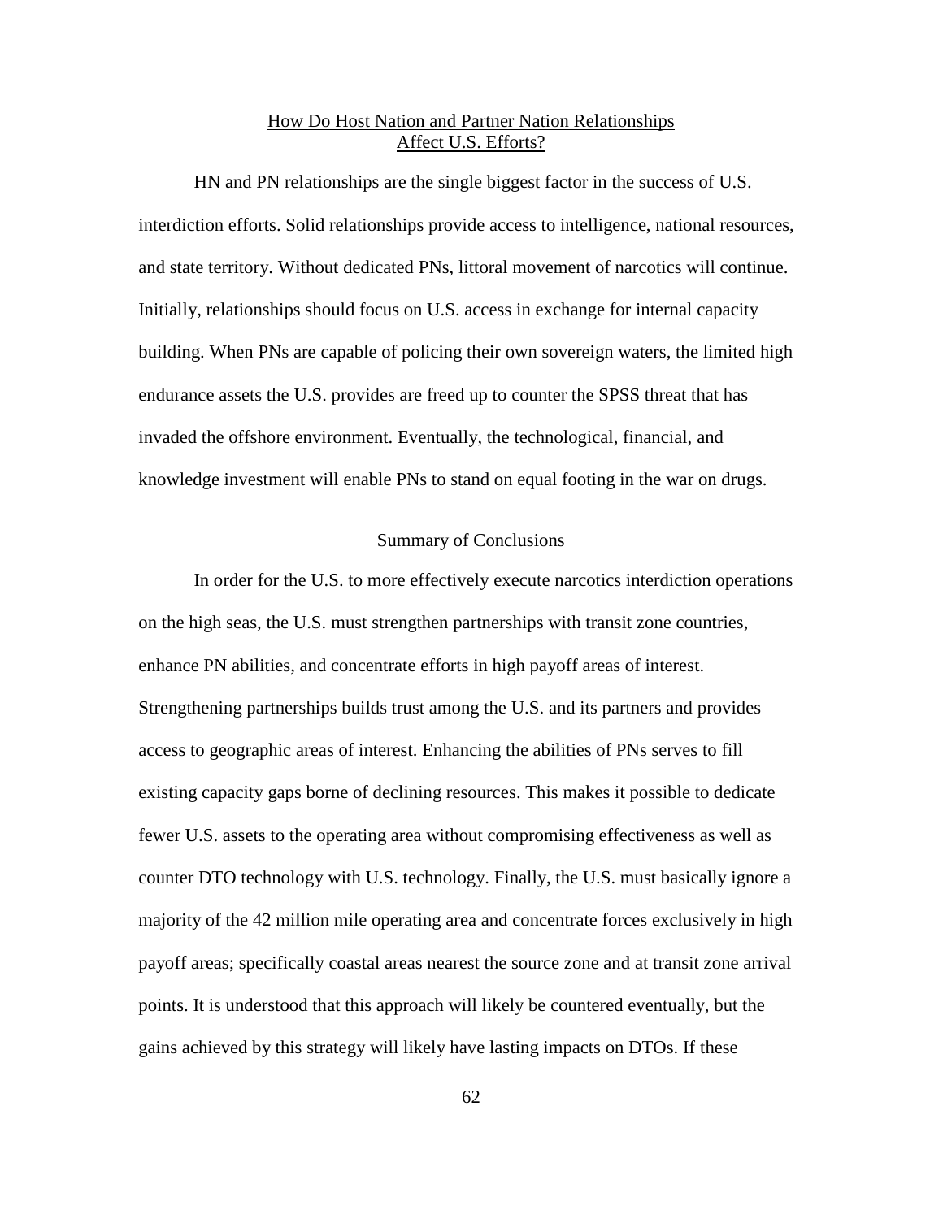## How Do Host Nation and Partner Nation Relationships Affect U.S. Efforts?

HN and PN relationships are the single biggest factor in the success of U.S. interdiction efforts. Solid relationships provide access to intelligence, national resources, and state territory. Without dedicated PNs, littoral movement of narcotics will continue. Initially, relationships should focus on U.S. access in exchange for internal capacity building. When PNs are capable of policing their own sovereign waters, the limited high endurance assets the U.S. provides are freed up to counter the SPSS threat that has invaded the offshore environment. Eventually, the technological, financial, and knowledge investment will enable PNs to stand on equal footing in the war on drugs.

## Summary of Conclusions

In order for the U.S. to more effectively execute narcotics interdiction operations on the high seas, the U.S. must strengthen partnerships with transit zone countries, enhance PN abilities, and concentrate efforts in high payoff areas of interest. Strengthening partnerships builds trust among the U.S. and its partners and provides access to geographic areas of interest. Enhancing the abilities of PNs serves to fill existing capacity gaps borne of declining resources. This makes it possible to dedicate fewer U.S. assets to the operating area without compromising effectiveness as well as counter DTO technology with U.S. technology. Finally, the U.S. must basically ignore a majority of the 42 million mile operating area and concentrate forces exclusively in high payoff areas; specifically coastal areas nearest the source zone and at transit zone arrival points. It is understood that this approach will likely be countered eventually, but the gains achieved by this strategy will likely have lasting impacts on DTOs. If these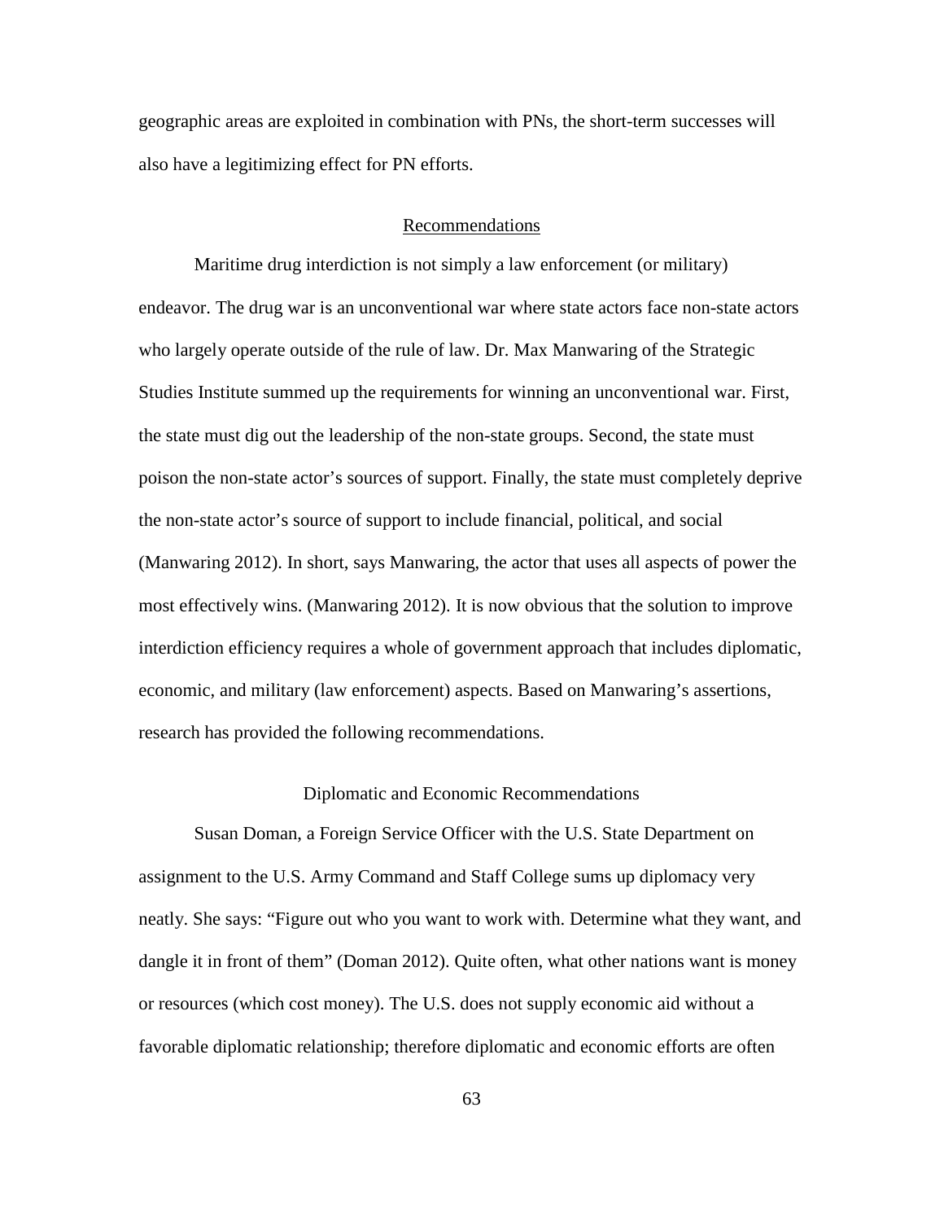geographic areas are exploited in combination with PNs, the short-term successes will also have a legitimizing effect for PN efforts.

## Recommendations

Maritime drug interdiction is not simply a law enforcement (or military) endeavor. The drug war is an unconventional war where state actors face non-state actors who largely operate outside of the rule of law. Dr. Max Manwaring of the Strategic Studies Institute summed up the requirements for winning an unconventional war. First, the state must dig out the leadership of the non-state groups. Second, the state must poison the non-state actor's sources of support. Finally, the state must completely deprive the non-state actor's source of support to include financial, political, and social (Manwaring 2012). In short, says Manwaring, the actor that uses all aspects of power the most effectively wins. (Manwaring 2012). It is now obvious that the solution to improve interdiction efficiency requires a whole of government approach that includes diplomatic, economic, and military (law enforcement) aspects. Based on Manwaring's assertions, research has provided the following recommendations.

### Diplomatic and Economic Recommendations

Susan Doman, a Foreign Service Officer with the U.S. State Department on assignment to the U.S. Army Command and Staff College sums up diplomacy very neatly. She says: "Figure out who you want to work with. Determine what they want, and dangle it in front of them" (Doman 2012). Quite often, what other nations want is money or resources (which cost money). The U.S. does not supply economic aid without a favorable diplomatic relationship; therefore diplomatic and economic efforts are often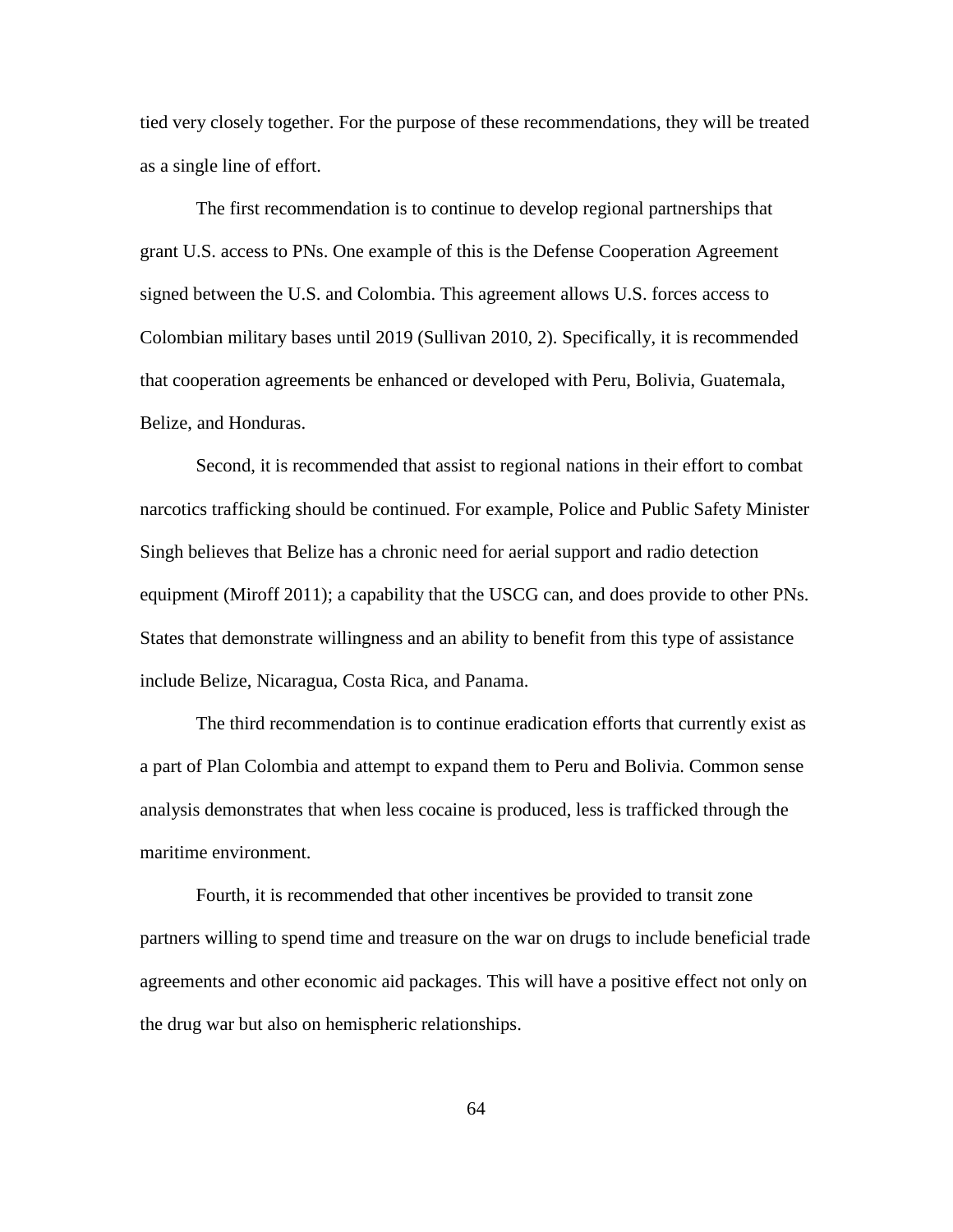tied very closely together. For the purpose of these recommendations, they will be treated as a single line of effort.

The first recommendation is to continue to develop regional partnerships that grant U.S. access to PNs. One example of this is the Defense Cooperation Agreement signed between the U.S. and Colombia. This agreement allows U.S. forces access to Colombian military bases until 2019 (Sullivan 2010, 2). Specifically, it is recommended that cooperation agreements be enhanced or developed with Peru, Bolivia, Guatemala, Belize, and Honduras.

Second, it is recommended that assist to regional nations in their effort to combat narcotics trafficking should be continued. For example, Police and Public Safety Minister Singh believes that Belize has a chronic need for aerial support and radio detection equipment (Miroff 2011); a capability that the USCG can, and does provide to other PNs. States that demonstrate willingness and an ability to benefit from this type of assistance include Belize, Nicaragua, Costa Rica, and Panama.

The third recommendation is to continue eradication efforts that currently exist as a part of Plan Colombia and attempt to expand them to Peru and Bolivia. Common sense analysis demonstrates that when less cocaine is produced, less is trafficked through the maritime environment.

Fourth, it is recommended that other incentives be provided to transit zone partners willing to spend time and treasure on the war on drugs to include beneficial trade agreements and other economic aid packages. This will have a positive effect not only on the drug war but also on hemispheric relationships.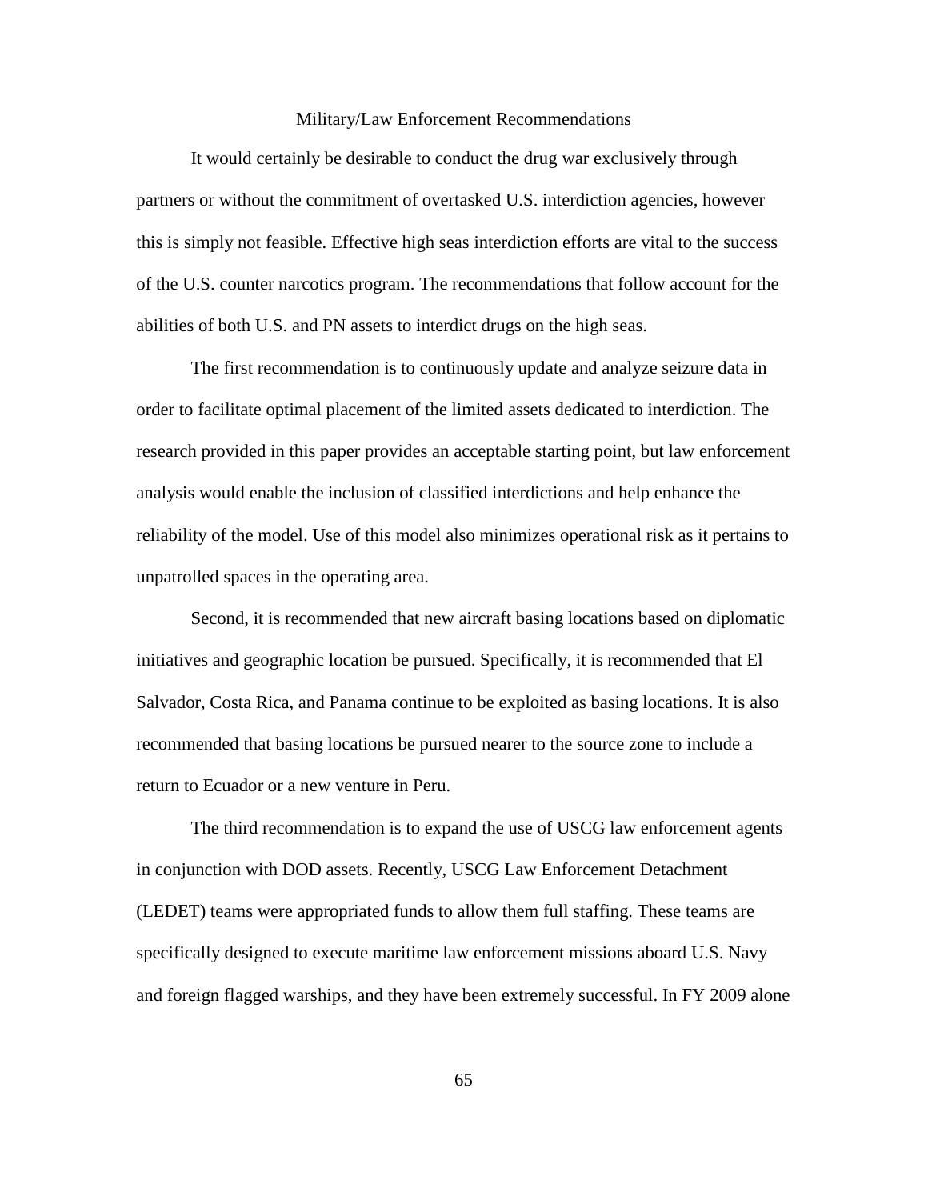## Military/Law Enforcement Recommendations

It would certainly be desirable to conduct the drug war exclusively through partners or without the commitment of overtasked U.S. interdiction agencies, however this is simply not feasible. Effective high seas interdiction efforts are vital to the success of the U.S. counter narcotics program. The recommendations that follow account for the abilities of both U.S. and PN assets to interdict drugs on the high seas.

The first recommendation is to continuously update and analyze seizure data in order to facilitate optimal placement of the limited assets dedicated to interdiction. The research provided in this paper provides an acceptable starting point, but law enforcement analysis would enable the inclusion of classified interdictions and help enhance the reliability of the model. Use of this model also minimizes operational risk as it pertains to unpatrolled spaces in the operating area.

Second, it is recommended that new aircraft basing locations based on diplomatic initiatives and geographic location be pursued. Specifically, it is recommended that El Salvador, Costa Rica, and Panama continue to be exploited as basing locations. It is also recommended that basing locations be pursued nearer to the source zone to include a return to Ecuador or a new venture in Peru.

The third recommendation is to expand the use of USCG law enforcement agents in conjunction with DOD assets. Recently, USCG Law Enforcement Detachment (LEDET) teams were appropriated funds to allow them full staffing. These teams are specifically designed to execute maritime law enforcement missions aboard U.S. Navy and foreign flagged warships, and they have been extremely successful. In FY 2009 alone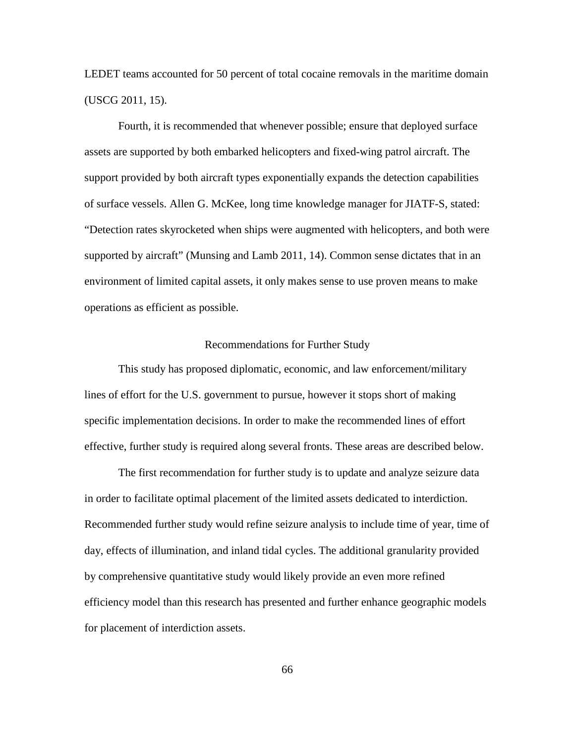LEDET teams accounted for 50 percent of total cocaine removals in the maritime domain (USCG 2011, 15).

Fourth, it is recommended that whenever possible; ensure that deployed surface assets are supported by both embarked helicopters and fixed-wing patrol aircraft. The support provided by both aircraft types exponentially expands the detection capabilities of surface vessels. Allen G. McKee, long time knowledge manager for JIATF-S, stated: "Detection rates skyrocketed when ships were augmented with helicopters, and both were supported by aircraft" (Munsing and Lamb 2011, 14). Common sense dictates that in an environment of limited capital assets, it only makes sense to use proven means to make operations as efficient as possible.

## Recommendations for Further Study

This study has proposed diplomatic, economic, and law enforcement/military lines of effort for the U.S. government to pursue, however it stops short of making specific implementation decisions. In order to make the recommended lines of effort effective, further study is required along several fronts. These areas are described below.

The first recommendation for further study is to update and analyze seizure data in order to facilitate optimal placement of the limited assets dedicated to interdiction. Recommended further study would refine seizure analysis to include time of year, time of day, effects of illumination, and inland tidal cycles. The additional granularity provided by comprehensive quantitative study would likely provide an even more refined efficiency model than this research has presented and further enhance geographic models for placement of interdiction assets.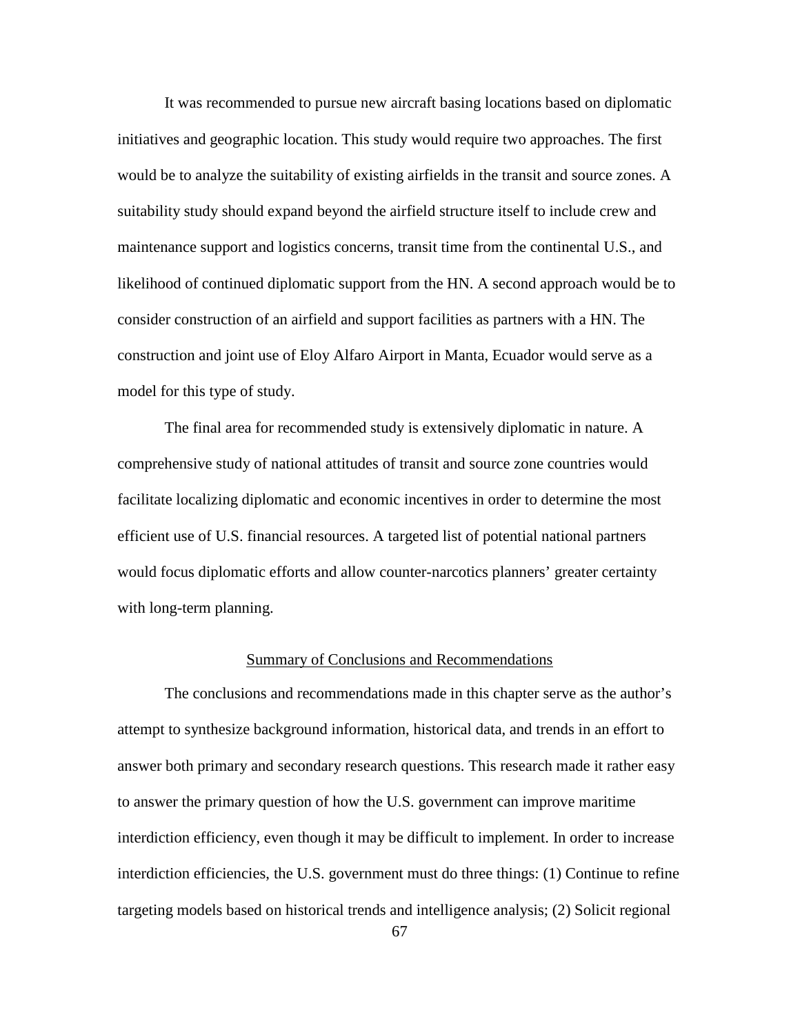It was recommended to pursue new aircraft basing locations based on diplomatic initiatives and geographic location. This study would require two approaches. The first would be to analyze the suitability of existing airfields in the transit and source zones. A suitability study should expand beyond the airfield structure itself to include crew and maintenance support and logistics concerns, transit time from the continental U.S., and likelihood of continued diplomatic support from the HN. A second approach would be to consider construction of an airfield and support facilities as partners with a HN. The construction and joint use of Eloy Alfaro Airport in Manta, Ecuador would serve as a model for this type of study.

The final area for recommended study is extensively diplomatic in nature. A comprehensive study of national attitudes of transit and source zone countries would facilitate localizing diplomatic and economic incentives in order to determine the most efficient use of U.S. financial resources. A targeted list of potential national partners would focus diplomatic efforts and allow counter-narcotics planners' greater certainty with long-term planning.

## Summary of Conclusions and Recommendations

The conclusions and recommendations made in this chapter serve as the author's attempt to synthesize background information, historical data, and trends in an effort to answer both primary and secondary research questions. This research made it rather easy to answer the primary question of how the U.S. government can improve maritime interdiction efficiency, even though it may be difficult to implement. In order to increase interdiction efficiencies, the U.S. government must do three things: (1) Continue to refine targeting models based on historical trends and intelligence analysis; (2) Solicit regional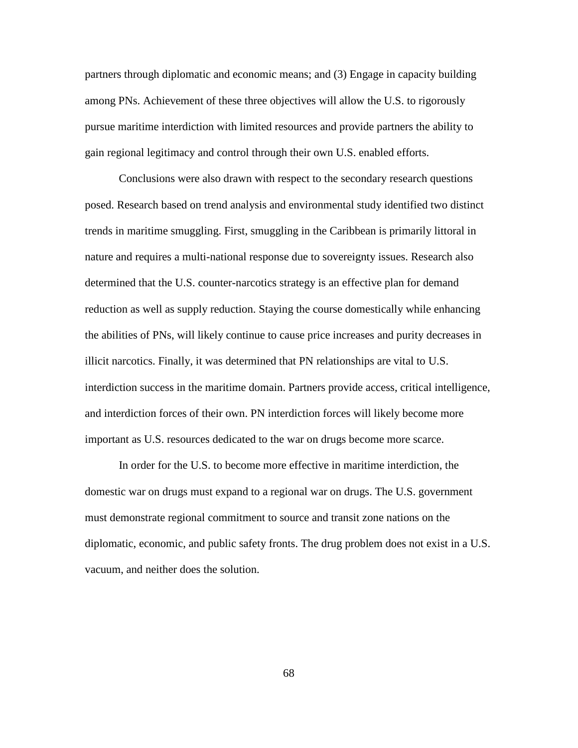partners through diplomatic and economic means; and (3) Engage in capacity building among PNs. Achievement of these three objectives will allow the U.S. to rigorously pursue maritime interdiction with limited resources and provide partners the ability to gain regional legitimacy and control through their own U.S. enabled efforts.

Conclusions were also drawn with respect to the secondary research questions posed. Research based on trend analysis and environmental study identified two distinct trends in maritime smuggling. First, smuggling in the Caribbean is primarily littoral in nature and requires a multi-national response due to sovereignty issues. Research also determined that the U.S. counter-narcotics strategy is an effective plan for demand reduction as well as supply reduction. Staying the course domestically while enhancing the abilities of PNs, will likely continue to cause price increases and purity decreases in illicit narcotics. Finally, it was determined that PN relationships are vital to U.S. interdiction success in the maritime domain. Partners provide access, critical intelligence, and interdiction forces of their own. PN interdiction forces will likely become more important as U.S. resources dedicated to the war on drugs become more scarce.

In order for the U.S. to become more effective in maritime interdiction, the domestic war on drugs must expand to a regional war on drugs. The U.S. government must demonstrate regional commitment to source and transit zone nations on the diplomatic, economic, and public safety fronts. The drug problem does not exist in a U.S. vacuum, and neither does the solution.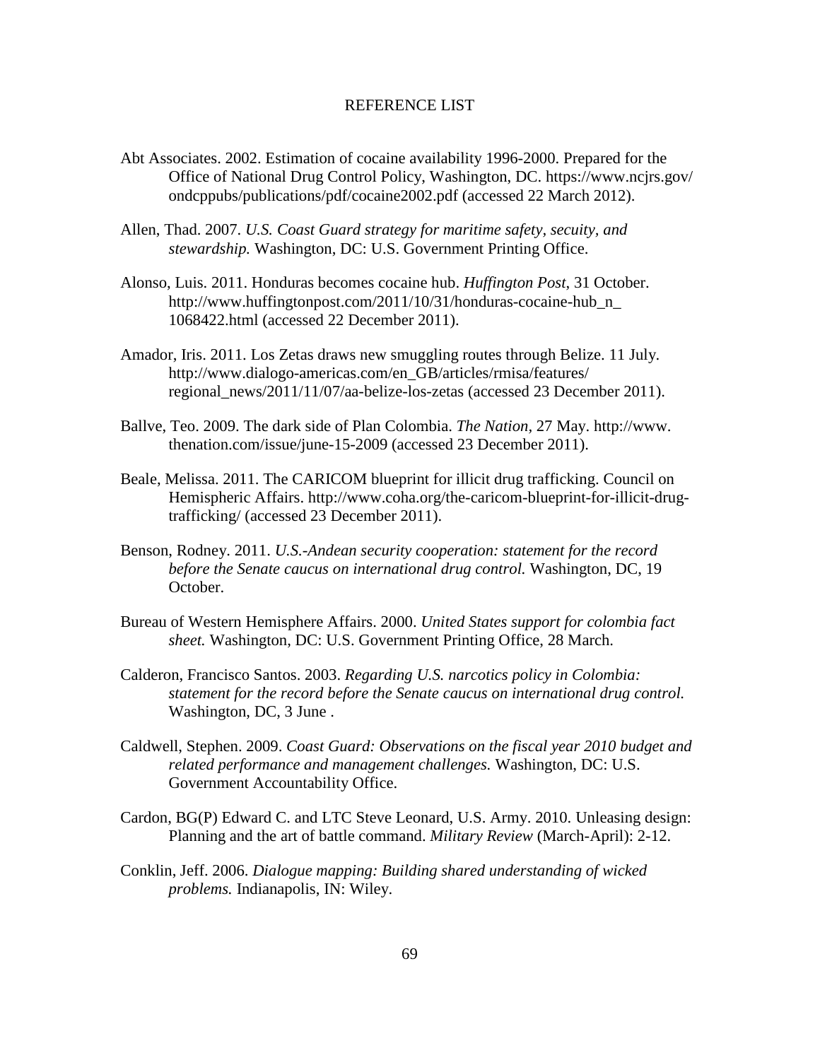# REFERENCE LIST

Abt Associates. 2002. Estimation of cocaine availability 1996-2000. Prepared for the Office of National Drug Control Policy, Washington, DC. https://www.ncjrs.gov/ondcppubs/publications/pdf/cocaine2002.pdf (accessed 22 March 2012).

Allen, Thad. 2007. *U.S. Coast Guard strategy for maritime safety, secuity, and stewardship.* Washington, DC: U.S. Government Printing Office.

Alonso, Luis. 2011. Honduras becomes cocaine hub. *Huffington Post*, 31 October. http://www.huffingtonpost.com/2011/10/31/honduras-cocaine-hub_n_1068422.html (accessed 22 December 2011).

Amador, Iris. 2011. Los Zetas draws new smuggling routes through Belize. 11 July. http://www.dialogo-americas.com/en_GB/articles/rmisa/features/regional_news/2011/11/07/aa-belize-los-zetas (accessed 23 December 2011).

Ballve, Teo. 2009. The dark side of Plan Colombia. *The Nation*, 27 May. http://www.thenation.com/issue/june-15-2009 (accessed 23 December 2011).

Beale, Melissa. 2011. The CARICOM blueprint for illicit drug trafficking. Council on Hemispheric Affairs. http://www.coha.org/the-caricom-blueprint-for-illicit-drug-trafficking/ (accessed 23 December 2011).

Benson, Rodney. 2011. *U.S.-Andean security cooperation: statement for the record before the Senate caucus on international drug control.* Washington, DC, 19 October.

Bureau of Western Hemisphere Affairs. 2000. *United States support for colombia fact sheet.* Washington, DC: U.S. Government Printing Office, 28 March.

Calderon, Francisco Santos. 2003. *Regarding U.S. narcotics policy in Colombia: statement for the record before the Senate caucus on international drug control.* Washington, DC, 3 June .

Caldwell, Stephen. 2009. *Coast Guard: Observations on the fiscal year 2010 budget and related performance and management challenges.* Washington, DC: U.S. Government Accountability Office.

Cardon, BG(P) Edward C. and LTC Steve Leonard, U.S. Army. 2010. Unleasing design: Planning and the art of battle command. *Military Review* (March-April): 2-12.

Conklin, Jeff. 2006. *Dialogue mapping: Building shared understanding of wicked problems.* Indianapolis, IN: Wiley.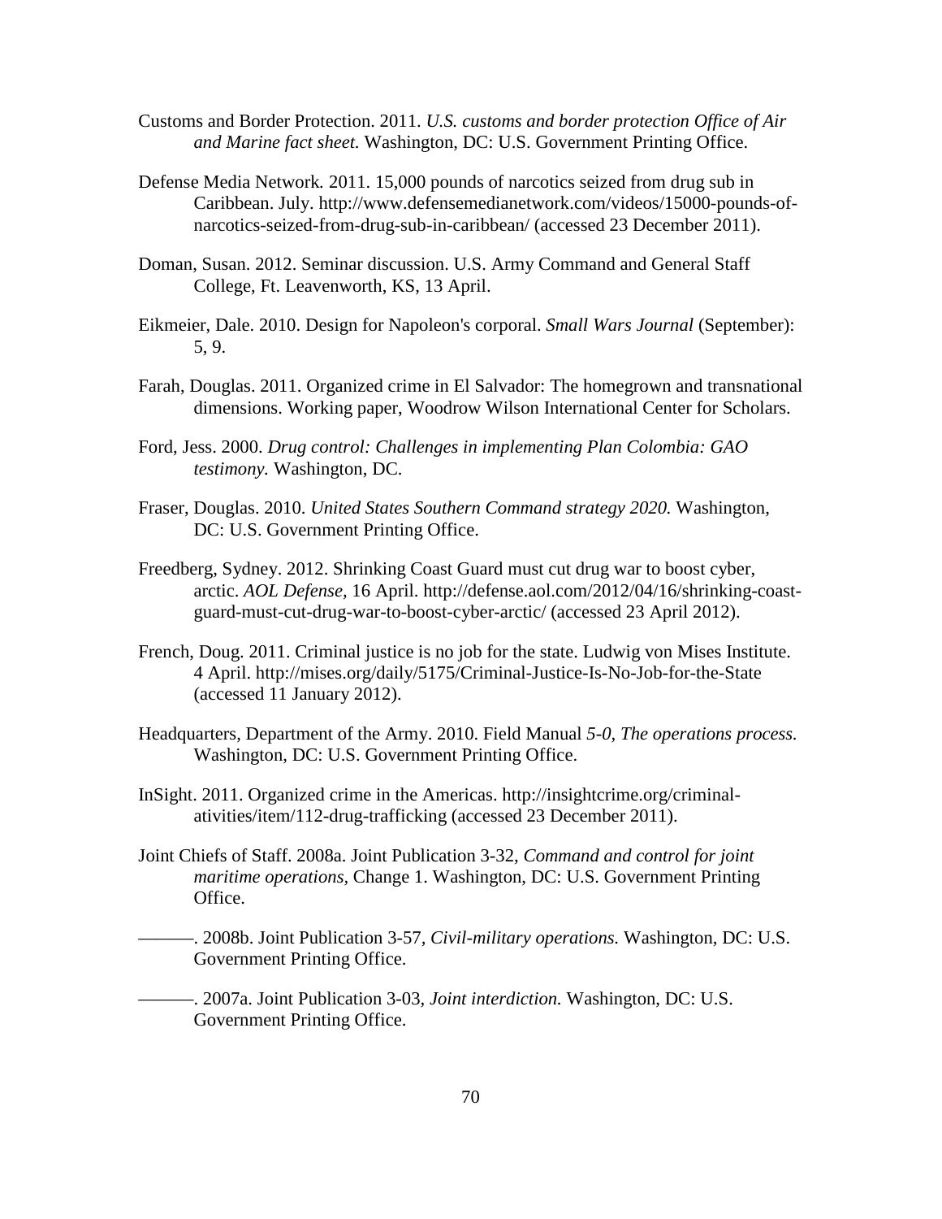Customs and Border Protection. 2011. *U.S. customs and border protection Office of Air and Marine fact sheet.* Washington, DC: U.S. Government Printing Office.

Defense Media Network. 2011. 15,000 pounds of narcotics seized from drug sub in Caribbean. July. http://www.defensemedianetwork.com/videos/15000-pounds-of-narcotics-seized-from-drug-sub-in-caribbean/ (accessed 23 December 2011).

Doman, Susan. 2012. Seminar discussion. U.S. Army Command and General Staff College, Ft. Leavenworth, KS, 13 April.

Eikmeier, Dale. 2010. Design for Napoleon's corporal. *Small Wars Journal* (September): 5, 9.

Farah, Douglas. 2011. Organized crime in El Salvador: The homegrown and transnational dimensions. Working paper, Woodrow Wilson International Center for Scholars.

Ford, Jess. 2000. *Drug control: Challenges in implementing Plan Colombia: GAO testimony.* Washington, DC.

Fraser, Douglas. 2010. *United States Southern Command strategy 2020.* Washington, DC: U.S. Government Printing Office.

Freedberg, Sydney. 2012. Shrinking Coast Guard must cut drug war to boost cyber, arctic. *AOL Defense*, 16 April. http://defense.aol.com/2012/04/16/shrinking-coast-guard-must-cut-drug-war-to-boost-cyber-arctic/ (accessed 23 April 2012).

French, Doug. 2011. Criminal justice is no job for the state. Ludwig von Mises Institute. 4 April. http://mises.org/daily/5175/Criminal-Justice-Is-No-Job-for-the-State (accessed 11 January 2012).

Headquarters, Department of the Army. 2010. Field Manual *5-0, The operations process.* Washington, DC: U.S. Government Printing Office.

InSight. 2011. Organized crime in the Americas. http://insightcrime.org/criminal-ativities/item/112-drug-trafficking (accessed 23 December 2011).

Joint Chiefs of Staff. 2008a. Joint Publication 3-32, *Command and control for joint maritime operations*, Change 1. Washington, DC: U.S. Government Printing Office.

———. 2008b. Joint Publication 3-57, *Civil-military operations.* Washington, DC: U.S. Government Printing Office.

———. 2007a. Joint Publication 3-03, *Joint interdiction.* Washington, DC: U.S. Government Printing Office.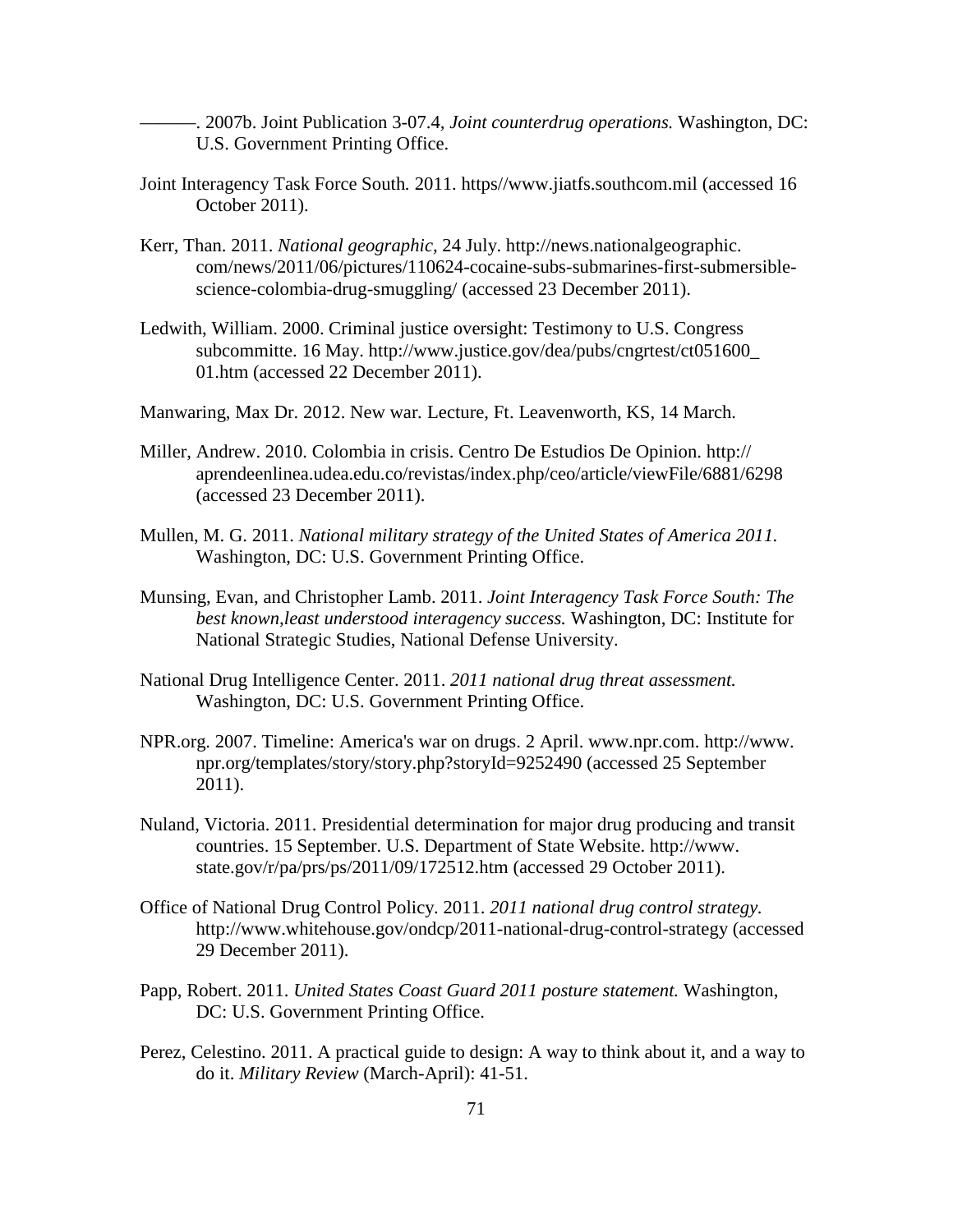———. 2007b. Joint Publication 3-07.4, *Joint counterdrug operations.* Washington, DC: U.S. Government Printing Office.

Joint Interagency Task Force South*.* 2011. https//www.jiatfs.southcom.mil (accessed 16 October 2011).

Kerr, Than. 2011. *National geographic*, 24 July. http://news.nationalgeographic. com/news/2011/06/pictures/110624-cocaine-subs-submarines-first-submersible-science-colombia-drug-smuggling/ (accessed 23 December 2011).

Ledwith, William. 2000. Criminal justice oversight: Testimony to U.S. Congress subcommitte. 16 May. http://www.justice.gov/dea/pubs/cngrtest/ct051600_ 01.htm (accessed 22 December 2011).

Manwaring, Max Dr. 2012. New war*.* Lecture, Ft. Leavenworth, KS, 14 March.

Miller, Andrew. 2010. Colombia in crisis. Centro De Estudios De Opinion. http:// aprendeenlinea.udea.edu.co/revistas/index.php/ceo/article/viewFile/6881/6298 (accessed 23 December 2011).

Mullen, M. G. 2011. *National military strategy of the United States of America 2011.* Washington, DC: U.S. Government Printing Office.

Munsing, Evan, and Christopher Lamb. 2011. *Joint Interagency Task Force South: The best known,least understood interagency success.* Washington, DC: Institute for National Strategic Studies, National Defense University.

National Drug Intelligence Center. 2011. *2011 national drug threat assessment.* Washington, DC: U.S. Government Printing Office.

NPR.org. 2007. Timeline: America's war on drugs. 2 April. www.npr.com. http://www. npr.org/templates/story/story.php?storyId=9252490 (accessed 25 September 2011).

Nuland, Victoria. 2011. Presidential determination for major drug producing and transit countries. 15 September. U.S. Department of State Website. http://www. state.gov/r/pa/prs/ps/2011/09/172512.htm (accessed 29 October 2011).

Office of National Drug Control Policy. 2011. *2011 national drug control strategy.* http://www.whitehouse.gov/ondcp/2011-national-drug-control-strategy (accessed 29 December 2011).

Papp, Robert. 2011. *United States Coast Guard 2011 posture statement.* Washington, DC: U.S. Government Printing Office.

Perez, Celestino. 2011. A practical guide to design: A way to think about it, and a way to do it. *Military Review* (March-April): 41-51.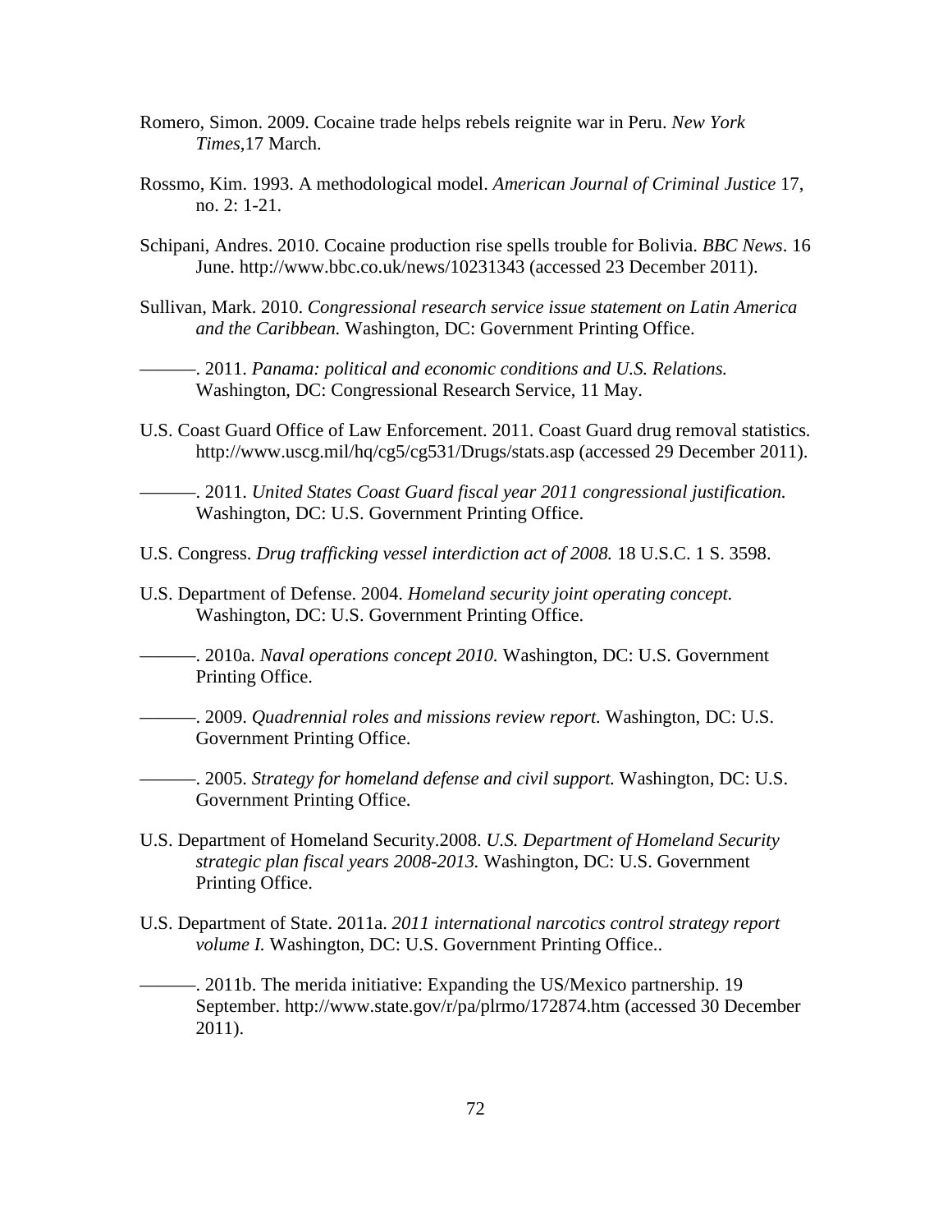Romero, Simon. 2009. Cocaine trade helps rebels reignite war in Peru. *New York Times*,17 March.

Rossmo, Kim. 1993. A methodological model. *American Journal of Criminal Justice* 17, no. 2: 1-21.

Schipani, Andres. 2010. Cocaine production rise spells trouble for Bolivia. *BBC News*. 16 June. http://www.bbc.co.uk/news/10231343 (accessed 23 December 2011).

Sullivan, Mark. 2010. *Congressional research service issue statement on Latin America and the Caribbean.* Washington, DC: Government Printing Office.

———. 2011. *Panama: political and economic conditions and U.S. Relations.* Washington, DC: Congressional Research Service, 11 May.

U.S. Coast Guard Office of Law Enforcement. 2011. Coast Guard drug removal statistics. http://www.uscg.mil/hq/cg5/cg531/Drugs/stats.asp (accessed 29 December 2011).

———. 2011. *United States Coast Guard fiscal year 2011 congressional justification.* Washington, DC: U.S. Government Printing Office.

U.S. Congress. *Drug trafficking vessel interdiction act of 2008.* 18 U.S.C. 1 S. 3598.

U.S. Department of Defense. 2004. *Homeland security joint operating concept.* Washington, DC: U.S. Government Printing Office.

———. 2010a. *Naval operations concept 2010.* Washington, DC: U.S. Government Printing Office.

———. 2009. *Quadrennial roles and missions review report.* Washington, DC: U.S. Government Printing Office.

———. 2005. *Strategy for homeland defense and civil support.* Washington, DC: U.S. Government Printing Office.

U.S. Department of Homeland Security.2008. *U.S. Department of Homeland Security strategic plan fiscal years 2008-2013.* Washington, DC: U.S. Government Printing Office.

U.S. Department of State. 2011a. *2011 international narcotics control strategy report volume I.* Washington, DC: U.S. Government Printing Office..

———. 2011b. The merida initiative: Expanding the US/Mexico partnership. 19 September. http://www.state.gov/r/pa/plrmo/172874.htm (accessed 30 December 2011).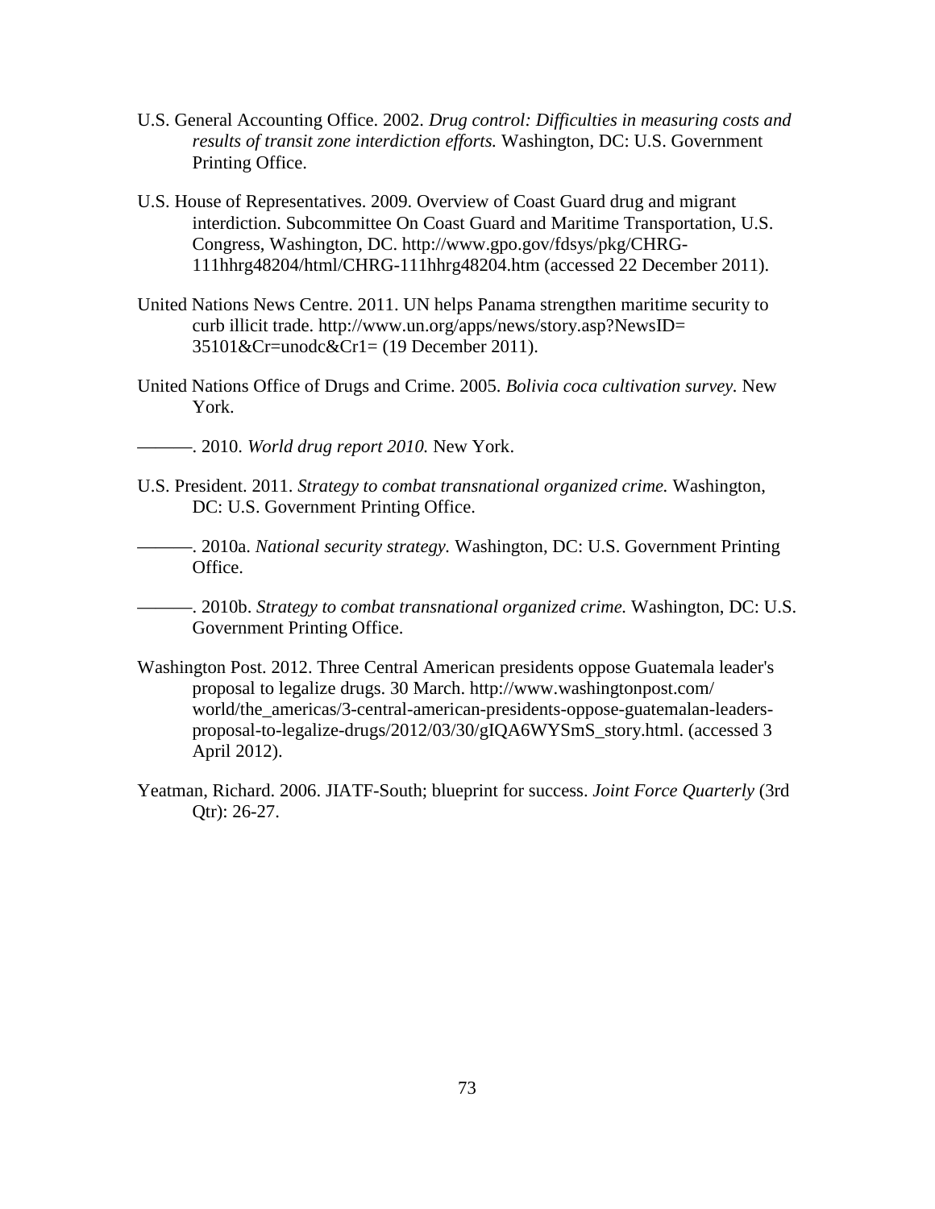U.S. General Accounting Office. 2002. *Drug control: Difficulties in measuring costs and results of transit zone interdiction efforts.* Washington, DC: U.S. Government Printing Office.

U.S. House of Representatives. 2009. Overview of Coast Guard drug and migrant interdiction. Subcommittee On Coast Guard and Maritime Transportation, U.S. Congress, Washington, DC. http://www.gpo.gov/fdsys/pkg/CHRG-111hhrg48204/html/CHRG-111hhrg48204.htm (accessed 22 December 2011).

United Nations News Centre. 2011. UN helps Panama strengthen maritime security to curb illicit trade. http://www.un.org/apps/news/story.asp?NewsID=35101&Cr=unodc&Cr1= (19 December 2011).

United Nations Office of Drugs and Crime. 2005. *Bolivia coca cultivation survey.* New York.

———. 2010. *World drug report 2010.* New York.

U.S. President. 2011. *Strategy to combat transnational organized crime.* Washington, DC: U.S. Government Printing Office.

———. 2010a. *National security strategy.* Washington, DC: U.S. Government Printing Office.

———. 2010b. *Strategy to combat transnational organized crime.* Washington, DC: U.S. Government Printing Office.

Washington Post. 2012. Three Central American presidents oppose Guatemala leader's proposal to legalize drugs. 30 March. http://www.washingtonpost.com/world/the_americas/3-central-american-presidents-oppose-guatemalan-leaders-proposal-to-legalize-drugs/2012/03/30/gIQA6WYSmS_story.html. (accessed 3 April 2012).

Yeatman, Richard. 2006. JIATF-South; blueprint for success. *Joint Force Quarterly* (3rd Qtr): 26-27.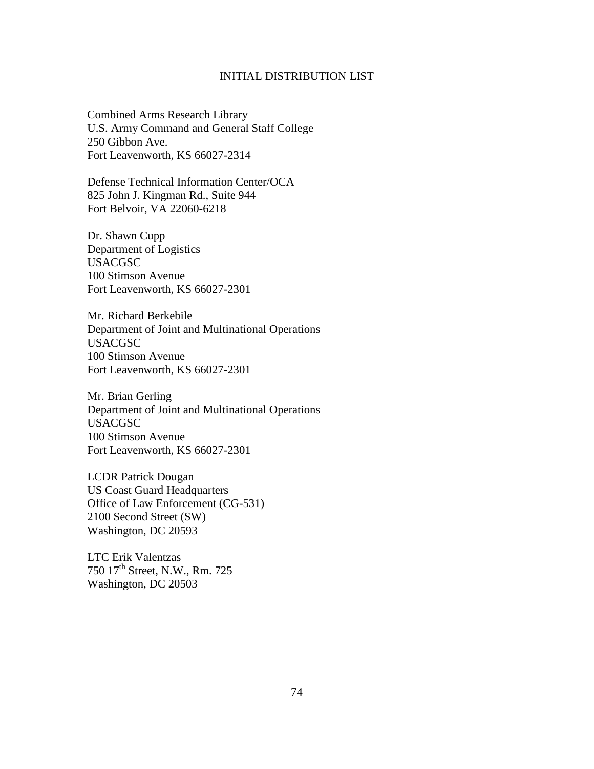# INITIAL DISTRIBUTION LIST

Combined Arms Research Library
U.S. Army Command and General Staff College
250 Gibbon Ave.
Fort Leavenworth, KS 66027-2314

Defense Technical Information Center/OCA
825 John J. Kingman Rd., Suite 944
Fort Belvoir, VA 22060-6218

Dr. Shawn Cupp
Department of Logistics
USACGSC
100 Stimson Avenue
Fort Leavenworth, KS 66027-2301

Mr. Richard Berkebile
Department of Joint and Multinational Operations
USACGSC
100 Stimson Avenue
Fort Leavenworth, KS 66027-2301

Mr. Brian Gerling
Department of Joint and Multinational Operations
USACGSC
100 Stimson Avenue
Fort Leavenworth, KS 66027-2301

LCDR Patrick Dougan
US Coast Guard Headquarters
Office of Law Enforcement (CG-531)
2100 Second Street (SW)
Washington, DC 20593

LTC Erik Valentzas
750 17th Street, N.W., Rm. 725
Washington, DC 20503